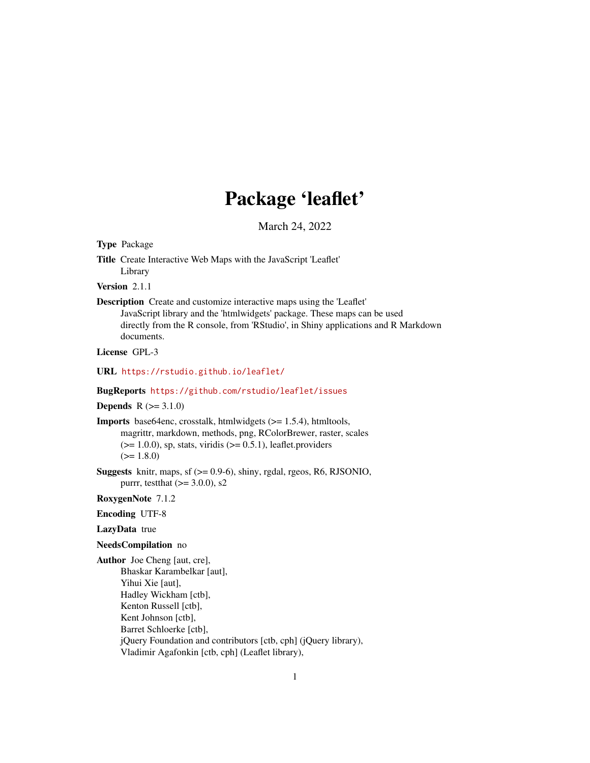# Package ‘leaflet’

March 24, 2022

**Type** Package

**Title** Create Interactive Web Maps with the JavaScript 'Leaflet' Library

**Version** 2.1.1

**Description** Create and customize interactive maps using the 'Leaflet' JavaScript library and the 'htmlwidgets' package. These maps can be used directly from the R console, from 'RStudio', in Shiny applications and R Markdown documents.

**License** GPL-3

**URL** https://rstudio.github.io/leaflet/

**BugReports** https://github.com/rstudio/leaflet/issues

**Depends** R (>= 3.1.0)

**Imports** base64enc, crosstalk, htmlwidgets (>= 1.5.4), htmltools, magrittr, markdown, methods, png, RColorBrewer, raster, scales (>= 1.0.0), sp, stats, viridis (>= 0.5.1), leaflet.providers (>= 1.8.0)

**Suggests** knitr, maps, sf (>= 0.9-6), shiny, rgdal, rgeos, R6, RJSONIO, purrr, testthat (>= 3.0.0), s2

**RoxygenNote** 7.1.2

**Encoding** UTF-8

**LazyData** true

**NeedsCompilation** no

**Author** Joe Cheng [aut, cre],
Bhaskar Karambelkar [aut],
Yihui Xie [aut],
Hadley Wickham [ctb],
Kenton Russell [ctb],
Kent Johnson [ctb],
Barret Schloerke [ctb],
jQuery Foundation and contributors [ctb, cph] (jQuery library),
Vladimir Agafonkin [ctb, cph] (Leaflet library),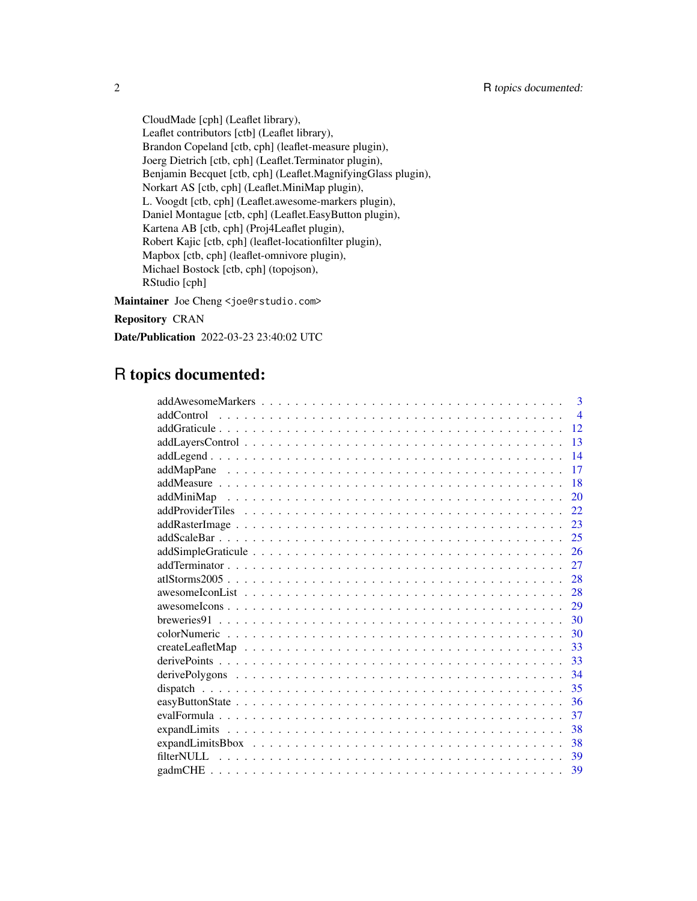CloudMade [cph] (Leaflet library),
Leaflet contributors [ctb] (Leaflet library),
Brandon Copeland [ctb, cph] (leaflet-measure plugin),
Joerg Dietrich [ctb, cph] (Leaflet.Terminator plugin),
Benjamin Becquet [ctb, cph] (Leaflet.MagnifyingGlass plugin),
Norkart AS [ctb, cph] (Leaflet.MiniMap plugin),
L. Voogdt [ctb, cph] (Leaflet.awesome-markers plugin),
Daniel Montague [ctb, cph] (Leaflet.EasyButton plugin),
Kartena AB [ctb, cph] (Proj4Leaflet plugin),
Robert Kajic [ctb, cph] (leaflet-locationfilter plugin),
Mapbox [ctb, cph] (leaflet-omnivore plugin),
Michael Bostock [ctb, cph] (topojson),
RStudio [cph]

**Maintainer** Joe Cheng <joe@rstudio.com>

**Repository** CRAN

**Date/Publication** 2022-03-23 23:40:02 UTC

# R topics documented:

addAwesomeMarkers . . . . . . . . . . . . 3
addControl . . . . . . . . . . . . 4
addGraticule . . . . . . . . . . . . 12
addLayersControl . . . . . . . . . . . . 13
addLegend . . . . . . . . . . . . 14
addMapPane . . . . . . . . . . . . 17
addMeasure . . . . . . . . . . . . 18
addMiniMap . . . . . . . . . . . . 20
addProviderTiles . . . . . . . . . . . . 22
addRasterImage . . . . . . . . . . . . 23
addScaleBar . . . . . . . . . . . . 25
addSimpleGraticule . . . . . . . . . . . . 26
addTerminator . . . . . . . . . . . . 27
atlStorms2005 . . . . . . . . . . . . 28
awesomeIconList . . . . . . . . . . . . 28
awesomeIcons . . . . . . . . . . . . 29
breweries91 . . . . . . . . . . . . 30
colorNumeric . . . . . . . . . . . . 30
createLeafletMap . . . . . . . . . . . . 33
derivePoints . . . . . . . . . . . . 33
derivePolygons . . . . . . . . . . . . 34
dispatch . . . . . . . . . . . . 35
easyButtonState . . . . . . . . . . . . 36
evalFormula . . . . . . . . . . . . 37
expandLimits . . . . . . . . . . . . 38
expandLimitsBbox . . . . . . . . . . . . 38
filterNULL . . . . . . . . . . . . 39
gadmCHE . . . . . . . . . . . . 39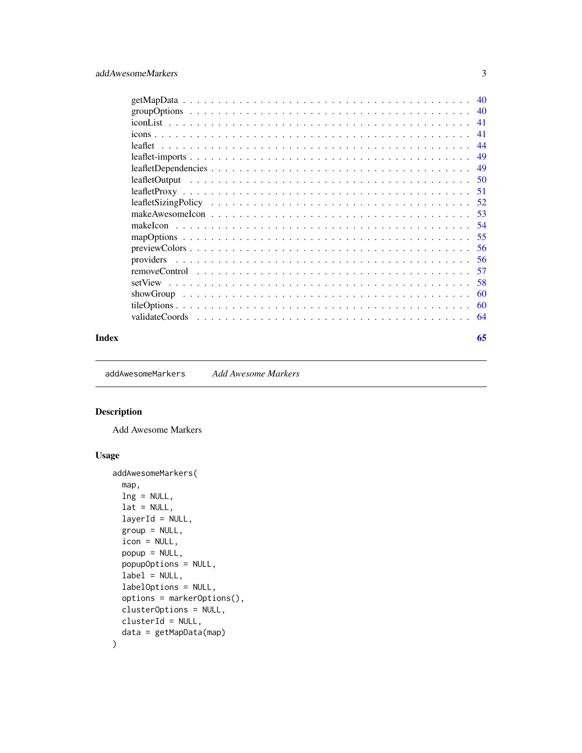getMapData . . . . . . . . . . . . . . . . . . . . . . . . . . . . . . . . . . . . . . 40
groupOptions . . . . . . . . . . . . . . . . . . . . . . . . . . . . . . . . . . . . . 40
iconList . . . . . . . . . . . . . . . . . . . . . . . . . . . . . . . . . . . . . . . 41
icons . . . . . . . . . . . . . . . . . . . . . . . . . . . . . . . . . . . . . . . . 41
leaflet . . . . . . . . . . . . . . . . . . . . . . . . . . . . . . . . . . . . . . . 44
leaflet-imports . . . . . . . . . . . . . . . . . . . . . . . . . . . . . . . . . . . 49
leafletDependencies . . . . . . . . . . . . . . . . . . . . . . . . . . . . . . . . . 49
leafletOutput . . . . . . . . . . . . . . . . . . . . . . . . . . . . . . . . . . . . 50
leafletProxy . . . . . . . . . . . . . . . . . . . . . . . . . . . . . . . . . . . . 51
leafletSizingPolicy . . . . . . . . . . . . . . . . . . . . . . . . . . . . . . . . . 52
makeAwesomeIcon . . . . . . . . . . . . . . . . . . . . . . . . . . . . . . . . . . 53
makeIcon . . . . . . . . . . . . . . . . . . . . . . . . . . . . . . . . . . . . . . 54
mapOptions . . . . . . . . . . . . . . . . . . . . . . . . . . . . . . . . . . . . . 55
previewColors . . . . . . . . . . . . . . . . . . . . . . . . . . . . . . . . . . . . 56
providers . . . . . . . . . . . . . . . . . . . . . . . . . . . . . . . . . . . . . . 56
removeControl . . . . . . . . . . . . . . . . . . . . . . . . . . . . . . . . . . . . 57
setView . . . . . . . . . . . . . . . . . . . . . . . . . . . . . . . . . . . . . . . 58
showGroup . . . . . . . . . . . . . . . . . . . . . . . . . . . . . . . . . . . . . . 60
tileOptions . . . . . . . . . . . . . . . . . . . . . . . . . . . . . . . . . . . . . 60
validateCoords . . . . . . . . . . . . . . . . . . . . . . . . . . . . . . . . . . . . 64

**Index** **65**

---

`addAwesomeMarkers` *Add Awesome Markers*

---

### Description

Add Awesome Markers

### Usage

```
addAwesomeMarkers(
  map,
  lng = NULL,
  lat = NULL,
  layerId = NULL,
  group = NULL,
  icon = NULL,
  popup = NULL,
  popupOptions = NULL,
  label = NULL,
  labelOptions = NULL,
  options = markerOptions(),
  clusterOptions = NULL,
  clusterId = NULL,
  data = getMapData(map)
)
```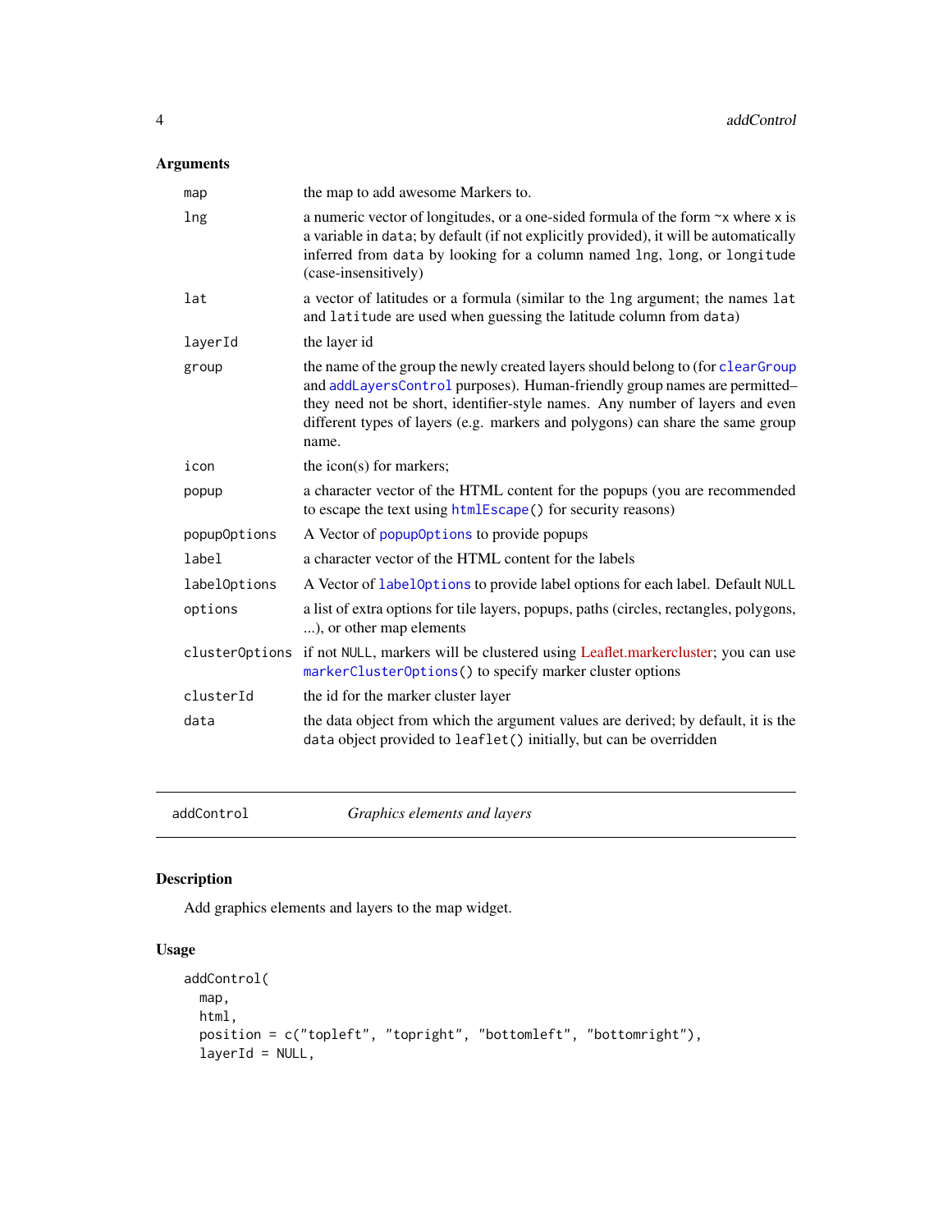## Arguments

| | |
|---|---|
| map | the map to add awesome Markers to. |
| lng | a numeric vector of longitudes, or a one-sided formula of the form ~x where x is a variable in data; by default (if not explicitly provided), it will be automatically inferred from data by looking for a column named lng, long, or longitude (case-insensitively) |
| lat | a vector of latitudes or a formula (similar to the lng argument; the names lat and latitude are used when guessing the latitude column from data) |
| layerId | the layer id |
| group | the name of the group the newly created layers should belong to (for clearGroup and addLayersControl purposes). Human-friendly group names are permitted–they need not be short, identifier-style names. Any number of layers and even different types of layers (e.g. markers and polygons) can share the same group name. |
| icon | the icon(s) for markers; |
| popup | a character vector of the HTML content for the popups (you are recommended to escape the text using htmlEscape() for security reasons) |
| popupOptions | A Vector of popupOptions to provide popups |
| label | a character vector of the HTML content for the labels |
| labelOptions | A Vector of labelOptions to provide label options for each label. Default NULL |
| options | a list of extra options for tile layers, popups, paths (circles, rectangles, polygons, ...), or other map elements |
| clusterOptions | if not NULL, markers will be clustered using Leaflet.markercluster; you can use markerClusterOptions() to specify marker cluster options |
| clusterId | the id for the marker cluster layer |
| data | the data object from which the argument values are derived; by default, it is the data object provided to leaflet() initially, but can be overridden |

---

addControl *Graphics elements and layers*

---

## Description

Add graphics elements and layers to the map widget.

## Usage

```
addControl(
  map,
  html,
  position = c("topleft", "topright", "bottomleft", "bottomright"),
  layerId = NULL,
```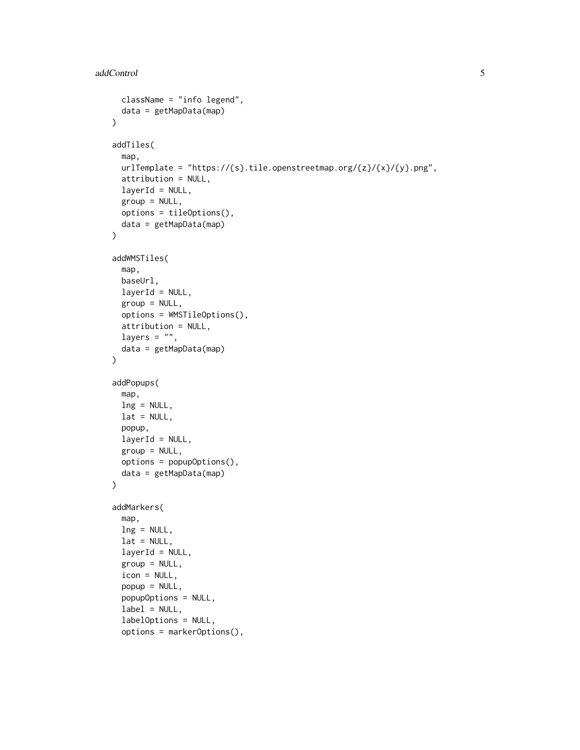```
  className = "info legend",
  data = getMapData(map)
)

addTiles(
  map,
  urlTemplate = "https://{s}.tile.openstreetmap.org/{z}/{x}/{y}.png",
  attribution = NULL,
  layerId = NULL,
  group = NULL,
  options = tileOptions(),
  data = getMapData(map)
)

addWMSTiles(
  map,
  baseUrl,
  layerId = NULL,
  group = NULL,
  options = WMSTileOptions(),
  attribution = NULL,
  layers = "",
  data = getMapData(map)
)

addPopups(
  map,
  lng = NULL,
  lat = NULL,
  popup,
  layerId = NULL,
  group = NULL,
  options = popupOptions(),
  data = getMapData(map)
)

addMarkers(
  map,
  lng = NULL,
  lat = NULL,
  layerId = NULL,
  group = NULL,
  icon = NULL,
  popup = NULL,
  popupOptions = NULL,
  label = NULL,
  labelOptions = NULL,
  options = markerOptions(),
```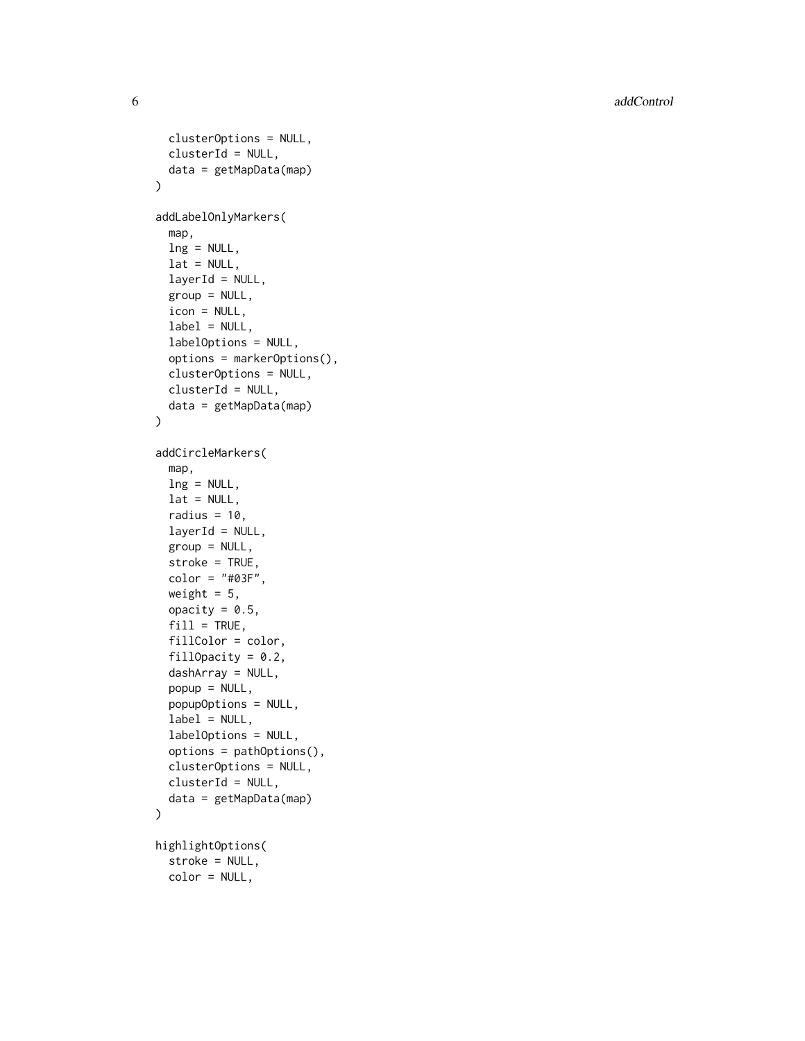```
  clusterOptions = NULL,
  clusterId = NULL,
  data = getMapData(map)
)

addLabelOnlyMarkers(
  map,
  lng = NULL,
  lat = NULL,
  layerId = NULL,
  group = NULL,
  icon = NULL,
  label = NULL,
  labelOptions = NULL,
  options = markerOptions(),
  clusterOptions = NULL,
  clusterId = NULL,
  data = getMapData(map)
)

addCircleMarkers(
  map,
  lng = NULL,
  lat = NULL,
  radius = 10,
  layerId = NULL,
  group = NULL,
  stroke = TRUE,
  color = "#03F",
  weight = 5,
  opacity = 0.5,
  fill = TRUE,
  fillColor = color,
  fillOpacity = 0.2,
  dashArray = NULL,
  popup = NULL,
  popupOptions = NULL,
  label = NULL,
  labelOptions = NULL,
  options = pathOptions(),
  clusterOptions = NULL,
  clusterId = NULL,
  data = getMapData(map)
)

highlightOptions(
  stroke = NULL,
  color = NULL,
```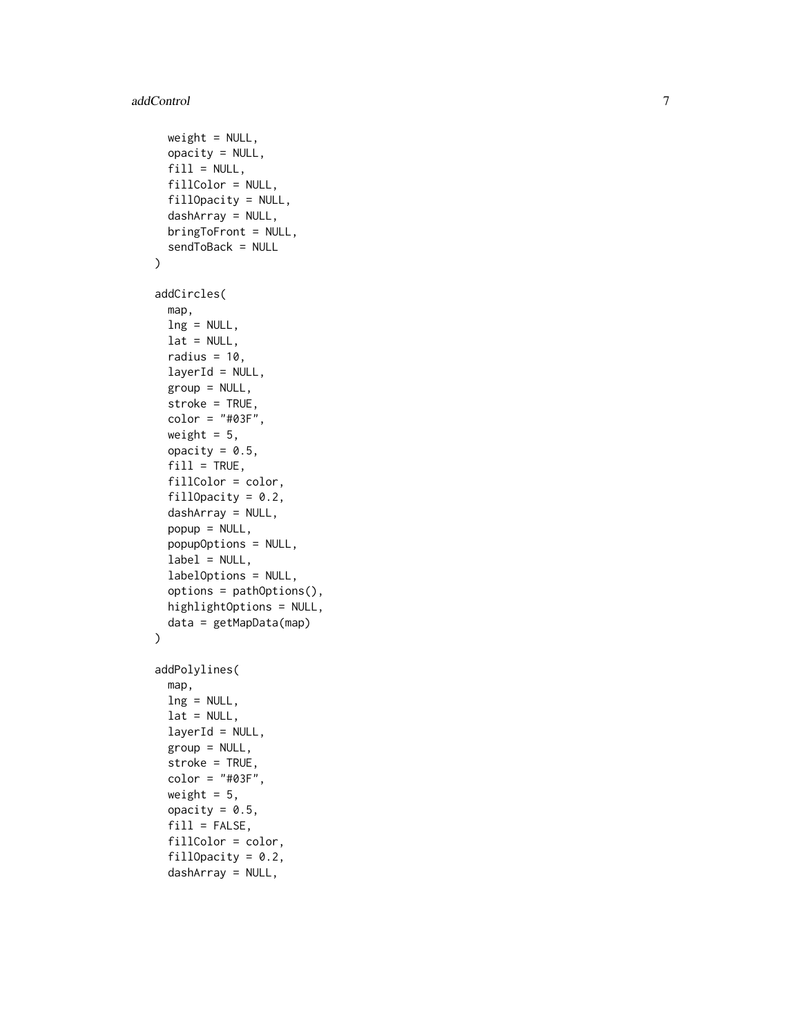```
    weight = NULL,
    opacity = NULL,
    fill = NULL,
    fillColor = NULL,
    fillOpacity = NULL,
    dashArray = NULL,
    bringToFront = NULL,
    sendToBack = NULL
  )

  addCircles(
    map,
    lng = NULL,
    lat = NULL,
    radius = 10,
    layerId = NULL,
    group = NULL,
    stroke = TRUE,
    color = "#03F",
    weight = 5,
    opacity = 0.5,
    fill = TRUE,
    fillColor = color,
    fillOpacity = 0.2,
    dashArray = NULL,
    popup = NULL,
    popupOptions = NULL,
    label = NULL,
    labelOptions = NULL,
    options = pathOptions(),
    highlightOptions = NULL,
    data = getMapData(map)
  )

  addPolylines(
    map,
    lng = NULL,
    lat = NULL,
    layerId = NULL,
    group = NULL,
    stroke = TRUE,
    color = "#03F",
    weight = 5,
    opacity = 0.5,
    fill = FALSE,
    fillColor = color,
    fillOpacity = 0.2,
    dashArray = NULL,
```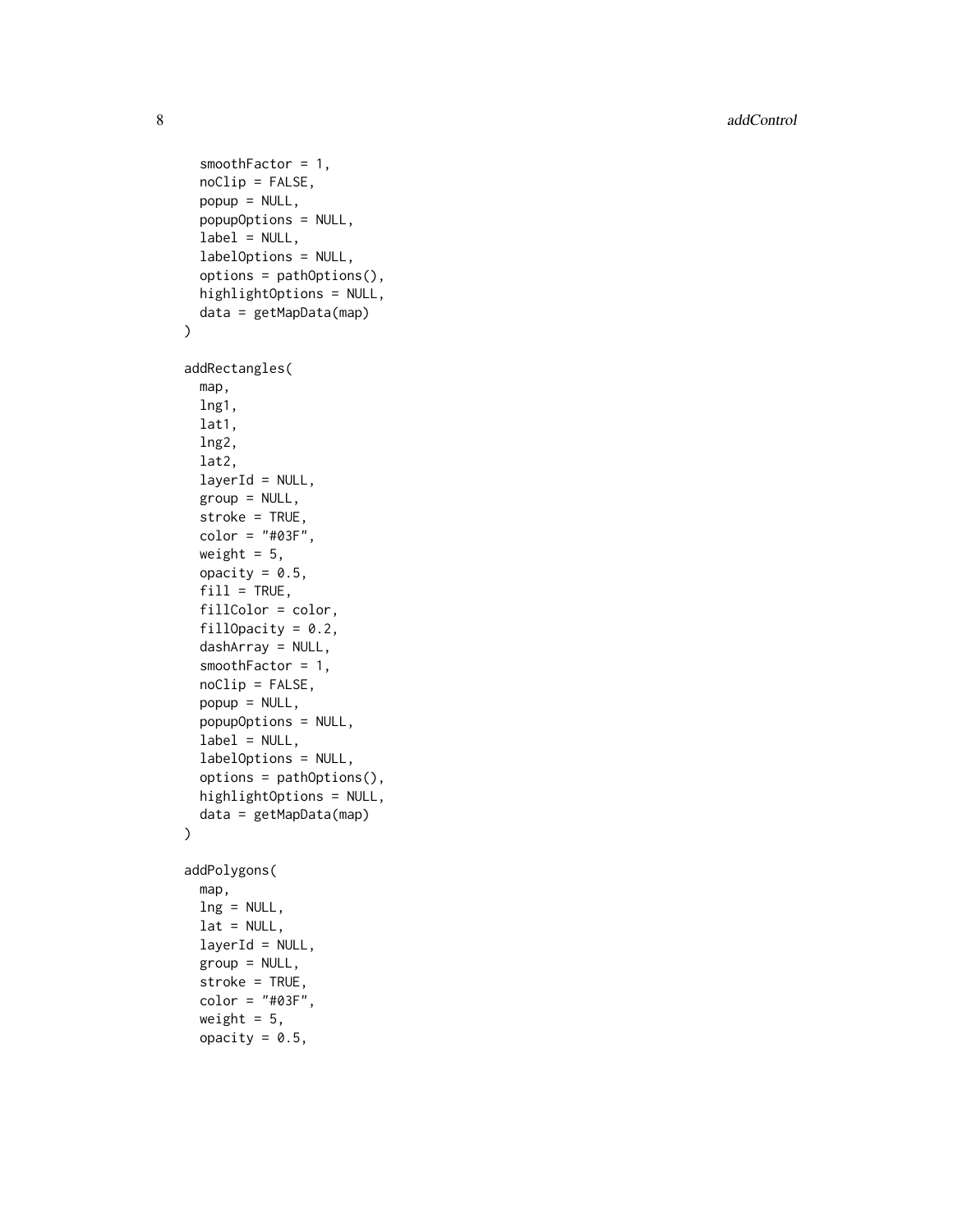```
  smoothFactor = 1,
  noClip = FALSE,
  popup = NULL,
  popupOptions = NULL,
  label = NULL,
  labelOptions = NULL,
  options = pathOptions(),
  highlightOptions = NULL,
  data = getMapData(map)
)

addRectangles(
  map,
  lng1,
  lat1,
  lng2,
  lat2,
  layerId = NULL,
  group = NULL,
  stroke = TRUE,
  color = "#03F",
  weight = 5,
  opacity = 0.5,
  fill = TRUE,
  fillColor = color,
  fillOpacity = 0.2,
  dashArray = NULL,
  smoothFactor = 1,
  noClip = FALSE,
  popup = NULL,
  popupOptions = NULL,
  label = NULL,
  labelOptions = NULL,
  options = pathOptions(),
  highlightOptions = NULL,
  data = getMapData(map)
)

addPolygons(
  map,
  lng = NULL,
  lat = NULL,
  layerId = NULL,
  group = NULL,
  stroke = TRUE,
  color = "#03F",
  weight = 5,
  opacity = 0.5,
```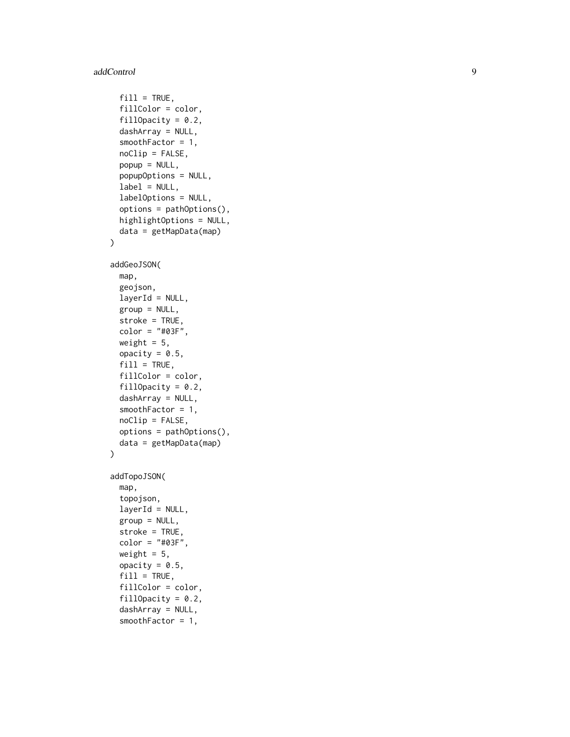```
  fill = TRUE,
  fillColor = color,
  fillOpacity = 0.2,
  dashArray = NULL,
  smoothFactor = 1,
  noClip = FALSE,
  popup = NULL,
  popupOptions = NULL,
  label = NULL,
  labelOptions = NULL,
  options = pathOptions(),
  highlightOptions = NULL,
  data = getMapData(map)
)

addGeoJSON(
  map,
  geojson,
  layerId = NULL,
  group = NULL,
  stroke = TRUE,
  color = "#03F",
  weight = 5,
  opacity = 0.5,
  fill = TRUE,
  fillColor = color,
  fillOpacity = 0.2,
  dashArray = NULL,
  smoothFactor = 1,
  noClip = FALSE,
  options = pathOptions(),
  data = getMapData(map)
)

addTopoJSON(
  map,
  topojson,
  layerId = NULL,
  group = NULL,
  stroke = TRUE,
  color = "#03F",
  weight = 5,
  opacity = 0.5,
  fill = TRUE,
  fillColor = color,
  fillOpacity = 0.2,
  dashArray = NULL,
  smoothFactor = 1,
```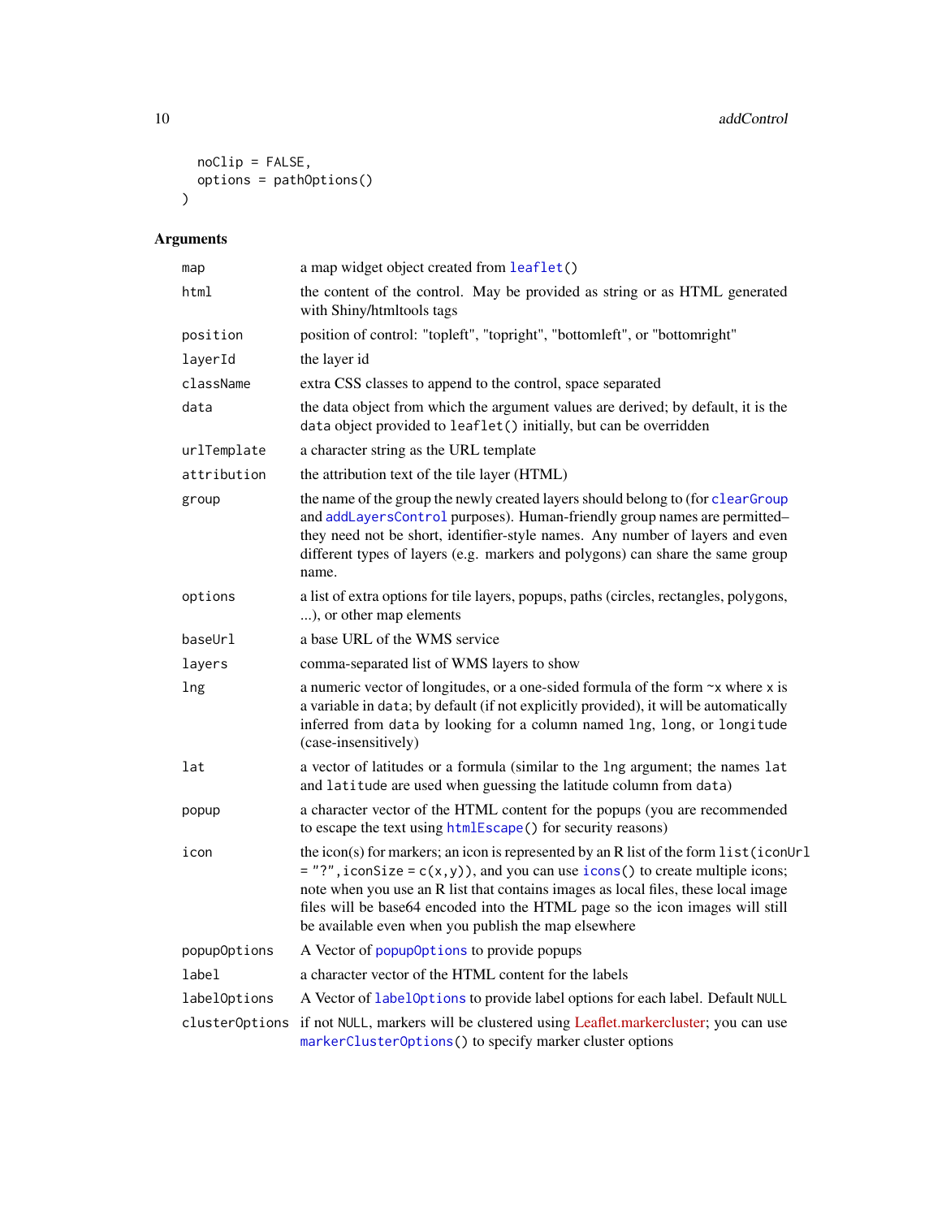```
  noClip = FALSE,
  options = pathOptions()
)
```

## Arguments

| | |
|---|---|
| `map` | a map widget object created from `leaflet()` |
| `html` | the content of the control. May be provided as string or as HTML generated with Shiny/htmltools tags |
| `position` | position of control: "topleft", "topright", "bottomleft", or "bottomright" |
| `layerId` | the layer id |
| `className` | extra CSS classes to append to the control, space separated |
| `data` | the data object from which the argument values are derived; by default, it is the `data` object provided to `leaflet()` initially, but can be overridden |
| `urlTemplate` | a character string as the URL template |
| `attribution` | the attribution text of the tile layer (HTML) |
| `group` | the name of the group the newly created layers should belong to (for `clearGroup` and `addLayersControl` purposes). Human-friendly group names are permitted–they need not be short, identifier-style names. Any number of layers and even different types of layers (e.g. markers and polygons) can share the same group name. |
| `options` | a list of extra options for tile layers, popups, paths (circles, rectangles, polygons, ...), or other map elements |
| `baseUrl` | a base URL of the WMS service |
| `layers` | comma-separated list of WMS layers to show |
| `lng` | a numeric vector of longitudes, or a one-sided formula of the form `~x` where `x` is a variable in `data`; by default (if not explicitly provided), it will be automatically inferred from `data` by looking for a column named `lng`, `long`, or `longitude` (case-insensitively) |
| `lat` | a vector of latitudes or a formula (similar to the `lng` argument; the names `lat` and `latitude` are used when guessing the latitude column from `data`) |
| `popup` | a character vector of the HTML content for the popups (you are recommended to escape the text using `htmlEscape()` for security reasons) |
| `icon` | the icon(s) for markers; an icon is represented by an R list of the form `list(iconUrl = "?", iconSize = c(x,y))`, and you can use `icons()` to create multiple icons; note when you use an R list that contains images as local files, these local image files will be base64 encoded into the HTML page so the icon images will still be available even when you publish the map elsewhere |
| `popupOptions` | A Vector of `popupOptions` to provide popups |
| `label` | a character vector of the HTML content for the labels |
| `labelOptions` | A Vector of `labelOptions` to provide label options for each label. Default `NULL` |
| `clusterOptions` | if not `NULL`, markers will be clustered using Leaflet.markercluster; you can use `markerClusterOptions()` to specify marker cluster options |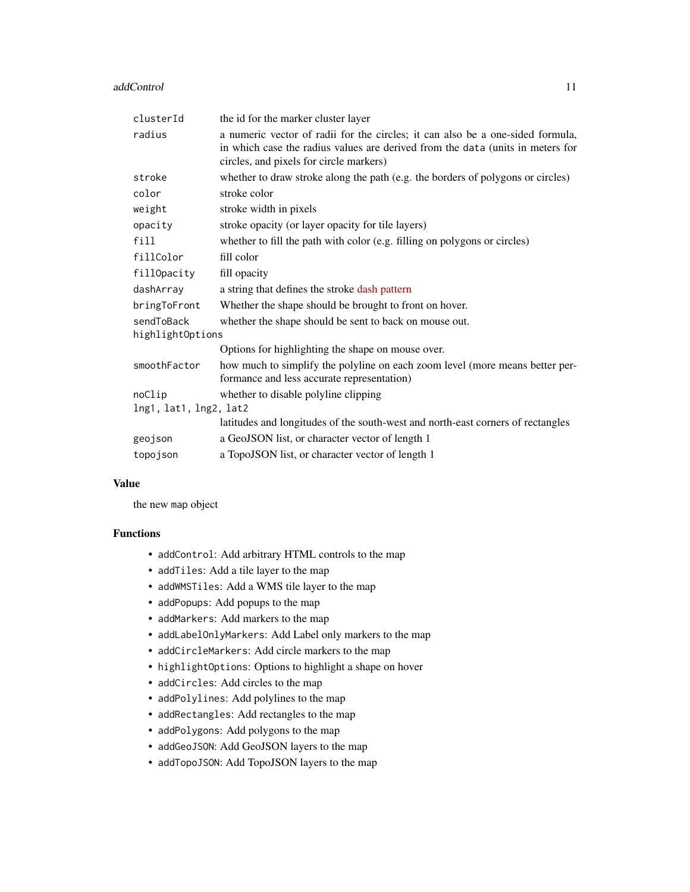| | |
|---|---|
| `clusterId` | the id for the marker cluster layer |
| `radius` | a numeric vector of radii for the circles; it can also be a one-sided formula, in which case the radius values are derived from the `data` (units in meters for circles, and pixels for circle markers) |
| `stroke` | whether to draw stroke along the path (e.g. the borders of polygons or circles) |
| `color` | stroke color |
| `weight` | stroke width in pixels |
| `opacity` | stroke opacity (or layer opacity for tile layers) |
| `fill` | whether to fill the path with color (e.g. filling on polygons or circles) |
| `fillColor` | fill color |
| `fillOpacity` | fill opacity |
| `dashArray` | a string that defines the stroke dash pattern |
| `bringToFront` | Whether the shape should be brought to front on hover. |
| `sendToBack` | whether the shape should be sent to back on mouse out. |
| `highlightOptions` | Options for highlighting the shape on mouse over. |
| `smoothFactor` | how much to simplify the polyline on each zoom level (more means better performance and less accurate representation) |
| `noClip` | whether to disable polyline clipping |
| `lng1, lat1, lng2, lat2` | latitudes and longitudes of the south-west and north-east corners of rectangles |
| `geojson` | a GeoJSON list, or character vector of length 1 |
| `topojson` | a TopoJSON list, or character vector of length 1 |

## Value

the new `map` object

## Functions

- `addControl`: Add arbitrary HTML controls to the map
- `addTiles`: Add a tile layer to the map
- `addWMSTiles`: Add a WMS tile layer to the map
- `addPopups`: Add popups to the map
- `addMarkers`: Add markers to the map
- `addLabelOnlyMarkers`: Add Label only markers to the map
- `addCircleMarkers`: Add circle markers to the map
- `highlightOptions`: Options to highlight a shape on hover
- `addCircles`: Add circles to the map
- `addPolylines`: Add polylines to the map
- `addRectangles`: Add rectangles to the map
- `addPolygons`: Add polygons to the map
- `addGeoJSON`: Add GeoJSON layers to the map
- `addTopoJSON`: Add TopoJSON layers to the map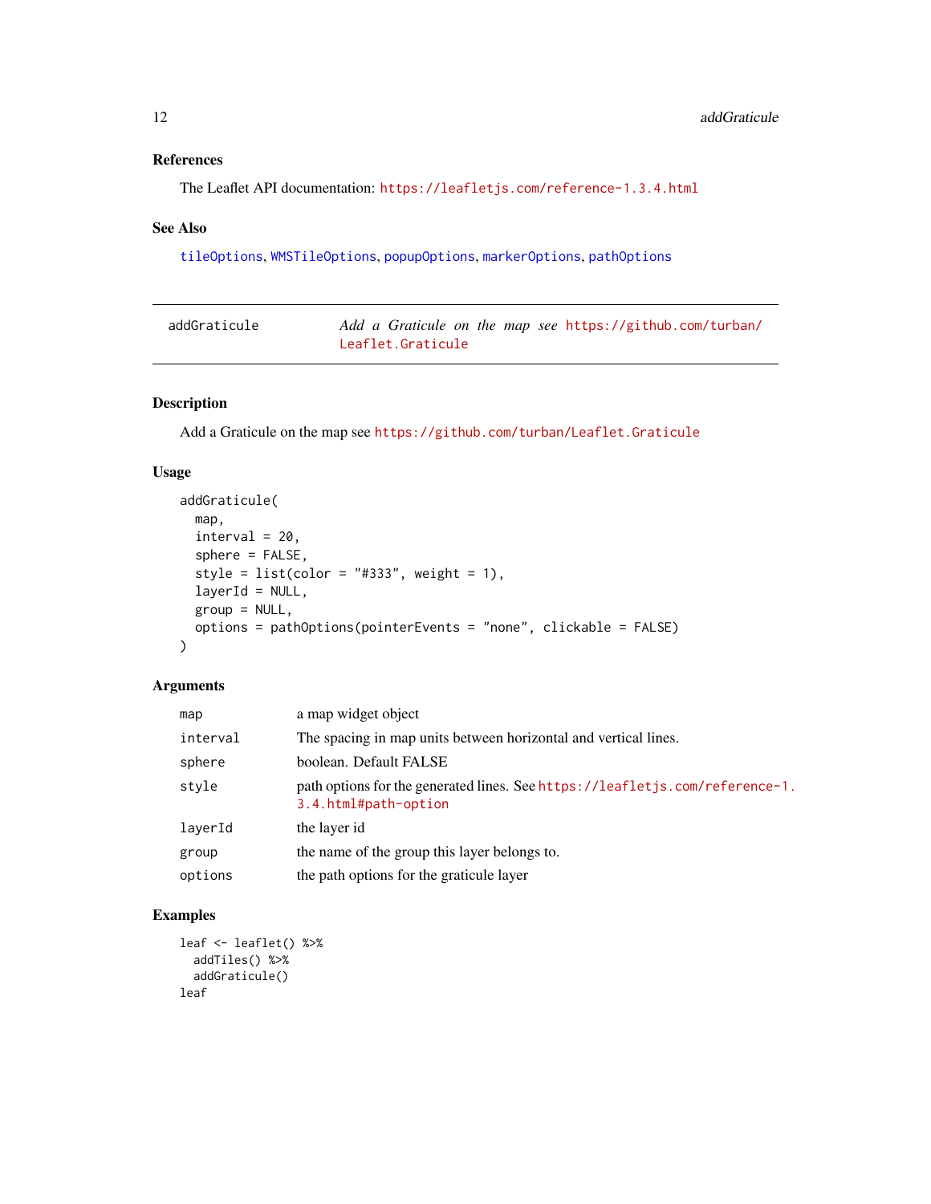### References

The Leaflet API documentation: https://leafletjs.com/reference-1.3.4.html

### See Also

tileOptions, WMSTileOptions, popupOptions, markerOptions, pathOptions

---

## addGraticule — *Add a Graticule on the map see https://github.com/turban/Leaflet.Graticule*

---

### Description

Add a Graticule on the map see https://github.com/turban/Leaflet.Graticule

### Usage

```
addGraticule(
  map,
  interval = 20,
  sphere = FALSE,
  style = list(color = "#333", weight = 1),
  layerId = NULL,
  group = NULL,
  options = pathOptions(pointerEvents = "none", clickable = FALSE)
)
```

### Arguments

| | |
|---|---|
| map | a map widget object |
| interval | The spacing in map units between horizontal and vertical lines. |
| sphere | boolean. Default FALSE |
| style | path options for the generated lines. See https://leafletjs.com/reference-1.3.4.html#path-option |
| layerId | the layer id |
| group | the name of the group this layer belongs to. |
| options | the path options for the graticule layer |

### Examples

```
leaf <- leaflet() %>%
  addTiles() %>%
  addGraticule()
leaf
```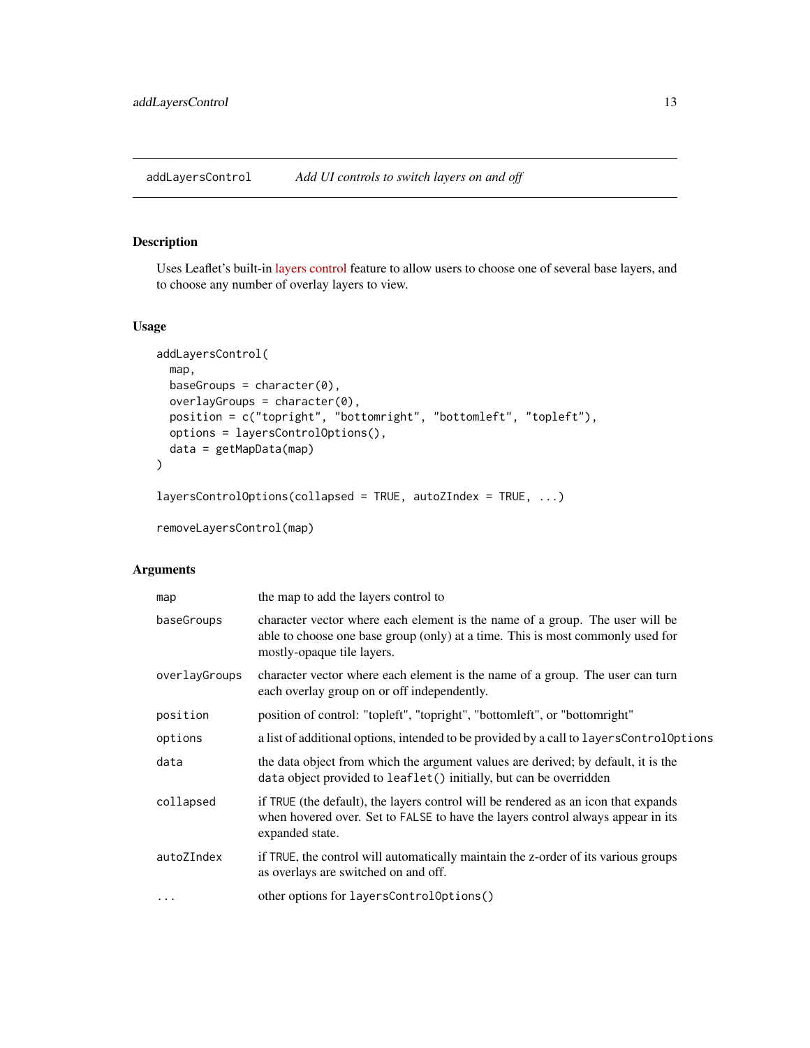## addLayersControl — *Add UI controls to switch layers on and off*

### Description

Uses Leaflet's built-in layers control feature to allow users to choose one of several base layers, and to choose any number of overlay layers to view.

### Usage

```
addLayersControl(
  map,
  baseGroups = character(0),
  overlayGroups = character(0),
  position = c("topright", "bottomright", "bottomleft", "topleft"),
  options = layersControlOptions(),
  data = getMapData(map)
)

layersControlOptions(collapsed = TRUE, autoZIndex = TRUE, ...)

removeLayersControl(map)
```

### Arguments

| Argument | Description |
|---|---|
| `map` | the map to add the layers control to |
| `baseGroups` | character vector where each element is the name of a group. The user will be able to choose one base group (only) at a time. This is most commonly used for mostly-opaque tile layers. |
| `overlayGroups` | character vector where each element is the name of a group. The user can turn each overlay group on or off independently. |
| `position` | position of control: "topleft", "topright", "bottomleft", or "bottomright" |
| `options` | a list of additional options, intended to be provided by a call to `layersControlOptions` |
| `data` | the data object from which the argument values are derived; by default, it is the `data` object provided to `leaflet()` initially, but can be overridden |
| `collapsed` | if `TRUE` (the default), the layers control will be rendered as an icon that expands when hovered over. Set to `FALSE` to have the layers control always appear in its expanded state. |
| `autoZIndex` | if `TRUE`, the control will automatically maintain the z-order of its various groups as overlays are switched on and off. |
| `...` | other options for `layersControlOptions()` |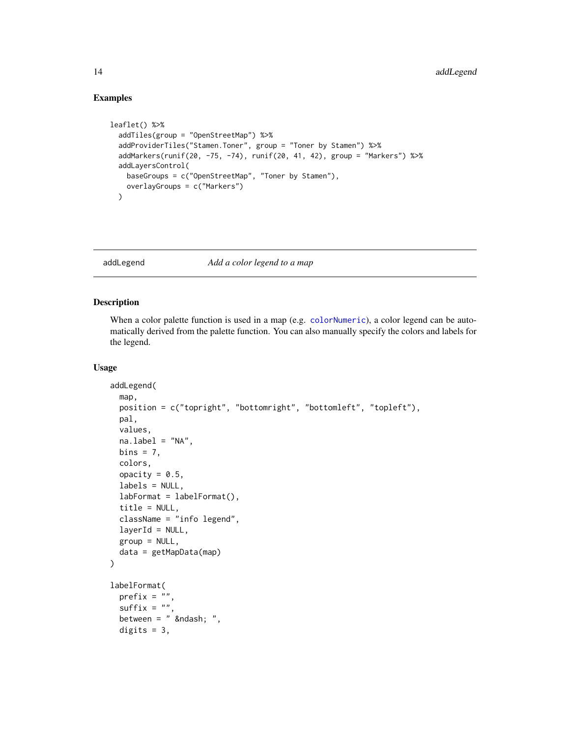## Examples

```
leaflet() %>%
  addTiles(group = "OpenStreetMap") %>%
  addProviderTiles("Stamen.Toner", group = "Toner by Stamen") %>%
  addMarkers(runif(20, -75, -74), runif(20, 41, 42), group = "Markers") %>%
  addLayersControl(
    baseGroups = c("OpenStreetMap", "Toner by Stamen"),
    overlayGroups = c("Markers")
  )
```

---

# addLegend &nbsp;&nbsp;&nbsp;&nbsp;&nbsp; *Add a color legend to a map*

---

## Description

When a color palette function is used in a map (e.g. colorNumeric), a color legend can be automatically derived from the palette function. You can also manually specify the colors and labels for the legend.

## Usage

```
addLegend(
  map,
  position = c("topright", "bottomright", "bottomleft", "topleft"),
  pal,
  values,
  na.label = "NA",
  bins = 7,
  colors,
  opacity = 0.5,
  labels = NULL,
  labFormat = labelFormat(),
  title = NULL,
  className = "info legend",
  layerId = NULL,
  group = NULL,
  data = getMapData(map)
)

labelFormat(
  prefix = "",
  suffix = "",
  between = " &ndash; ",
  digits = 3,
```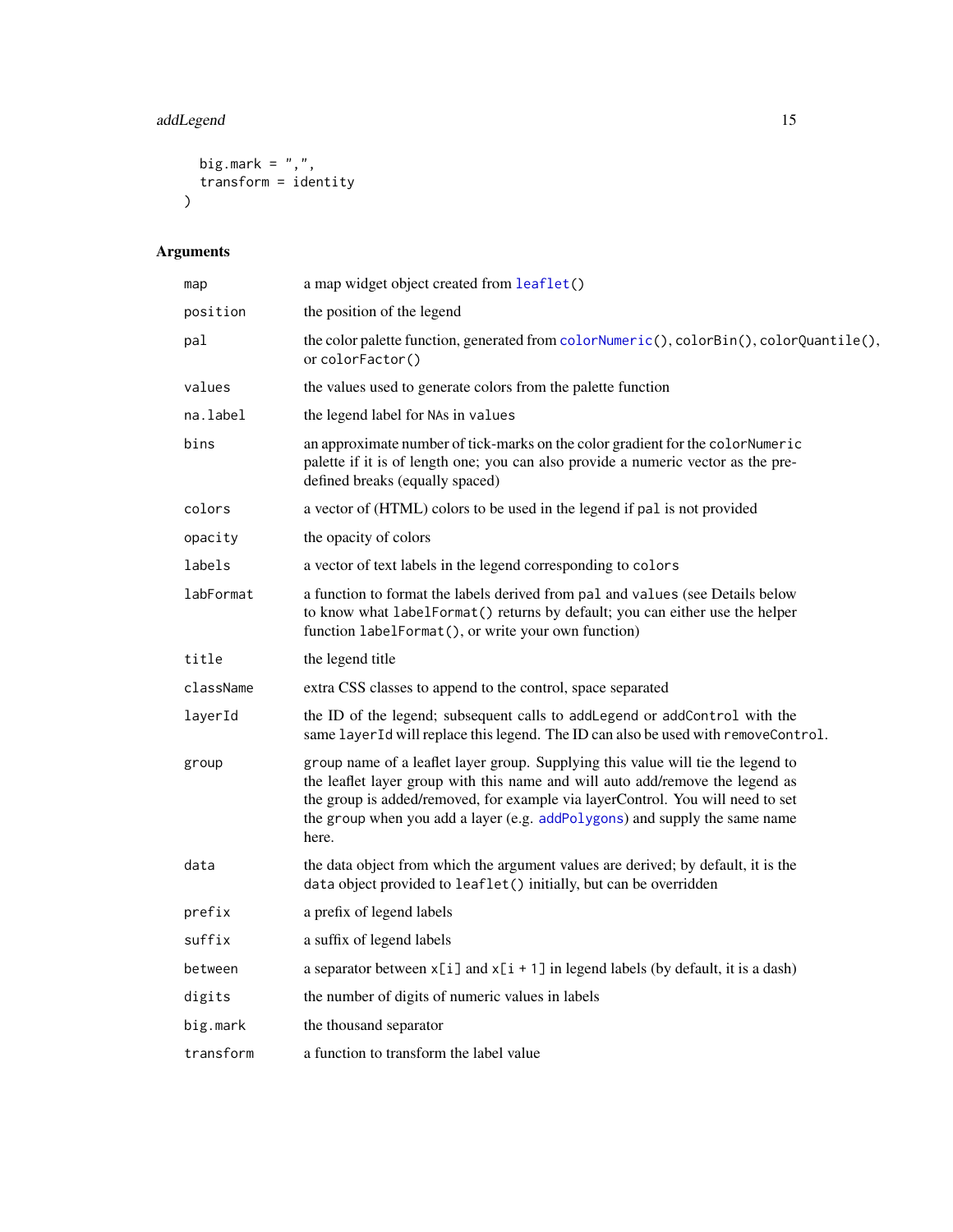```
  big.mark = ",",
  transform = identity
)
```

## Arguments

| | |
|---|---|
| map | a map widget object created from `leaflet()` |
| position | the position of the legend |
| pal | the color palette function, generated from `colorNumeric()`, `colorBin()`, `colorQuantile()`, or `colorFactor()` |
| values | the values used to generate colors from the palette function |
| na.label | the legend label for `NA`s in `values` |
| bins | an approximate number of tick-marks on the color gradient for the `colorNumeric` palette if it is of length one; you can also provide a numeric vector as the pre-defined breaks (equally spaced) |
| colors | a vector of (HTML) colors to be used in the legend if `pal` is not provided |
| opacity | the opacity of colors |
| labels | a vector of text labels in the legend corresponding to `colors` |
| labFormat | a function to format the labels derived from `pal` and `values` (see Details below to know what `labelFormat()` returns by default; you can either use the helper function `labelFormat()`, or write your own function) |
| title | the legend title |
| className | extra CSS classes to append to the control, space separated |
| layerId | the ID of the legend; subsequent calls to `addLegend` or `addControl` with the same `layerId` will replace this legend. The ID can also be used with `removeControl`. |
| group | `group` name of a leaflet layer group. Supplying this value will tie the legend to the leaflet layer group with this name and will auto add/remove the legend as the group is added/removed, for example via layerControl. You will need to set the `group` when you add a layer (e.g. `addPolygons`) and supply the same name here. |
| data | the data object from which the argument values are derived; by default, it is the `data` object provided to `leaflet()` initially, but can be overridden |
| prefix | a prefix of legend labels |
| suffix | a suffix of legend labels |
| between | a separator between `x[i]` and `x[i + 1]` in legend labels (by default, it is a dash) |
| digits | the number of digits of numeric values in labels |
| big.mark | the thousand separator |
| transform | a function to transform the label value |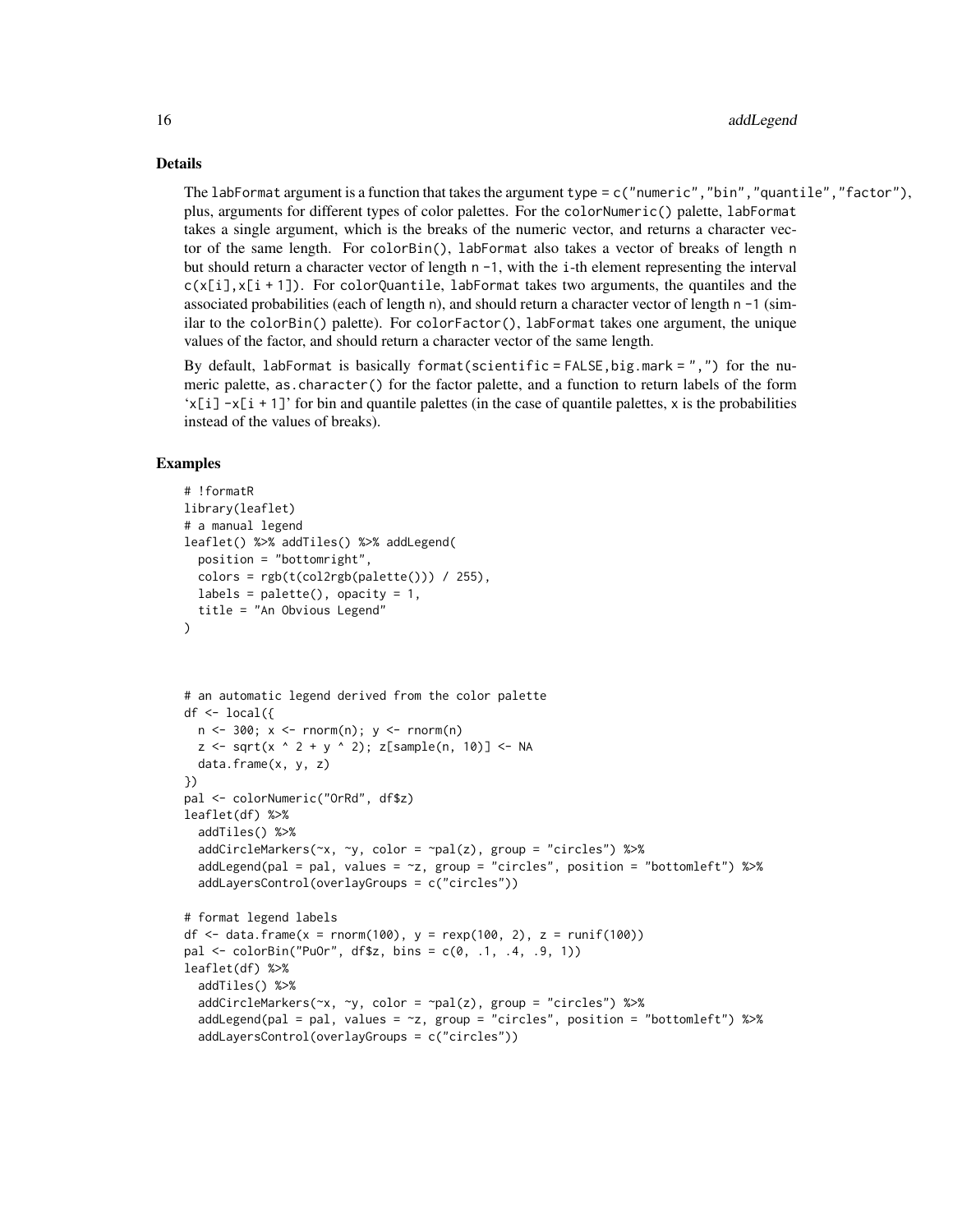## Details

The `labFormat` argument is a function that takes the argument `type = c("numeric","bin","quantile","factor")`, plus, arguments for different types of color palettes. For the `colorNumeric()` palette, `labFormat` takes a single argument, which is the breaks of the numeric vector, and returns a character vector of the same length. For `colorBin()`, `labFormat` also takes a vector of breaks of length `n` but should return a character vector of length `n -1`, with the `i`-th element representing the interval `c(x[i],x[i + 1])`. For `colorQuantile`, `labFormat` takes two arguments, the quantiles and the associated probabilities (each of length `n`), and should return a character vector of length `n -1` (similar to the `colorBin()` palette). For `colorFactor()`, `labFormat` takes one argument, the unique values of the factor, and should return a character vector of the same length.

By default, `labFormat` is basically `format(scientific = FALSE,big.mark = ",")` for the numeric palette, `as.character()` for the factor palette, and a function to return labels of the form '`x[i] -x[i + 1]`' for bin and quantile palettes (in the case of quantile palettes, `x` is the probabilities instead of the values of breaks).

## Examples

```
# !formatR
library(leaflet)
# a manual legend
leaflet() %>% addTiles() %>% addLegend(
  position = "bottomright",
  colors = rgb(t(col2rgb(palette())) / 255),
  labels = palette(), opacity = 1,
  title = "An Obvious Legend"
)



# an automatic legend derived from the color palette
df <- local({
  n <- 300; x <- rnorm(n); y <- rnorm(n)
  z <- sqrt(x ^ 2 + y ^ 2); z[sample(n, 10)] <- NA
  data.frame(x, y, z)
})
pal <- colorNumeric("OrRd", df$z)
leaflet(df) %>%
  addTiles() %>%
  addCircleMarkers(~x, ~y, color = ~pal(z), group = "circles") %>%
  addLegend(pal = pal, values = ~z, group = "circles", position = "bottomleft") %>%
  addLayersControl(overlayGroups = c("circles"))

# format legend labels
df <- data.frame(x = rnorm(100), y = rexp(100, 2), z = runif(100))
pal <- colorBin("PuOr", df$z, bins = c(0, .1, .4, .9, 1))
leaflet(df) %>%
  addTiles() %>%
  addCircleMarkers(~x, ~y, color = ~pal(z), group = "circles") %>%
  addLegend(pal = pal, values = ~z, group = "circles", position = "bottomleft") %>%
  addLayersControl(overlayGroups = c("circles"))
```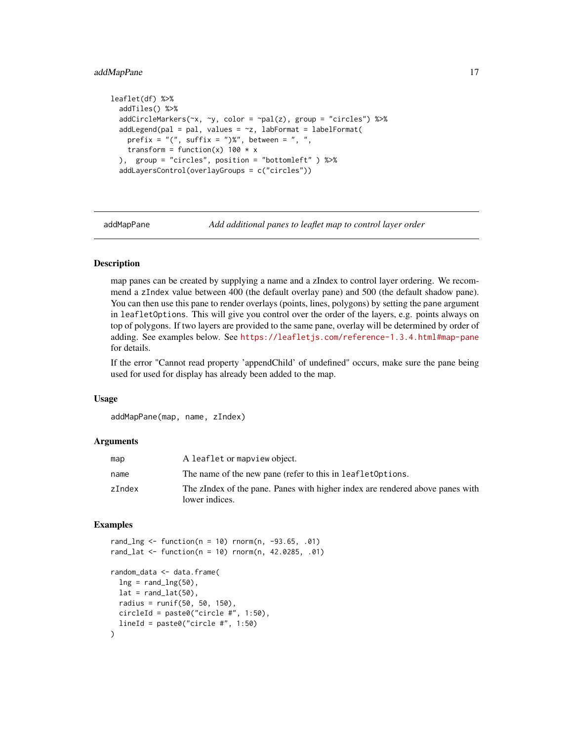```
leaflet(df) %>%
  addTiles() %>%
  addCircleMarkers(~x, ~y, color = ~pal(z), group = "circles") %>%
  addLegend(pal = pal, values = ~z, labFormat = labelFormat(
    prefix = "(", suffix = ")%", between = ", ",
    transform = function(x) 100 * x
  ),  group = "circles", position = "bottomleft" ) %>%
  addLayersControl(overlayGroups = c("circles"))
```

---

## addMapPane — *Add additional panes to leaflet map to control layer order*

---

### Description

map panes can be created by supplying a name and a zIndex to control layer ordering. We recommend a `zIndex` value between 400 (the default overlay pane) and 500 (the default shadow pane). You can then use this pane to render overlays (points, lines, polygons) by setting the pane argument in `leafletOptions`. This will give you control over the order of the layers, e.g. points always on top of polygons. If two layers are provided to the same pane, overlay will be determined by order of adding. See examples below. See https://leafletjs.com/reference-1.3.4.html#map-pane for details.

If the error "Cannot read property 'appendChild' of undefined" occurs, make sure the pane being used for used for display has already been added to the map.

### Usage

```
addMapPane(map, name, zIndex)
```

### Arguments

| | |
|---|---|
| `map` | A `leaflet` or `mapview` object. |
| `name` | The name of the new pane (refer to this in `leafletOptions`. |
| `zIndex` | The zIndex of the pane. Panes with higher index are rendered above panes with lower indices. |

### Examples

```
rand_lng <- function(n = 10) rnorm(n, -93.65, .01)
rand_lat <- function(n = 10) rnorm(n, 42.0285, .01)

random_data <- data.frame(
  lng = rand_lng(50),
  lat = rand_lat(50),
  radius = runif(50, 50, 150),
  circleId = paste0("circle #", 1:50),
  lineId = paste0("circle #", 1:50)
)
```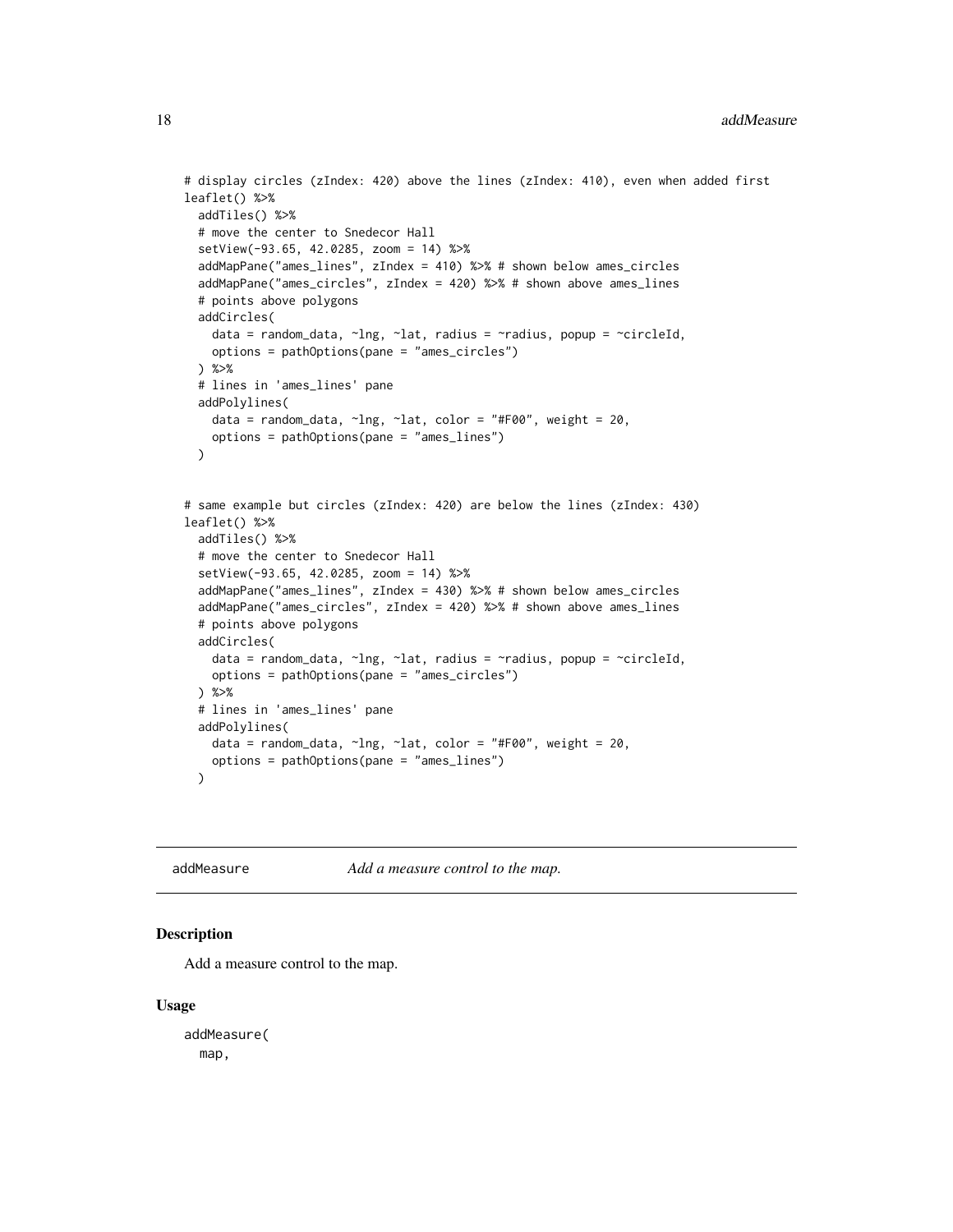```
# display circles (zIndex: 420) above the lines (zIndex: 410), even when added first
leaflet() %>%
  addTiles() %>%
  # move the center to Snedecor Hall
  setView(-93.65, 42.0285, zoom = 14) %>%
  addMapPane("ames_lines", zIndex = 410) %>% # shown below ames_circles
  addMapPane("ames_circles", zIndex = 420) %>% # shown above ames_lines
  # points above polygons
  addCircles(
    data = random_data, ~lng, ~lat, radius = ~radius, popup = ~circleId,
    options = pathOptions(pane = "ames_circles")
  ) %>%
  # lines in 'ames_lines' pane
  addPolylines(
    data = random_data, ~lng, ~lat, color = "#F00", weight = 20,
    options = pathOptions(pane = "ames_lines")
  )


# same example but circles (zIndex: 420) are below the lines (zIndex: 430)
leaflet() %>%
  addTiles() %>%
  # move the center to Snedecor Hall
  setView(-93.65, 42.0285, zoom = 14) %>%
  addMapPane("ames_lines", zIndex = 430) %>% # shown below ames_circles
  addMapPane("ames_circles", zIndex = 420) %>% # shown above ames_lines
  # points above polygons
  addCircles(
    data = random_data, ~lng, ~lat, radius = ~radius, popup = ~circleId,
    options = pathOptions(pane = "ames_circles")
  ) %>%
  # lines in 'ames_lines' pane
  addPolylines(
    data = random_data, ~lng, ~lat, color = "#F00", weight = 20,
    options = pathOptions(pane = "ames_lines")
  )
```

---

## addMeasure — *Add a measure control to the map.*

### Description

Add a measure control to the map.

### Usage

```
addMeasure(
  map,
```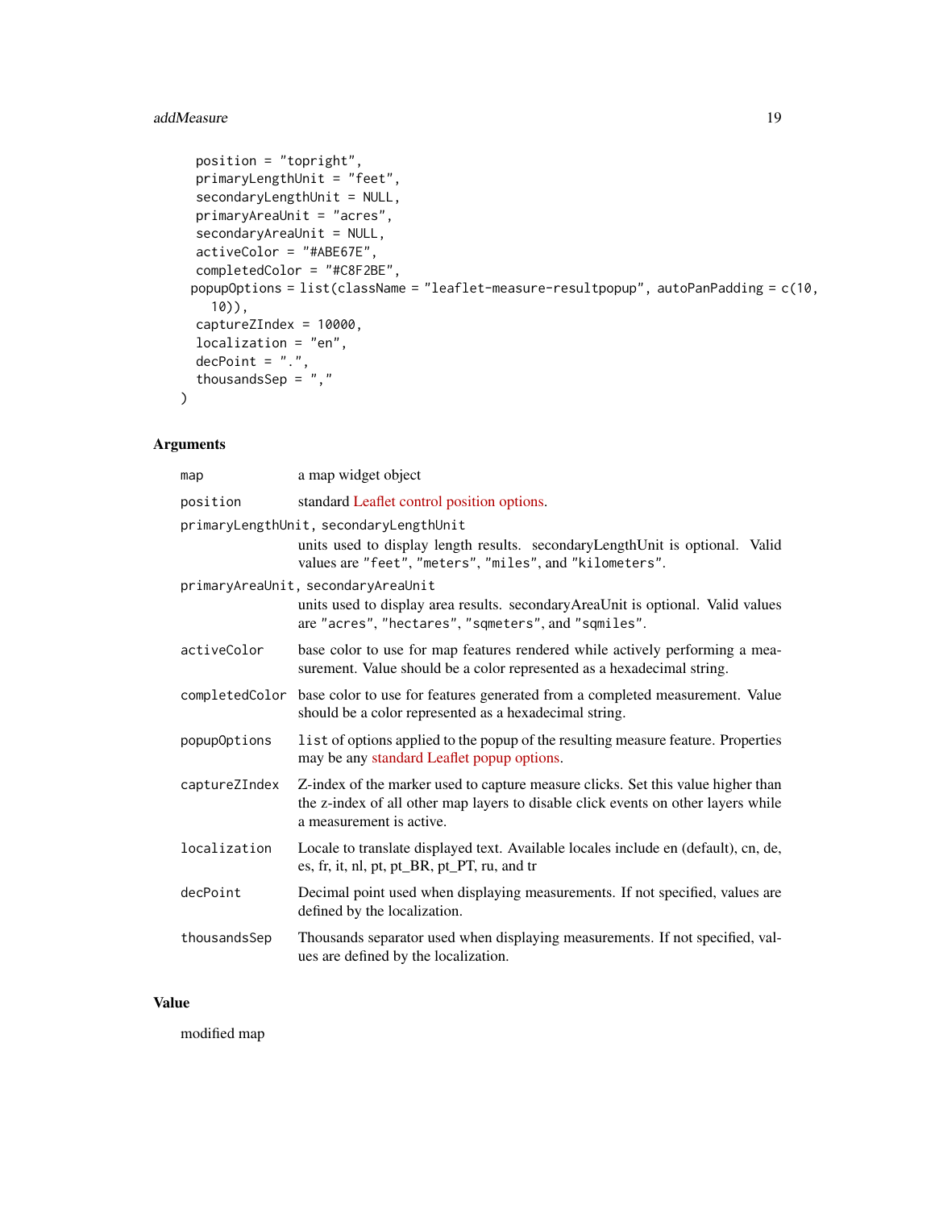```
  position = "topright",
  primaryLengthUnit = "feet",
  secondaryLengthUnit = NULL,
  primaryAreaUnit = "acres",
  secondaryAreaUnit = NULL,
  activeColor = "#ABE67E",
  completedColor = "#C8F2BE",
  popupOptions = list(className = "leaflet-measure-resultpopup", autoPanPadding = c(10,
    10)),
  captureZIndex = 10000,
  localization = "en",
  decPoint = ".",
  thousandsSep = ","
)
```

## Arguments

| | |
|---|---|
| `map` | a map widget object |
| `position` | standard Leaflet control position options. |
| `primaryLengthUnit, secondaryLengthUnit` | units used to display length results. secondaryLengthUnit is optional. Valid values are "feet", "meters", "miles", and "kilometers". |
| `primaryAreaUnit, secondaryAreaUnit` | units used to display area results. secondaryAreaUnit is optional. Valid values are "acres", "hectares", "sqmeters", and "sqmiles". |
| `activeColor` | base color to use for map features rendered while actively performing a measurement. Value should be a color represented as a hexadecimal string. |
| `completedColor` | base color to use for features generated from a completed measurement. Value should be a color represented as a hexadecimal string. |
| `popupOptions` | `list` of options applied to the popup of the resulting measure feature. Properties may be any standard Leaflet popup options. |
| `captureZIndex` | Z-index of the marker used to capture measure clicks. Set this value higher than the z-index of all other map layers to disable click events on other layers while a measurement is active. |
| `localization` | Locale to translate displayed text. Available locales include en (default), cn, de, es, fr, it, nl, pt, pt_BR, pt_PT, ru, and tr |
| `decPoint` | Decimal point used when displaying measurements. If not specified, values are defined by the localization. |
| `thousandsSep` | Thousands separator used when displaying measurements. If not specified, values are defined by the localization. |

## Value

modified map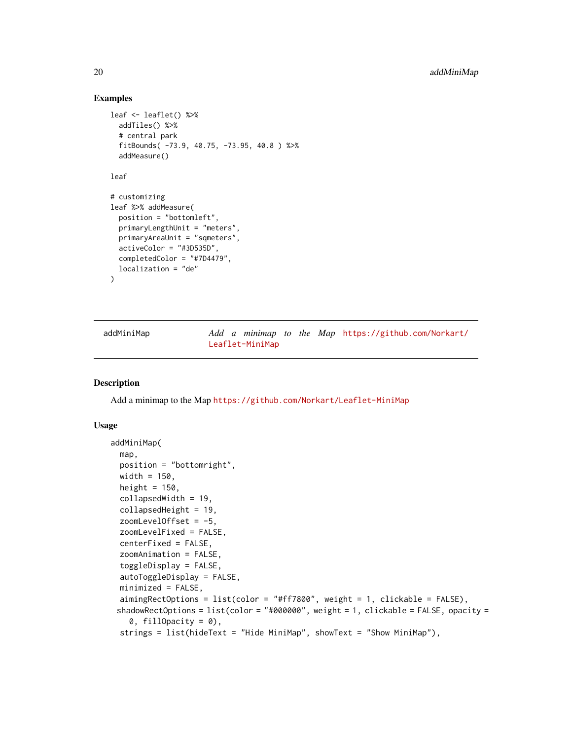## Examples

```
leaf <- leaflet() %>%
  addTiles() %>%
  # central park
  fitBounds( -73.9, 40.75, -73.95, 40.8 ) %>%
  addMeasure()

leaf

# customizing
leaf %>% addMeasure(
  position = "bottomleft",
  primaryLengthUnit = "meters",
  primaryAreaUnit = "sqmeters",
  activeColor = "#3D535D",
  completedColor = "#7D4479",
  localization = "de"
)
```

---

# addMiniMap    *Add a minimap to the Map* https://github.com/Norkart/Leaflet-MiniMap

---

## Description

Add a minimap to the Map https://github.com/Norkart/Leaflet-MiniMap

## Usage

```
addMiniMap(
  map,
  position = "bottomright",
  width = 150,
  height = 150,
  collapsedWidth = 19,
  collapsedHeight = 19,
  zoomLevelOffset = -5,
  zoomLevelFixed = FALSE,
  centerFixed = FALSE,
  zoomAnimation = FALSE,
  toggleDisplay = FALSE,
  autoToggleDisplay = FALSE,
  minimized = FALSE,
  aimingRectOptions = list(color = "#ff7800", weight = 1, clickable = FALSE),
  shadowRectOptions = list(color = "#000000", weight = 1, clickable = FALSE, opacity =
    0, fillOpacity = 0),
  strings = list(hideText = "Hide MiniMap", showText = "Show MiniMap"),
```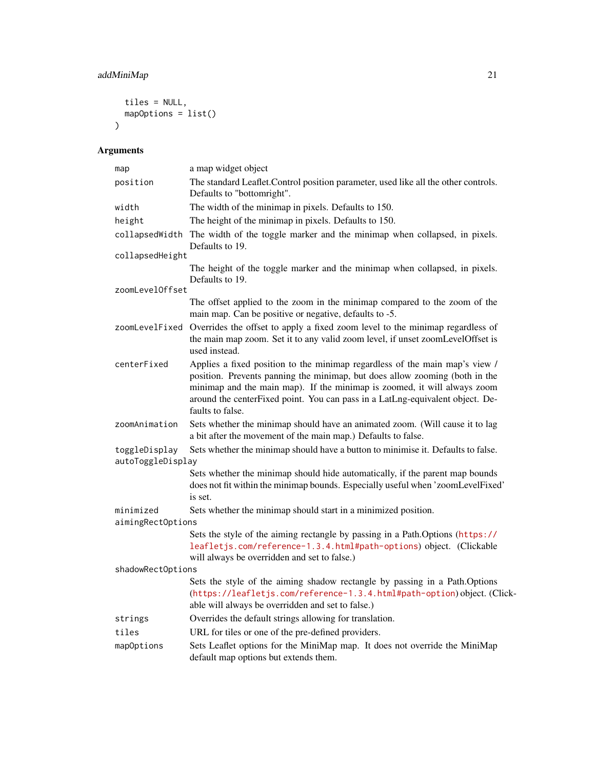```
  tiles = NULL,
  mapOptions = list()
)
```

## Arguments

| Argument | Description |
|---|---|
| `map` | a map widget object |
| `position` | The standard Leaflet.Control position parameter, used like all the other controls. Defaults to "bottomright". |
| `width` | The width of the minimap in pixels. Defaults to 150. |
| `height` | The height of the minimap in pixels. Defaults to 150. |
| `collapsedWidth` | The width of the toggle marker and the minimap when collapsed, in pixels. Defaults to 19. |
| `collapsedHeight` | The height of the toggle marker and the minimap when collapsed, in pixels. Defaults to 19. |
| `zoomLevelOffset` | The offset applied to the zoom in the minimap compared to the zoom of the main map. Can be positive or negative, defaults to -5. |
| `zoomLevelFixed` | Overrides the offset to apply a fixed zoom level to the minimap regardless of the main map zoom. Set it to any valid zoom level, if unset zoomLevelOffset is used instead. |
| `centerFixed` | Applies a fixed position to the minimap regardless of the main map's view / position. Prevents panning the minimap, but does allow zooming (both in the minimap and the main map). If the minimap is zoomed, it will always zoom around the centerFixed point. You can pass in a LatLng-equivalent object. Defaults to false. |
| `zoomAnimation` | Sets whether the minimap should have an animated zoom. (Will cause it to lag a bit after the movement of the main map.) Defaults to false. |
| `toggleDisplay` | Sets whether the minimap should have a button to minimise it. Defaults to false. |
| `autoToggleDisplay` | Sets whether the minimap should hide automatically, if the parent map bounds does not fit within the minimap bounds. Especially useful when 'zoomLevelFixed' is set. |
| `minimized` | Sets whether the minimap should start in a minimized position. |
| `aimingRectOptions` | Sets the style of the aiming rectangle by passing in a Path.Options (https://leafletjs.com/reference-1.3.4.html#path-options) object. (Clickable will always be overridden and set to false.) |
| `shadowRectOptions` | Sets the style of the aiming shadow rectangle by passing in a Path.Options (https://leafletjs.com/reference-1.3.4.html#path-option) object. (Clickable will always be overridden and set to false.) |
| `strings` | Overrides the default strings allowing for translation. |
| `tiles` | URL for tiles or one of the pre-defined providers. |
| `mapOptions` | Sets Leaflet options for the MiniMap map. It does not override the MiniMap default map options but extends them. |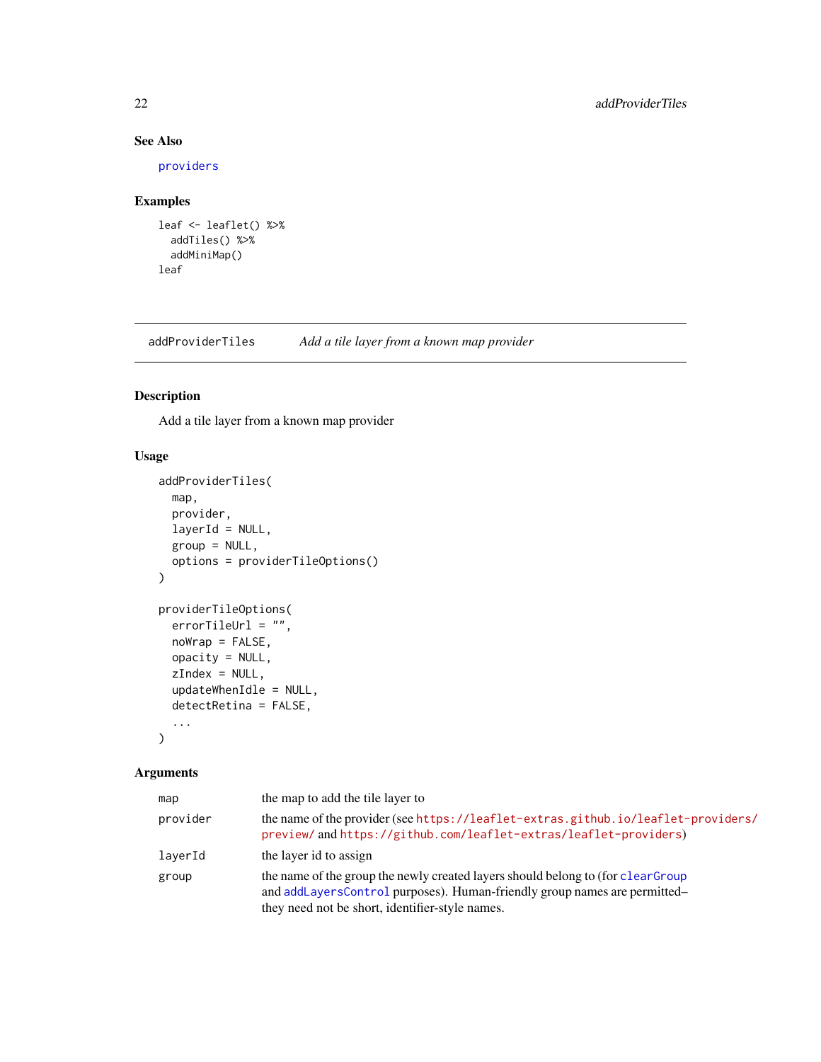### See Also

providers

### Examples

```
leaf <- leaflet() %>%
  addTiles() %>%
  addMiniMap()
leaf
```

---

## addProviderTiles *Add a tile layer from a known map provider*

---

### Description

Add a tile layer from a known map provider

### Usage

```
addProviderTiles(
  map,
  provider,
  layerId = NULL,
  group = NULL,
  options = providerTileOptions()
)

providerTileOptions(
  errorTileUrl = "",
  noWrap = FALSE,
  opacity = NULL,
  zIndex = NULL,
  updateWhenIdle = NULL,
  detectRetina = FALSE,
  ...
)
```

### Arguments

| | |
|---|---|
| map | the map to add the tile layer to |
| provider | the name of the provider (see https://leaflet-extras.github.io/leaflet-providers/preview/ and https://github.com/leaflet-extras/leaflet-providers) |
| layerId | the layer id to assign |
| group | the name of the group the newly created layers should belong to (for clearGroup and addLayersControl purposes). Human-friendly group names are permitted–they need not be short, identifier-style names. |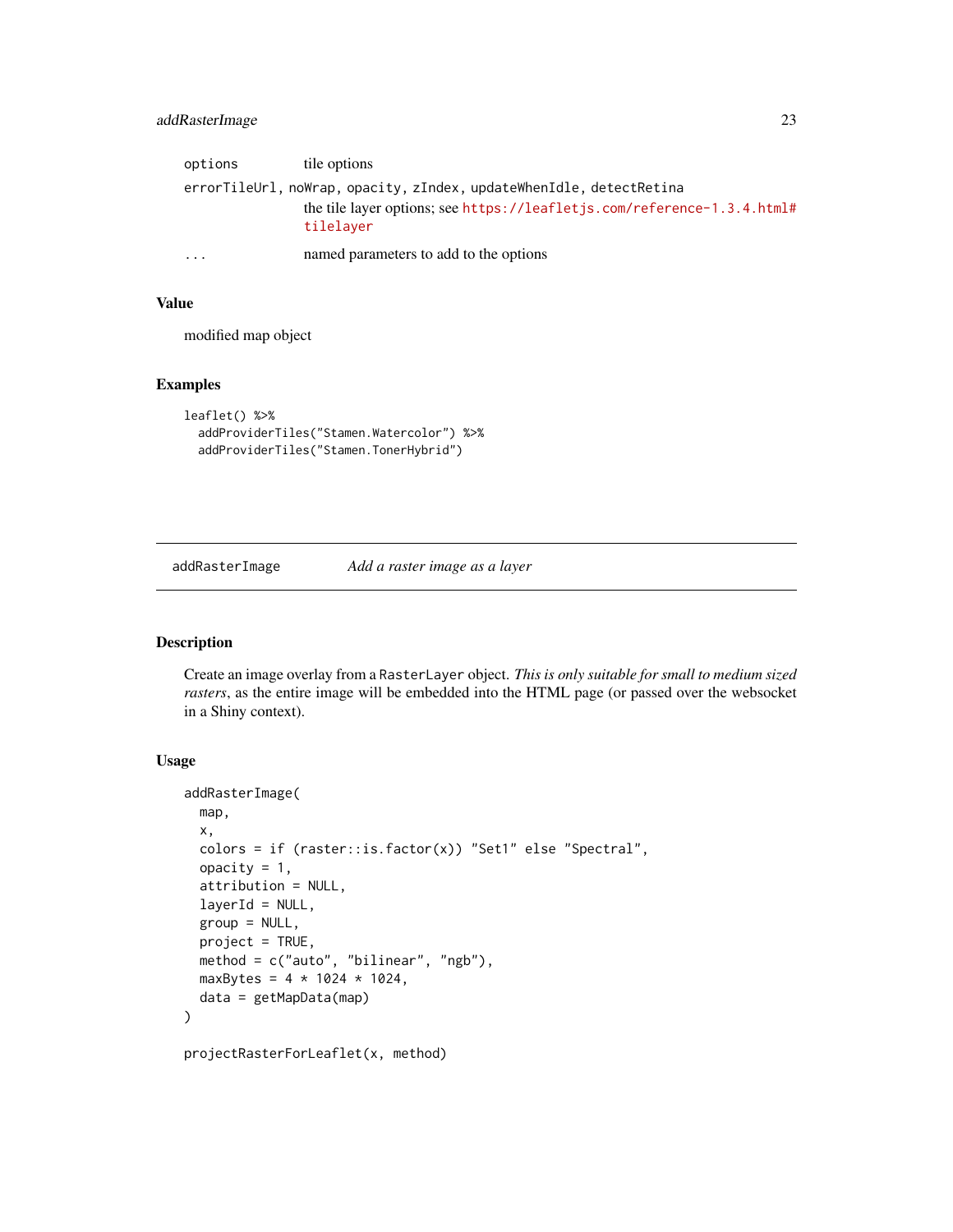options tile options

errorTileUrl, noWrap, opacity, zIndex, updateWhenIdle, detectRetina
: the tile layer options; see https://leafletjs.com/reference-1.3.4.html#tilelayer

... named parameters to add to the options

## Value

modified map object

## Examples

```
leaflet() %>%
  addProviderTiles("Stamen.Watercolor") %>%
  addProviderTiles("Stamen.TonerHybrid")
```

---

# addRasterImage *Add a raster image as a layer*

---

## Description

Create an image overlay from a RasterLayer object. *This is only suitable for small to medium sized rasters*, as the entire image will be embedded into the HTML page (or passed over the websocket in a Shiny context).

## Usage

```
addRasterImage(
  map,
  x,
  colors = if (raster::is.factor(x)) "Set1" else "Spectral",
  opacity = 1,
  attribution = NULL,
  layerId = NULL,
  group = NULL,
  project = TRUE,
  method = c("auto", "bilinear", "ngb"),
  maxBytes = 4 * 1024 * 1024,
  data = getMapData(map)
)

projectRasterForLeaflet(x, method)
```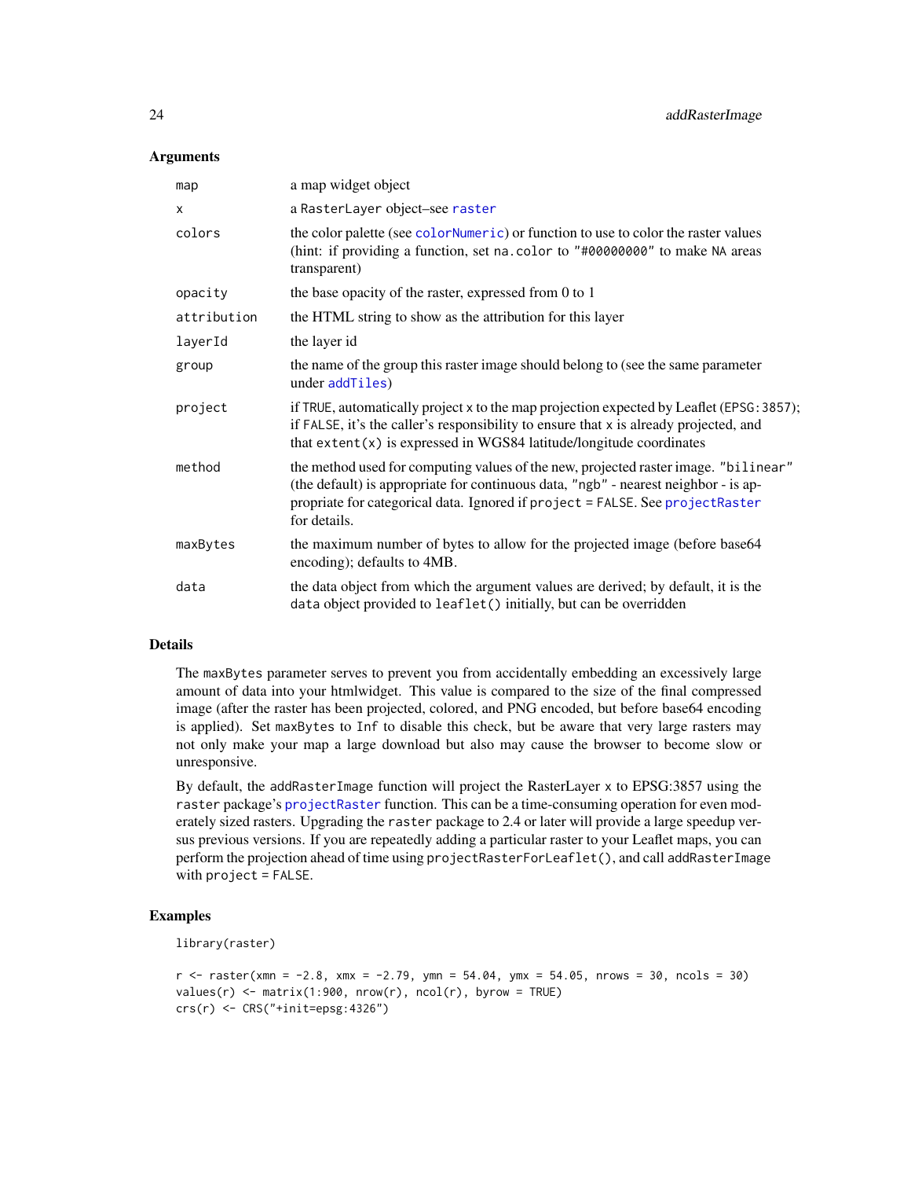### Arguments

| | |
|---|---|
| `map` | a map widget object |
| `x` | a `RasterLayer` object–see `raster` |
| `colors` | the color palette (see `colorNumeric`) or function to use to color the raster values (hint: if providing a function, set `na.color` to `"#00000000"` to make `NA` areas transparent) |
| `opacity` | the base opacity of the raster, expressed from 0 to 1 |
| `attribution` | the HTML string to show as the attribution for this layer |
| `layerId` | the layer id |
| `group` | the name of the group this raster image should belong to (see the same parameter under `addTiles`) |
| `project` | if `TRUE`, automatically project `x` to the map projection expected by Leaflet (`EPSG:3857`); if `FALSE`, it's the caller's responsibility to ensure that `x` is already projected, and that `extent(x)` is expressed in WGS84 latitude/longitude coordinates |
| `method` | the method used for computing values of the new, projected raster image. `"bilinear"` (the default) is appropriate for continuous data, `"ngb"` - nearest neighbor - is appropriate for categorical data. Ignored if `project = FALSE`. See `projectRaster` for details. |
| `maxBytes` | the maximum number of bytes to allow for the projected image (before base64 encoding); defaults to 4MB. |
| `data` | the data object from which the argument values are derived; by default, it is the `data` object provided to `leaflet()` initially, but can be overridden |

### Details

The `maxBytes` parameter serves to prevent you from accidentally embedding an excessively large amount of data into your htmlwidget. This value is compared to the size of the final compressed image (after the raster has been projected, colored, and PNG encoded, but before base64 encoding is applied). Set `maxBytes` to `Inf` to disable this check, but be aware that very large rasters may not only make your map a large download but also may cause the browser to become slow or unresponsive.

By default, the `addRasterImage` function will project the RasterLayer `x` to EPSG:3857 using the `raster` package's `projectRaster` function. This can be a time-consuming operation for even moderately sized rasters. Upgrading the `raster` package to 2.4 or later will provide a large speedup versus previous versions. If you are repeatedly adding a particular raster to your Leaflet maps, you can perform the projection ahead of time using `projectRasterForLeaflet()`, and call `addRasterImage` with `project = FALSE`.

### Examples

```
library(raster)

r <- raster(xmn = -2.8, xmx = -2.79, ymn = 54.04, ymx = 54.05, nrows = 30, ncols = 30)
values(r) <- matrix(1:900, nrow(r), ncol(r), byrow = TRUE)
crs(r) <- CRS("+init=epsg:4326")
```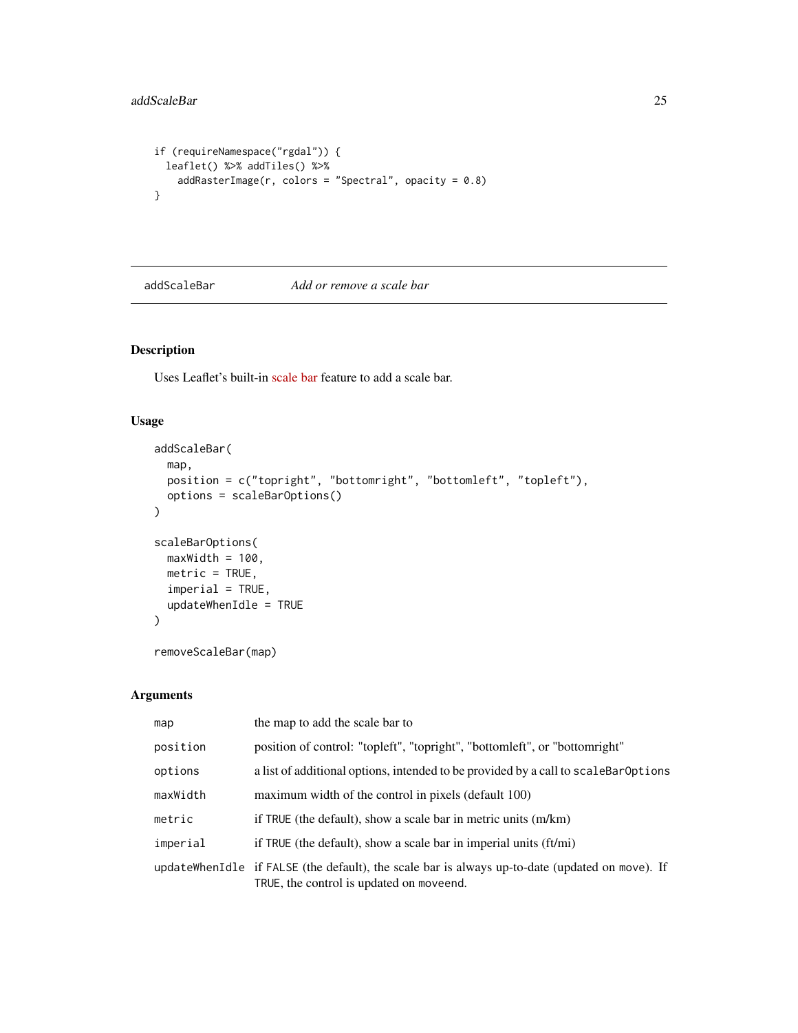```
if (requireNamespace("rgdal")) {
  leaflet() %>% addTiles() %>%
    addRasterImage(r, colors = "Spectral", opacity = 0.8)
}
```

## addScaleBar — *Add or remove a scale bar*

### Description

Uses Leaflet's built-in scale bar feature to add a scale bar.

### Usage

```
addScaleBar(
  map,
  position = c("topright", "bottomright", "bottomleft", "topleft"),
  options = scaleBarOptions()
)

scaleBarOptions(
  maxWidth = 100,
  metric = TRUE,
  imperial = TRUE,
  updateWhenIdle = TRUE
)

removeScaleBar(map)
```

### Arguments

| | |
|---|---|
| `map` | the map to add the scale bar to |
| `position` | position of control: "topleft", "topright", "bottomleft", or "bottomright" |
| `options` | a list of additional options, intended to be provided by a call to `scaleBarOptions` |
| `maxWidth` | maximum width of the control in pixels (default 100) |
| `metric` | if `TRUE` (the default), show a scale bar in metric units (m/km) |
| `imperial` | if `TRUE` (the default), show a scale bar in imperial units (ft/mi) |
| `updateWhenIdle` | if `FALSE` (the default), the scale bar is always up-to-date (updated on `move`). If `TRUE`, the control is updated on `moveend`. |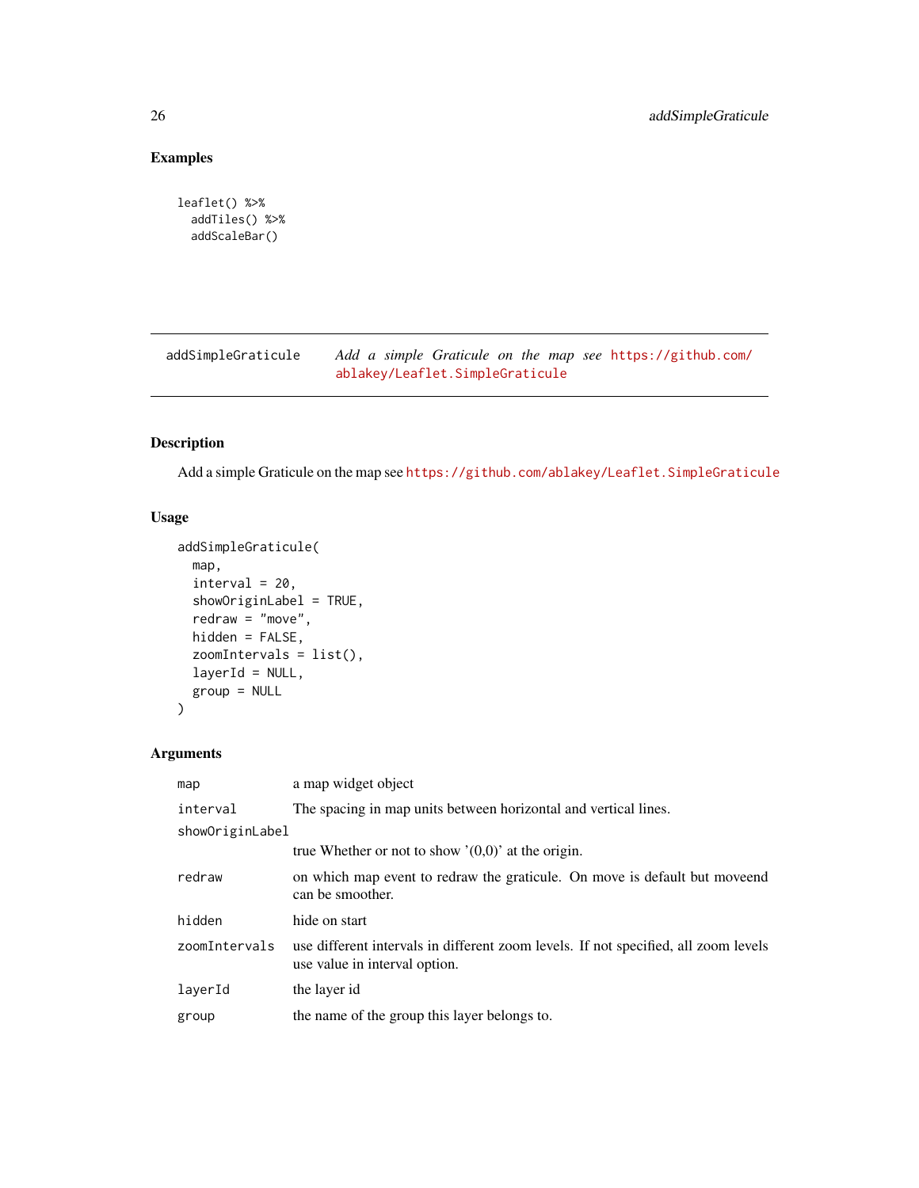## Examples

```
leaflet() %>%
  addTiles() %>%
  addScaleBar()
```

---

## addSimpleGraticule    *Add a simple Graticule on the map see* https://github.com/ablakey/Leaflet.SimpleGraticule

### Description

Add a simple Graticule on the map see https://github.com/ablakey/Leaflet.SimpleGraticule

### Usage

```
addSimpleGraticule(
  map,
  interval = 20,
  showOriginLabel = TRUE,
  redraw = "move",
  hidden = FALSE,
  zoomIntervals = list(),
  layerId = NULL,
  group = NULL
)
```

### Arguments

| | |
|---|---|
| map | a map widget object |
| interval | The spacing in map units between horizontal and vertical lines. |
| showOriginLabel | true Whether or not to show '(0,0)' at the origin. |
| redraw | on which map event to redraw the graticule. On move is default but moveend can be smoother. |
| hidden | hide on start |
| zoomIntervals | use different intervals in different zoom levels. If not specified, all zoom levels use value in interval option. |
| layerId | the layer id |
| group | the name of the group this layer belongs to. |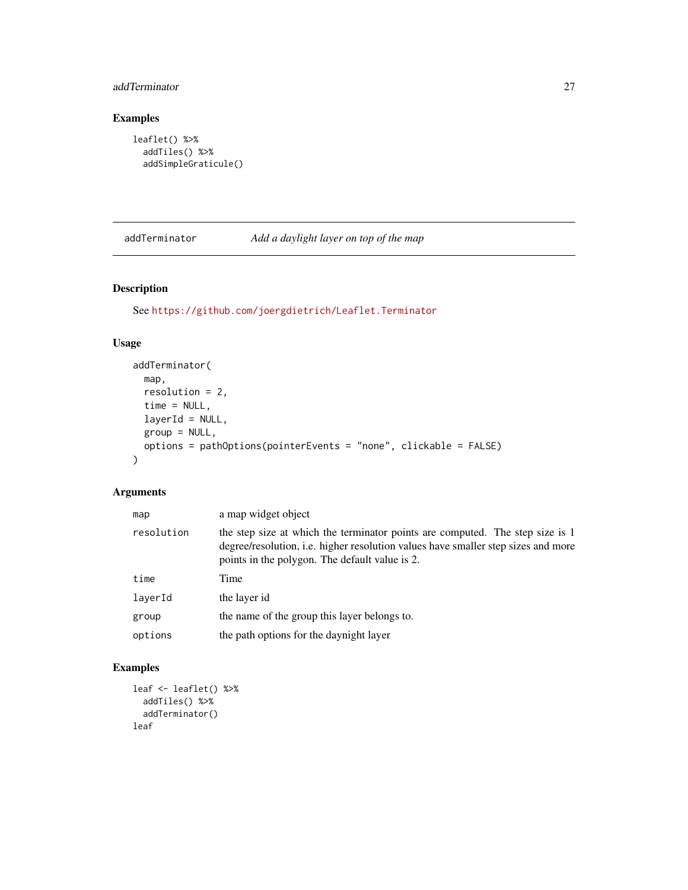## Examples

```
leaflet() %>%
  addTiles() %>%
  addSimpleGraticule()
```

---

## addTerminator — *Add a daylight layer on top of the map*

### Description

See https://github.com/joergdietrich/Leaflet.Terminator

### Usage

```
addTerminator(
  map,
  resolution = 2,
  time = NULL,
  layerId = NULL,
  group = NULL,
  options = pathOptions(pointerEvents = "none", clickable = FALSE)
)
```

### Arguments

| Argument | Description |
| --- | --- |
| `map` | a map widget object |
| `resolution` | the step size at which the terminator points are computed. The step size is 1 degree/resolution, i.e. higher resolution values have smaller step sizes and more points in the polygon. The default value is 2. |
| `time` | Time |
| `layerId` | the layer id |
| `group` | the name of the group this layer belongs to. |
| `options` | the path options for the daynight layer |

### Examples

```
leaf <- leaflet() %>%
  addTiles() %>%
  addTerminator()
leaf
```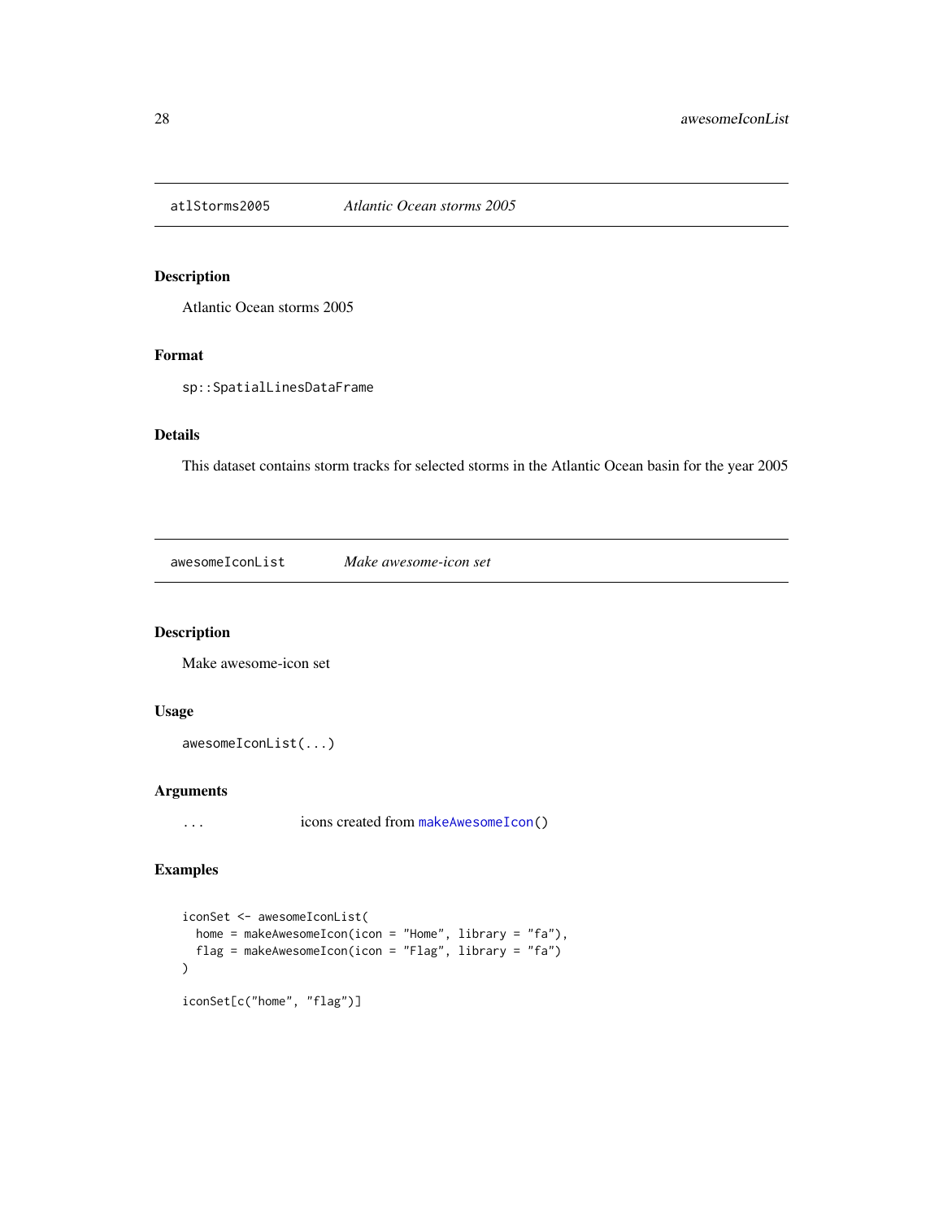## atlStorms2005 *Atlantic Ocean storms 2005*

### Description

Atlantic Ocean storms 2005

### Format

`sp::SpatialLinesDataFrame`

### Details

This dataset contains storm tracks for selected storms in the Atlantic Ocean basin for the year 2005

## awesomeIconList *Make awesome-icon set*

### Description

Make awesome-icon set

### Usage

```
awesomeIconList(...)
```

### Arguments

`...` icons created from `makeAwesomeIcon()`

### Examples

```
iconSet <- awesomeIconList(
  home = makeAwesomeIcon(icon = "Home", library = "fa"),
  flag = makeAwesomeIcon(icon = "Flag", library = "fa")
)

iconSet[c("home", "flag")]
```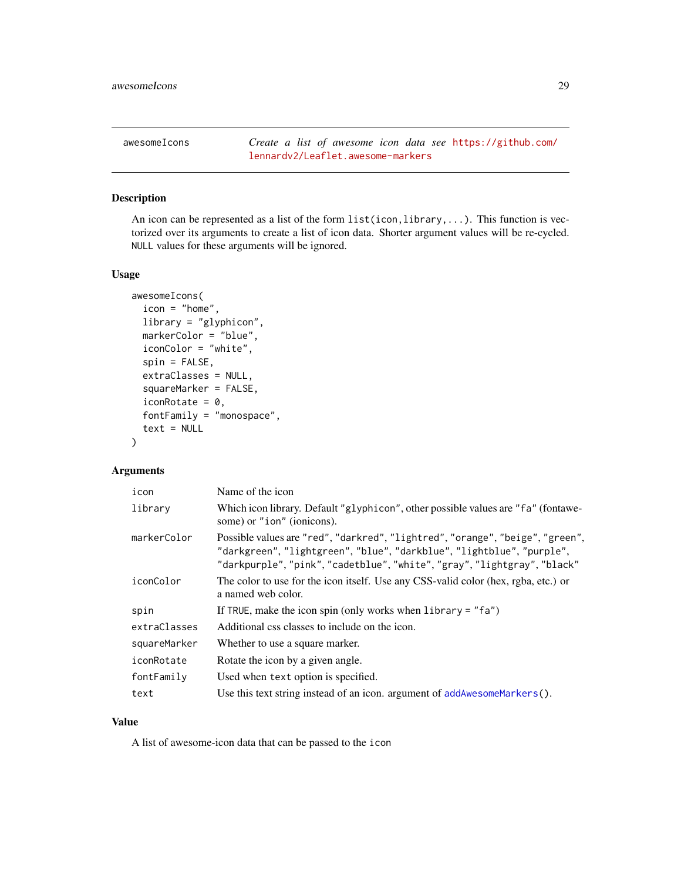## awesomeIcons — *Create a list of awesome icon data see https://github.com/lennardv2/Leaflet.awesome-markers*

### Description

An icon can be represented as a list of the form `list(icon,library,...)`. This function is vectorized over its arguments to create a list of icon data. Shorter argument values will be re-cycled. `NULL` values for these arguments will be ignored.

### Usage

```
awesomeIcons(
  icon = "home",
  library = "glyphicon",
  markerColor = "blue",
  iconColor = "white",
  spin = FALSE,
  extraClasses = NULL,
  squareMarker = FALSE,
  iconRotate = 0,
  fontFamily = "monospace",
  text = NULL
)
```

### Arguments

| Argument | Description |
|---|---|
| `icon` | Name of the icon |
| `library` | Which icon library. Default `"glyphicon"`, other possible values are `"fa"` (fontawesome) or `"ion"` (ionicons). |
| `markerColor` | Possible values are `"red"`, `"darkred"`, `"lightred"`, `"orange"`, `"beige"`, `"green"`, `"darkgreen"`, `"lightgreen"`, `"blue"`, `"darkblue"`, `"lightblue"`, `"purple"`, `"darkpurple"`, `"pink"`, `"cadetblue"`, `"white"`, `"gray"`, `"lightgray"`, `"black"` |
| `iconColor` | The color to use for the icon itself. Use any CSS-valid color (hex, rgba, etc.) or a named web color. |
| `spin` | If `TRUE`, make the icon spin (only works when `library = "fa"`) |
| `extraClasses` | Additional css classes to include on the icon. |
| `squareMarker` | Whether to use a square marker. |
| `iconRotate` | Rotate the icon by a given angle. |
| `fontFamily` | Used when `text` option is specified. |
| `text` | Use this text string instead of an icon. argument of `addAwesomeMarkers()`. |

### Value

A list of awesome-icon data that can be passed to the `icon`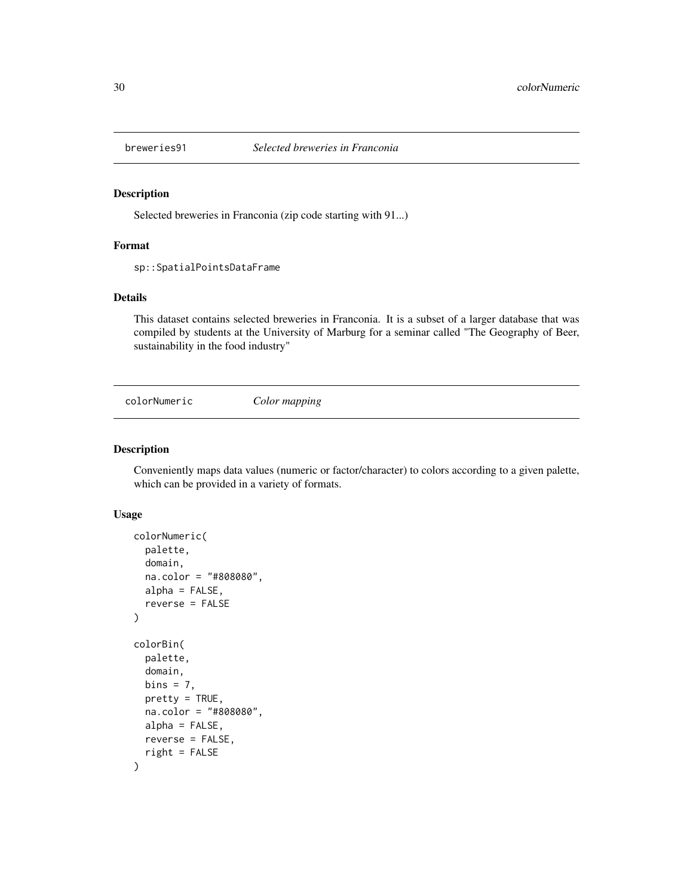## breweries91 *Selected breweries in Franconia*

### Description

Selected breweries in Franconia (zip code starting with 91...)

### Format

sp::SpatialPointsDataFrame

### Details

This dataset contains selected breweries in Franconia. It is a subset of a larger database that was compiled by students at the University of Marburg for a seminar called "The Geography of Beer, sustainability in the food industry"

## colorNumeric *Color mapping*

### Description

Conveniently maps data values (numeric or factor/character) to colors according to a given palette, which can be provided in a variety of formats.

### Usage

```
colorNumeric(
  palette,
  domain,
  na.color = "#808080",
  alpha = FALSE,
  reverse = FALSE
)

colorBin(
  palette,
  domain,
  bins = 7,
  pretty = TRUE,
  na.color = "#808080",
  alpha = FALSE,
  reverse = FALSE,
  right = FALSE
)
```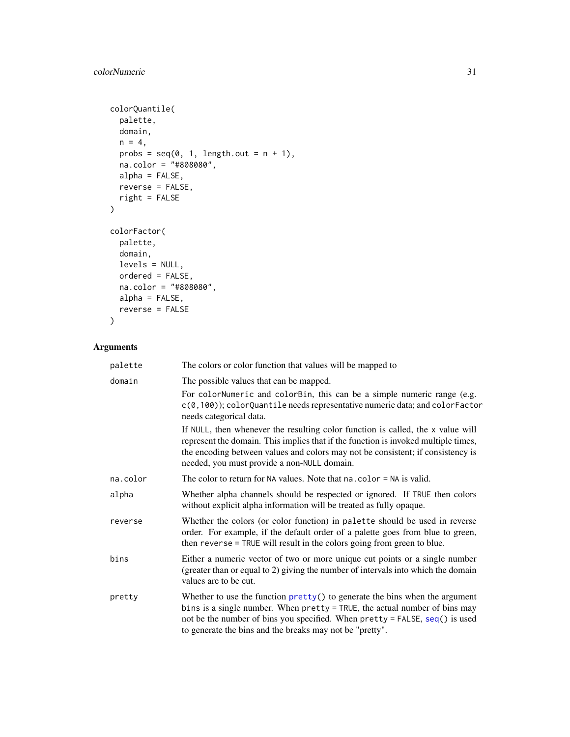```
colorQuantile(
  palette,
  domain,
  n = 4,
  probs = seq(0, 1, length.out = n + 1),
  na.color = "#808080",
  alpha = FALSE,
  reverse = FALSE,
  right = FALSE
)

colorFactor(
  palette,
  domain,
  levels = NULL,
  ordered = FALSE,
  na.color = "#808080",
  alpha = FALSE,
  reverse = FALSE
)
```

## Arguments

| | |
|---|---|
| `palette` | The colors or color function that values will be mapped to |
| `domain` | The possible values that can be mapped.<br><br>For `colorNumeric` and `colorBin`, this can be a simple numeric range (e.g. `c(0,100)`); `colorQuantile` needs representative numeric data; and `colorFactor` needs categorical data.<br><br>If `NULL`, then whenever the resulting color function is called, the `x` value will represent the domain. This implies that if the function is invoked multiple times, the encoding between values and colors may not be consistent; if consistency is needed, you must provide a non-`NULL` domain. |
| `na.color` | The color to return for `NA` values. Note that `na.color = NA` is valid. |
| `alpha` | Whether alpha channels should be respected or ignored. If `TRUE` then colors without explicit alpha information will be treated as fully opaque. |
| `reverse` | Whether the colors (or color function) in `palette` should be used in reverse order. For example, if the default order of a palette goes from blue to green, then `reverse = TRUE` will result in the colors going from green to blue. |
| `bins` | Either a numeric vector of two or more unique cut points or a single number (greater than or equal to 2) giving the number of intervals into which the domain values are to be cut. |
| `pretty` | Whether to use the function `pretty()` to generate the bins when the argument `bins` is a single number. When `pretty = TRUE`, the actual number of bins may not be the number of bins you specified. When `pretty = FALSE`, `seq()` is used to generate the bins and the breaks may not be "pretty". |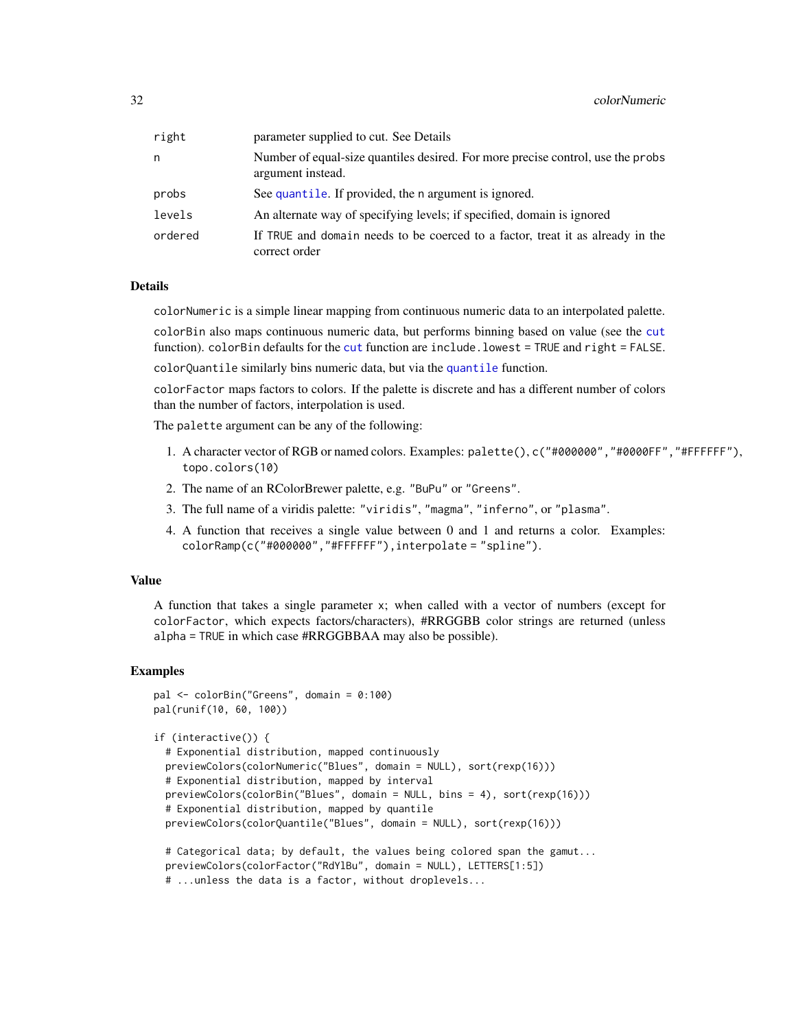| | |
|---|---|
| right | parameter supplied to cut. See Details |
| n | Number of equal-size quantiles desired. For more precise control, use the probs argument instead. |
| probs | See quantile. If provided, the n argument is ignored. |
| levels | An alternate way of specifying levels; if specified, domain is ignored |
| ordered | If TRUE and domain needs to be coerced to a factor, treat it as already in the correct order |

### Details

colorNumeric is a simple linear mapping from continuous numeric data to an interpolated palette.

colorBin also maps continuous numeric data, but performs binning based on value (see the cut function). colorBin defaults for the cut function are include.lowest = TRUE and right = FALSE.

colorQuantile similarly bins numeric data, but via the quantile function.

colorFactor maps factors to colors. If the palette is discrete and has a different number of colors than the number of factors, interpolation is used.

The palette argument can be any of the following:

1. A character vector of RGB or named colors. Examples: palette(), c("#000000","#0000FF","#FFFFFF"), topo.colors(10)
2. The name of an RColorBrewer palette, e.g. "BuPu" or "Greens".
3. The full name of a viridis palette: "viridis", "magma", "inferno", or "plasma".
4. A function that receives a single value between 0 and 1 and returns a color. Examples: colorRamp(c("#000000","#FFFFFF"),interpolate = "spline").

### Value

A function that takes a single parameter x; when called with a vector of numbers (except for colorFactor, which expects factors/characters), #RRGGBB color strings are returned (unless alpha = TRUE in which case #RRGGBBAA may also be possible).

### Examples

```
pal <- colorBin("Greens", domain = 0:100)
pal(runif(10, 60, 100))

if (interactive()) {
  # Exponential distribution, mapped continuously
  previewColors(colorNumeric("Blues", domain = NULL), sort(rexp(16)))
  # Exponential distribution, mapped by interval
  previewColors(colorBin("Blues", domain = NULL, bins = 4), sort(rexp(16)))
  # Exponential distribution, mapped by quantile
  previewColors(colorQuantile("Blues", domain = NULL), sort(rexp(16)))

  # Categorical data; by default, the values being colored span the gamut...
  previewColors(colorFactor("RdYlBu", domain = NULL), LETTERS[1:5])
  # ...unless the data is a factor, without droplevels...
```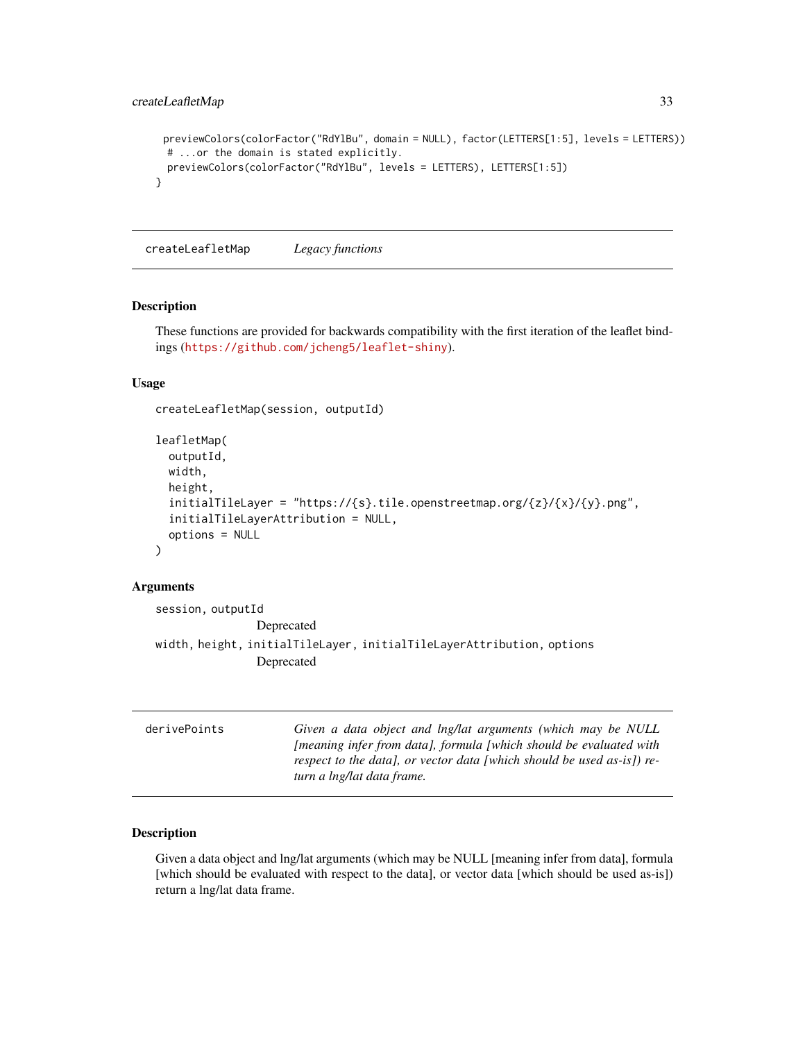```
  previewColors(colorFactor("RdYlBu", domain = NULL), factor(LETTERS[1:5], levels = LETTERS))
  # ...or the domain is stated explicitly.
  previewColors(colorFactor("RdYlBu", levels = LETTERS), LETTERS[1:5])
}
```

---

## createLeafletMap — *Legacy functions*

### Description

These functions are provided for backwards compatibility with the first iteration of the leaflet bindings (https://github.com/jcheng5/leaflet-shiny).

### Usage

```
createLeafletMap(session, outputId)

leafletMap(
  outputId,
  width,
  height,
  initialTileLayer = "https://{s}.tile.openstreetmap.org/{z}/{x}/{y}.png",
  initialTileLayerAttribution = NULL,
  options = NULL
)
```

### Arguments

`session, outputId`
: Deprecated

`width, height, initialTileLayer, initialTileLayerAttribution, options`
: Deprecated

---

## derivePoints — *Given a data object and lng/lat arguments (which may be NULL [meaning infer from data], formula [which should be evaluated with respect to the data], or vector data [which should be used as-is]) return a lng/lat data frame.*

### Description

Given a data object and lng/lat arguments (which may be NULL [meaning infer from data], formula [which should be evaluated with respect to the data], or vector data [which should be used as-is]) return a lng/lat data frame.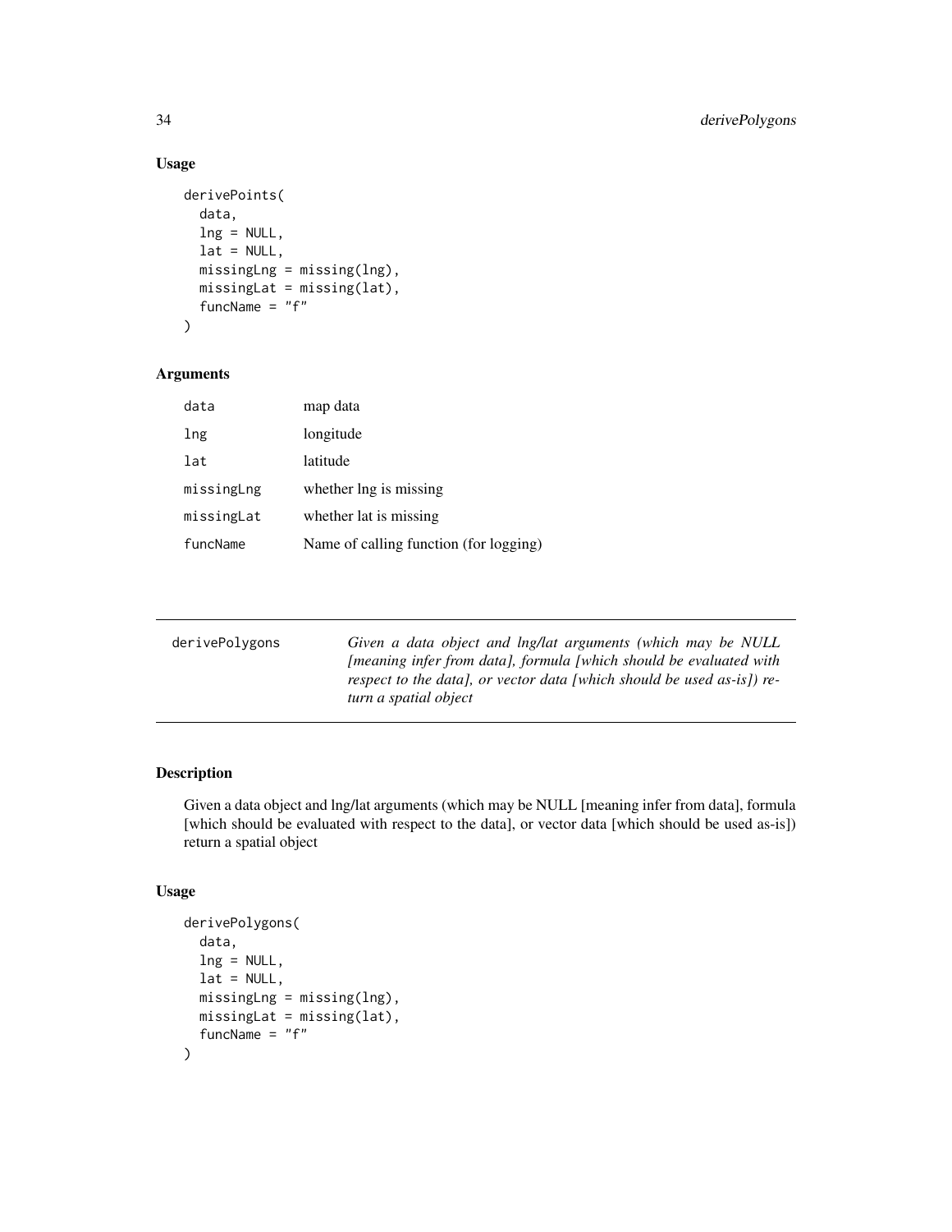### Usage

```
derivePoints(
  data,
  lng = NULL,
  lat = NULL,
  missingLng = missing(lng),
  missingLat = missing(lat),
  funcName = "f"
)
```

### Arguments

| | |
|---|---|
| data | map data |
| lng | longitude |
| lat | latitude |
| missingLng | whether lng is missing |
| missingLat | whether lat is missing |
| funcName | Name of calling function (for logging) |

---

## derivePolygons — *Given a data object and lng/lat arguments (which may be NULL [meaning infer from data], formula [which should be evaluated with respect to the data], or vector data [which should be used as-is]) return a spatial object*

---

### Description

Given a data object and lng/lat arguments (which may be NULL [meaning infer from data], formula [which should be evaluated with respect to the data], or vector data [which should be used as-is]) return a spatial object

### Usage

```
derivePolygons(
  data,
  lng = NULL,
  lat = NULL,
  missingLng = missing(lng),
  missingLat = missing(lat),
  funcName = "f"
)
```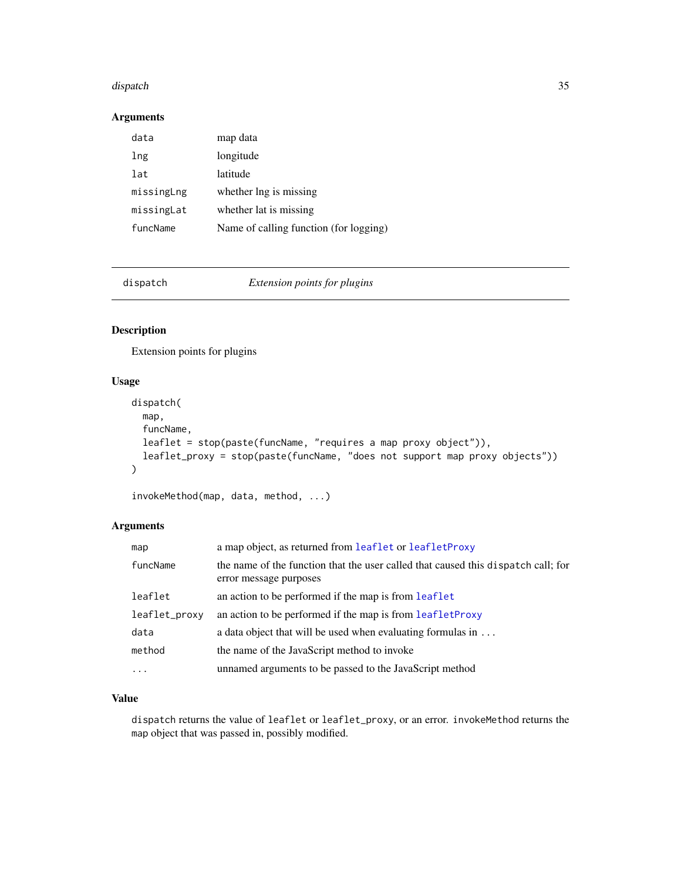### Arguments

| | |
|---|---|
| data | map data |
| lng | longitude |
| lat | latitude |
| missingLng | whether lng is missing |
| missingLat | whether lat is missing |
| funcName | Name of calling function (for logging) |

---

## dispatch — *Extension points for plugins*

---

### Description

Extension points for plugins

### Usage

```
dispatch(
  map,
  funcName,
  leaflet = stop(paste(funcName, "requires a map proxy object")),
  leaflet_proxy = stop(paste(funcName, "does not support map proxy objects"))
)

invokeMethod(map, data, method, ...)
```

### Arguments

| | |
|---|---|
| map | a map object, as returned from leaflet or leafletProxy |
| funcName | the name of the function that the user called that caused this dispatch call; for error message purposes |
| leaflet | an action to be performed if the map is from leaflet |
| leaflet_proxy | an action to be performed if the map is from leafletProxy |
| data | a data object that will be used when evaluating formulas in ... |
| method | the name of the JavaScript method to invoke |
| ... | unnamed arguments to be passed to the JavaScript method |

### Value

dispatch returns the value of leaflet or leaflet_proxy, or an error. invokeMethod returns the map object that was passed in, possibly modified.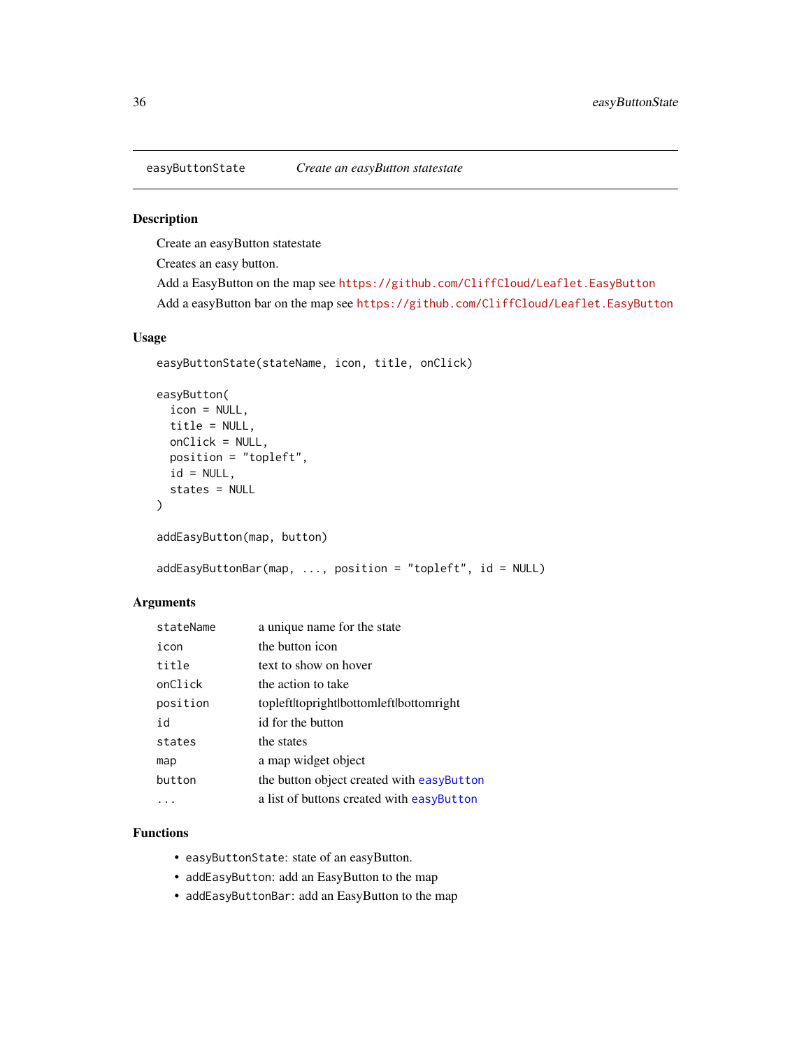easyButtonState *Create an easyButton statestate*

## Description

Create an easyButton statestate

Creates an easy button.

Add a EasyButton on the map see https://github.com/CliffCloud/Leaflet.EasyButton

Add a easyButton bar on the map see https://github.com/CliffCloud/Leaflet.EasyButton

## Usage

```
easyButtonState(stateName, icon, title, onClick)

easyButton(
  icon = NULL,
  title = NULL,
  onClick = NULL,
  position = "topleft",
  id = NULL,
  states = NULL
)

addEasyButton(map, button)

addEasyButtonBar(map, ..., position = "topleft", id = NULL)
```

## Arguments

| | |
|---|---|
| stateName | a unique name for the state |
| icon | the button icon |
| title | text to show on hover |
| onClick | the action to take |
| position | topleft\|topright\|bottomleft\|bottomright |
| id | id for the button |
| states | the states |
| map | a map widget object |
| button | the button object created with easyButton |
| ... | a list of buttons created with easyButton |

## Functions

- easyButtonState: state of an easyButton.
- addEasyButton: add an EasyButton to the map
- addEasyButtonBar: add an EasyButton to the map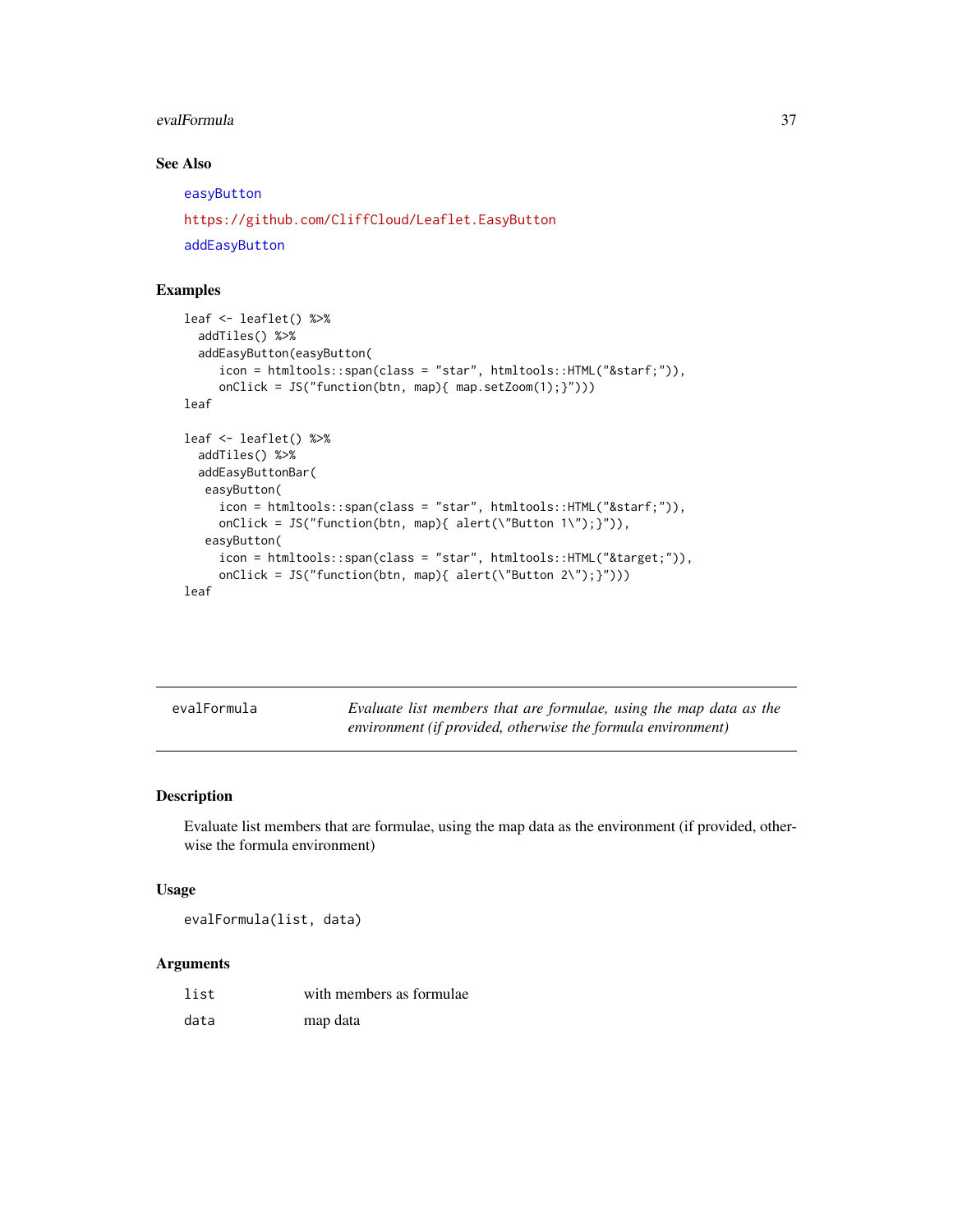## See Also

easyButton

https://github.com/CliffCloud/Leaflet.EasyButton

addEasyButton

## Examples

```
leaf <- leaflet() %>%
  addTiles() %>%
  addEasyButton(easyButton(
     icon = htmltools::span(class = "star", htmltools::HTML("&starf;")),
     onClick = JS("function(btn, map){ map.setZoom(1);}")))
leaf

leaf <- leaflet() %>%
  addTiles() %>%
  addEasyButtonBar(
   easyButton(
     icon = htmltools::span(class = "star", htmltools::HTML("&starf;")),
     onClick = JS("function(btn, map){ alert(\"Button 1\");}")),
   easyButton(
     icon = htmltools::span(class = "star", htmltools::HTML("&target;")),
     onClick = JS("function(btn, map){ alert(\"Button 2\");}")))
leaf
```

---

# evalFormula

*Evaluate list members that are formulae, using the map data as the environment (if provided, otherwise the formula environment)*

---

## Description

Evaluate list members that are formulae, using the map data as the environment (if provided, otherwise the formula environment)

## Usage

```
evalFormula(list, data)
```

## Arguments

| | |
|---|---|
| list | with members as formulae |
| data | map data |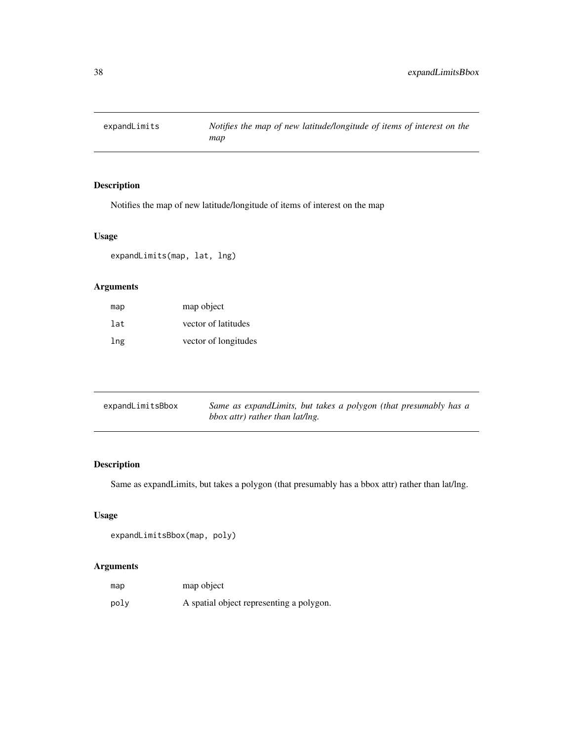## expandLimits — *Notifies the map of new latitude/longitude of items of interest on the map*

### Description

Notifies the map of new latitude/longitude of items of interest on the map

### Usage

```
expandLimits(map, lat, lng)
```

### Arguments

| | |
|---|---|
| map | map object |
| lat | vector of latitudes |
| lng | vector of longitudes |

## expandLimitsBbox — *Same as expandLimits, but takes a polygon (that presumably has a bbox attr) rather than lat/lng.*

### Description

Same as expandLimits, but takes a polygon (that presumably has a bbox attr) rather than lat/lng.

### Usage

```
expandLimitsBbox(map, poly)
```

### Arguments

| | |
|---|---|
| map | map object |
| poly | A spatial object representing a polygon. |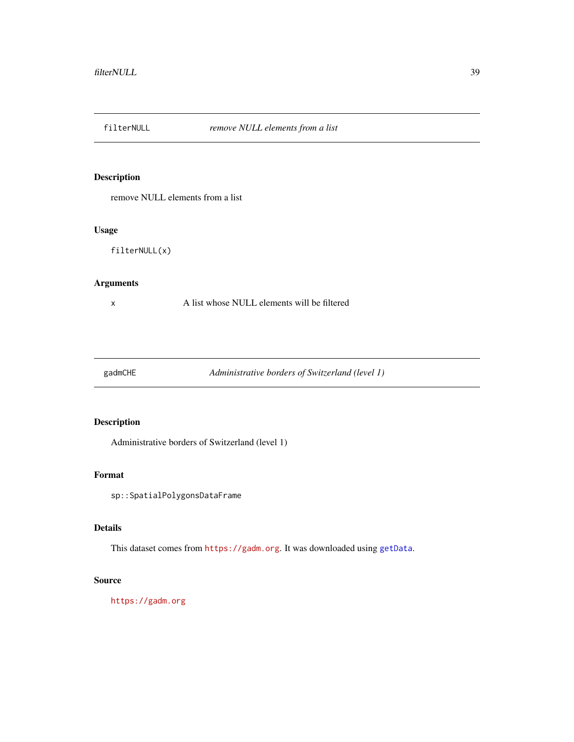## filterNULL — *remove NULL elements from a list*

### Description

remove NULL elements from a list

### Usage

```
filterNULL(x)
```

### Arguments

| | |
|---|---|
| x | A list whose NULL elements will be filtered |

## gadmCHE — *Administrative borders of Switzerland (level 1)*

### Description

Administrative borders of Switzerland (level 1)

### Format

`sp::SpatialPolygonsDataFrame`

### Details

This dataset comes from `https://gadm.org`. It was downloaded using `getData`.

### Source

`https://gadm.org`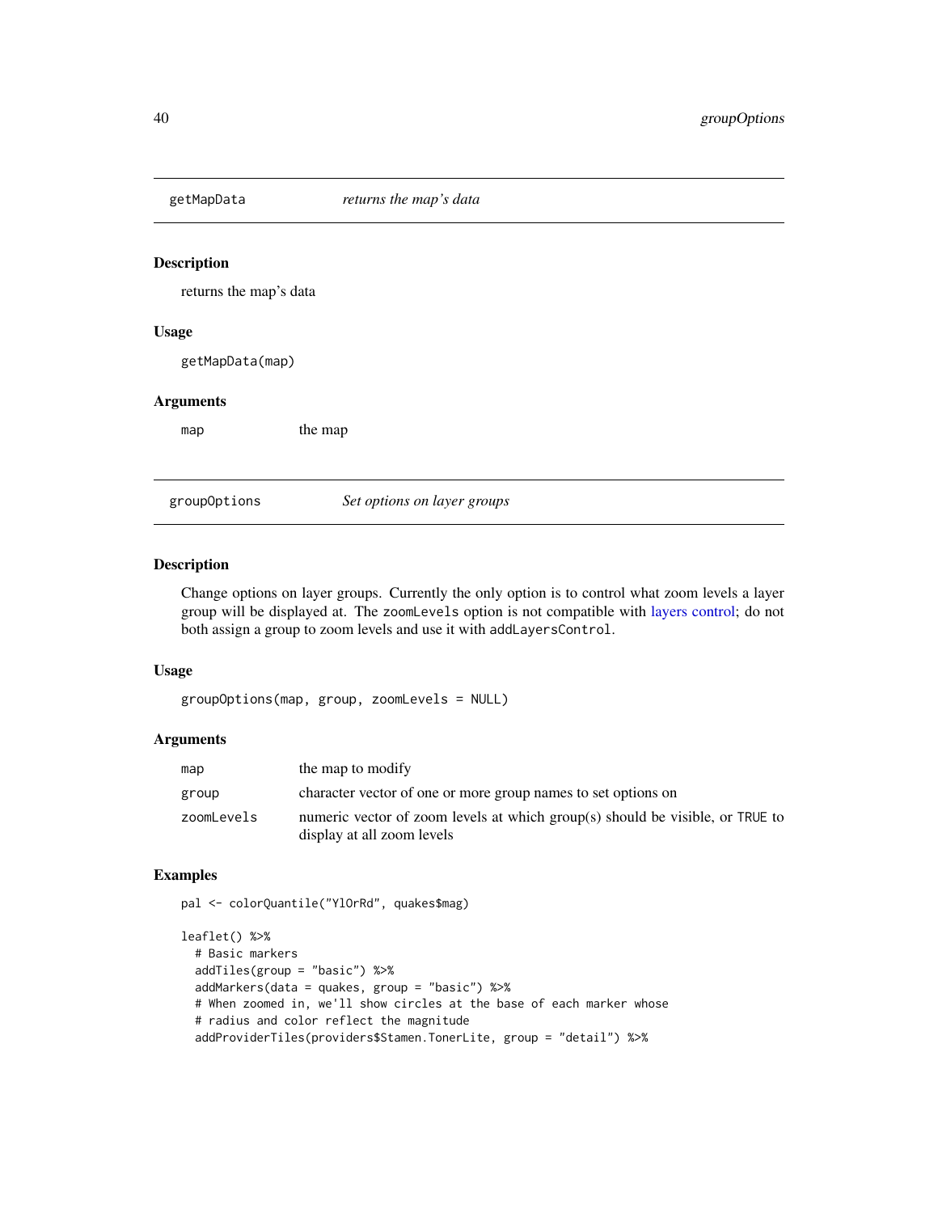## getMapData — *returns the map's data*

### Description

returns the map's data

### Usage

```
getMapData(map)
```

### Arguments

| | |
|---|---|
| map | the map |

## groupOptions — *Set options on layer groups*

### Description

Change options on layer groups. Currently the only option is to control what zoom levels a layer group will be displayed at. The `zoomLevels` option is not compatible with layers control; do not both assign a group to zoom levels and use it with `addLayersControl`.

### Usage

```
groupOptions(map, group, zoomLevels = NULL)
```

### Arguments

| | |
|---|---|
| map | the map to modify |
| group | character vector of one or more group names to set options on |
| zoomLevels | numeric vector of zoom levels at which group(s) should be visible, or TRUE to display at all zoom levels |

### Examples

```
pal <- colorQuantile("YlOrRd", quakes$mag)

leaflet() %>%
  # Basic markers
  addTiles(group = "basic") %>%
  addMarkers(data = quakes, group = "basic") %>%
  # When zoomed in, we'll show circles at the base of each marker whose
  # radius and color reflect the magnitude
  addProviderTiles(providers$Stamen.TonerLite, group = "detail") %>%
```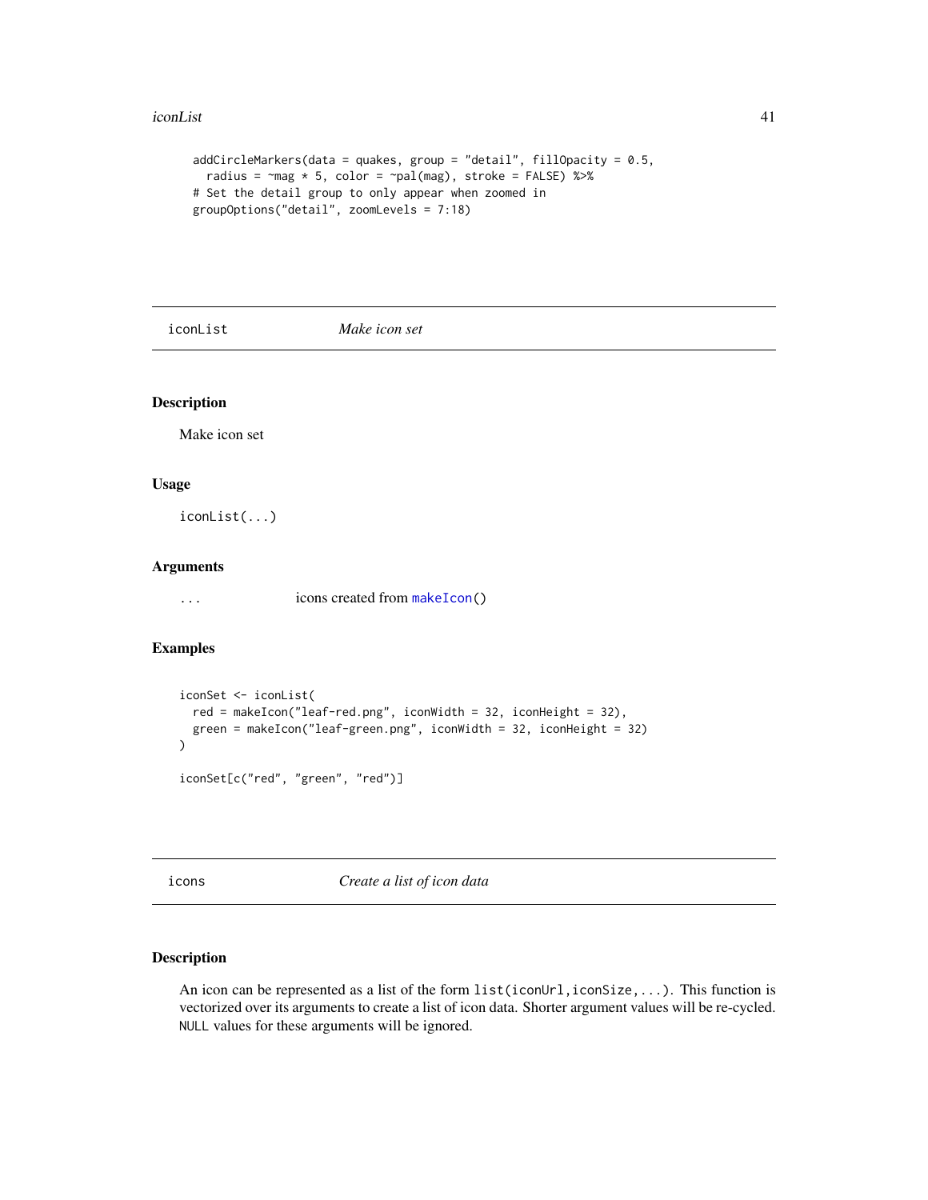```
  addCircleMarkers(data = quakes, group = "detail", fillOpacity = 0.5,
    radius = ~mag * 5, color = ~pal(mag), stroke = FALSE) %>%
  # Set the detail group to only appear when zoomed in
  groupOptions("detail", zoomLevels = 7:18)
```

## iconList    *Make icon set*

### Description

Make icon set

### Usage

```
iconList(...)
```

### Arguments

| | |
|---|---|
| ... | icons created from makeIcon() |

### Examples

```
iconSet <- iconList(
  red = makeIcon("leaf-red.png", iconWidth = 32, iconHeight = 32),
  green = makeIcon("leaf-green.png", iconWidth = 32, iconHeight = 32)
)

iconSet[c("red", "green", "red")]
```

## icons    *Create a list of icon data*

### Description

An icon can be represented as a list of the form `list(iconUrl,iconSize,...)`. This function is vectorized over its arguments to create a list of icon data. Shorter argument values will be re-cycled. `NULL` values for these arguments will be ignored.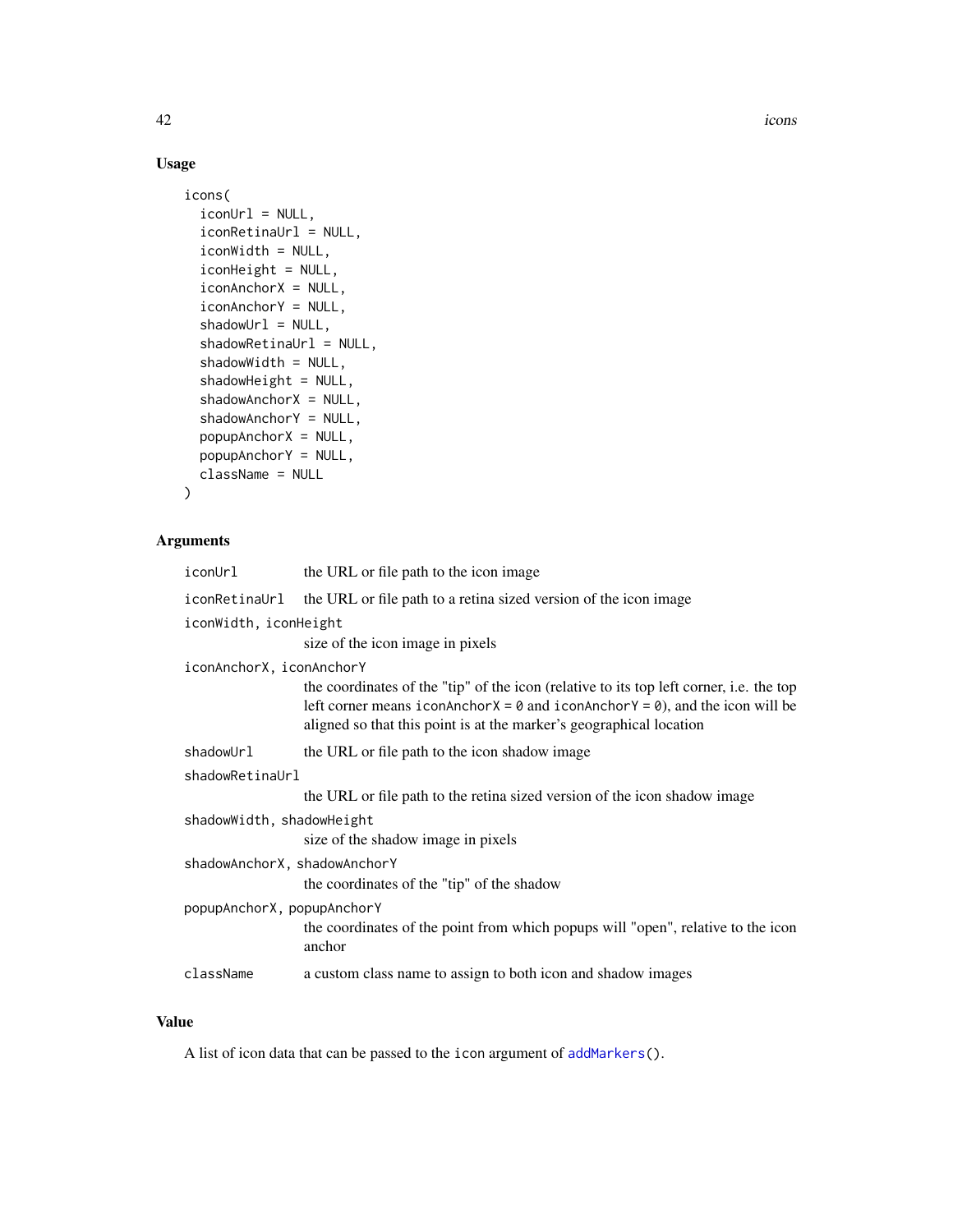## Usage

```
icons(
  iconUrl = NULL,
  iconRetinaUrl = NULL,
  iconWidth = NULL,
  iconHeight = NULL,
  iconAnchorX = NULL,
  iconAnchorY = NULL,
  shadowUrl = NULL,
  shadowRetinaUrl = NULL,
  shadowWidth = NULL,
  shadowHeight = NULL,
  shadowAnchorX = NULL,
  shadowAnchorY = NULL,
  popupAnchorX = NULL,
  popupAnchorY = NULL,
  className = NULL
)
```

## Arguments

- `iconUrl` — the URL or file path to the icon image
- `iconRetinaUrl` — the URL or file path to a retina sized version of the icon image
- `iconWidth, iconHeight` — size of the icon image in pixels
- `iconAnchorX, iconAnchorY` — the coordinates of the "tip" of the icon (relative to its top left corner, i.e. the top left corner means `iconAnchorX = 0` and `iconAnchorY = 0`), and the icon will be aligned so that this point is at the marker's geographical location
- `shadowUrl` — the URL or file path to the icon shadow image
- `shadowRetinaUrl` — the URL or file path to the retina sized version of the icon shadow image
- `shadowWidth, shadowHeight` — size of the shadow image in pixels
- `shadowAnchorX, shadowAnchorY` — the coordinates of the "tip" of the shadow
- `popupAnchorX, popupAnchorY` — the coordinates of the point from which popups will "open", relative to the icon anchor
- `className` — a custom class name to assign to both icon and shadow images

## Value

A list of icon data that can be passed to the `icon` argument of `addMarkers()`.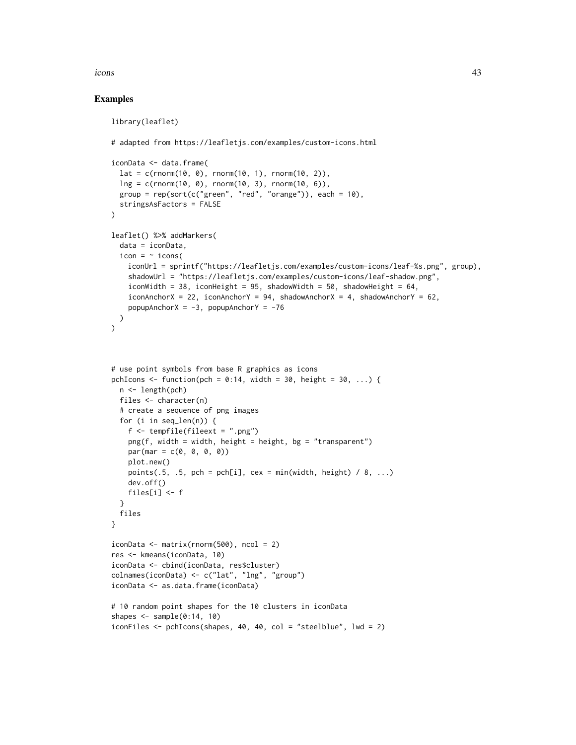## Examples

```
library(leaflet)

# adapted from https://leafletjs.com/examples/custom-icons.html

iconData <- data.frame(
  lat = c(rnorm(10, 0), rnorm(10, 1), rnorm(10, 2)),
  lng = c(rnorm(10, 0), rnorm(10, 3), rnorm(10, 6)),
  group = rep(sort(c("green", "red", "orange")), each = 10),
  stringsAsFactors = FALSE
)

leaflet() %>% addMarkers(
  data = iconData,
  icon = ~ icons(
    iconUrl = sprintf("https://leafletjs.com/examples/custom-icons/leaf-%s.png", group),
    shadowUrl = "https://leafletjs.com/examples/custom-icons/leaf-shadow.png",
    iconWidth = 38, iconHeight = 95, shadowWidth = 50, shadowHeight = 64,
    iconAnchorX = 22, iconAnchorY = 94, shadowAnchorX = 4, shadowAnchorY = 62,
    popupAnchorX = -3, popupAnchorY = -76
  )
)



# use point symbols from base R graphics as icons
pchIcons <- function(pch = 0:14, width = 30, height = 30, ...) {
  n <- length(pch)
  files <- character(n)
  # create a sequence of png images
  for (i in seq_len(n)) {
    f <- tempfile(fileext = ".png")
    png(f, width = width, height = height, bg = "transparent")
    par(mar = c(0, 0, 0, 0))
    plot.new()
    points(.5, .5, pch = pch[i], cex = min(width, height) / 8, ...)
    dev.off()
    files[i] <- f
  }
  files
}

iconData <- matrix(rnorm(500), ncol = 2)
res <- kmeans(iconData, 10)
iconData <- cbind(iconData, res$cluster)
colnames(iconData) <- c("lat", "lng", "group")
iconData <- as.data.frame(iconData)

# 10 random point shapes for the 10 clusters in iconData
shapes <- sample(0:14, 10)
iconFiles <- pchIcons(shapes, 40, 40, col = "steelblue", lwd = 2)
```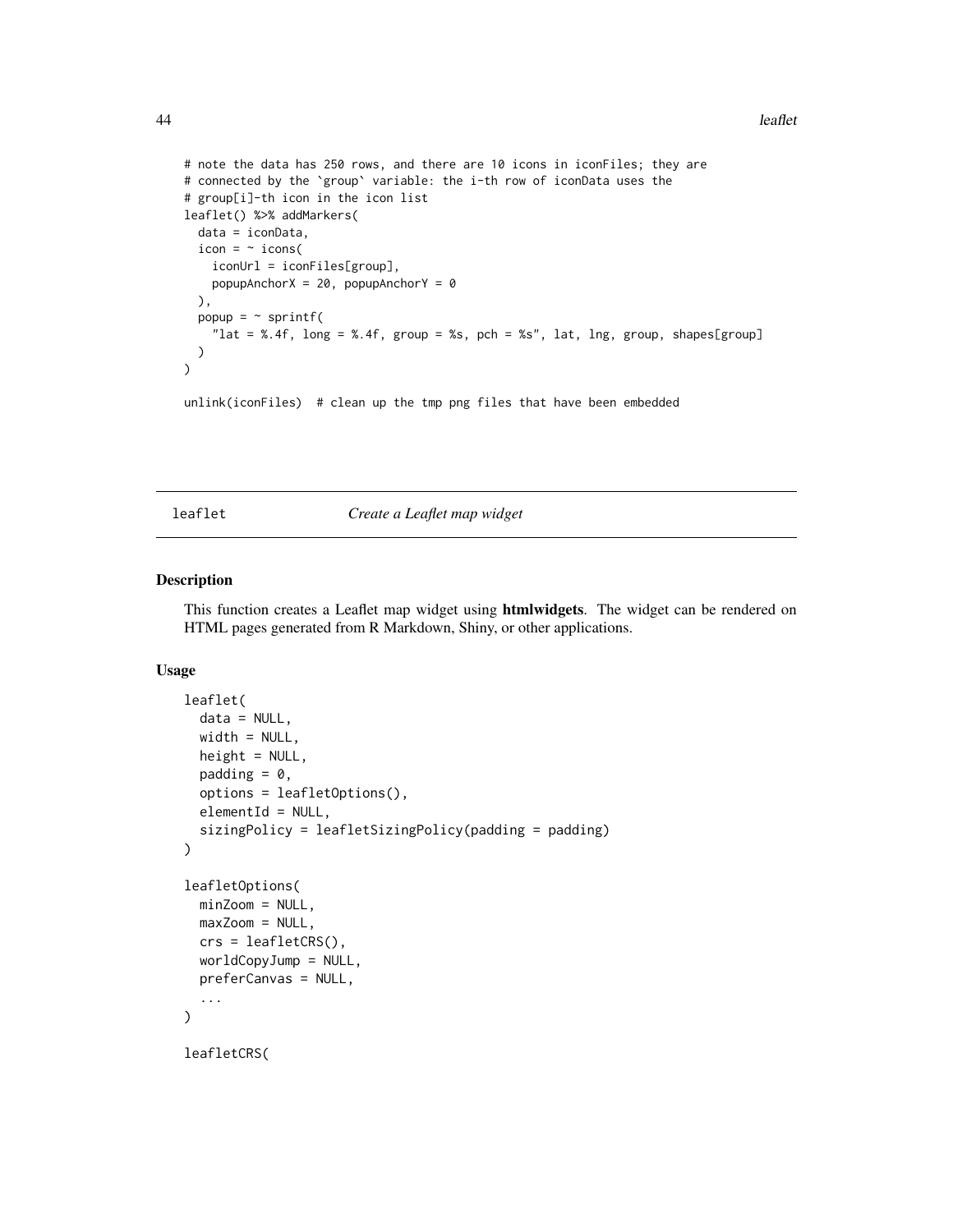```
# note the data has 250 rows, and there are 10 icons in iconFiles; they are
# connected by the `group` variable: the i-th row of iconData uses the
# group[i]-th icon in the icon list
leaflet() %>% addMarkers(
  data = iconData,
  icon = ~ icons(
    iconUrl = iconFiles[group],
    popupAnchorX = 20, popupAnchorY = 0
  ),
  popup = ~ sprintf(
    "lat = %.4f, long = %.4f, group = %s, pch = %s", lat, lng, group, shapes[group]
  )
)

unlink(iconFiles)  # clean up the tmp png files that have been embedded
```

## leaflet — *Create a Leaflet map widget*

### Description

This function creates a Leaflet map widget using **htmlwidgets**. The widget can be rendered on HTML pages generated from R Markdown, Shiny, or other applications.

### Usage

```
leaflet(
  data = NULL,
  width = NULL,
  height = NULL,
  padding = 0,
  options = leafletOptions(),
  elementId = NULL,
  sizingPolicy = leafletSizingPolicy(padding = padding)
)

leafletOptions(
  minZoom = NULL,
  maxZoom = NULL,
  crs = leafletCRS(),
  worldCopyJump = NULL,
  preferCanvas = NULL,
  ...
)

leafletCRS(
```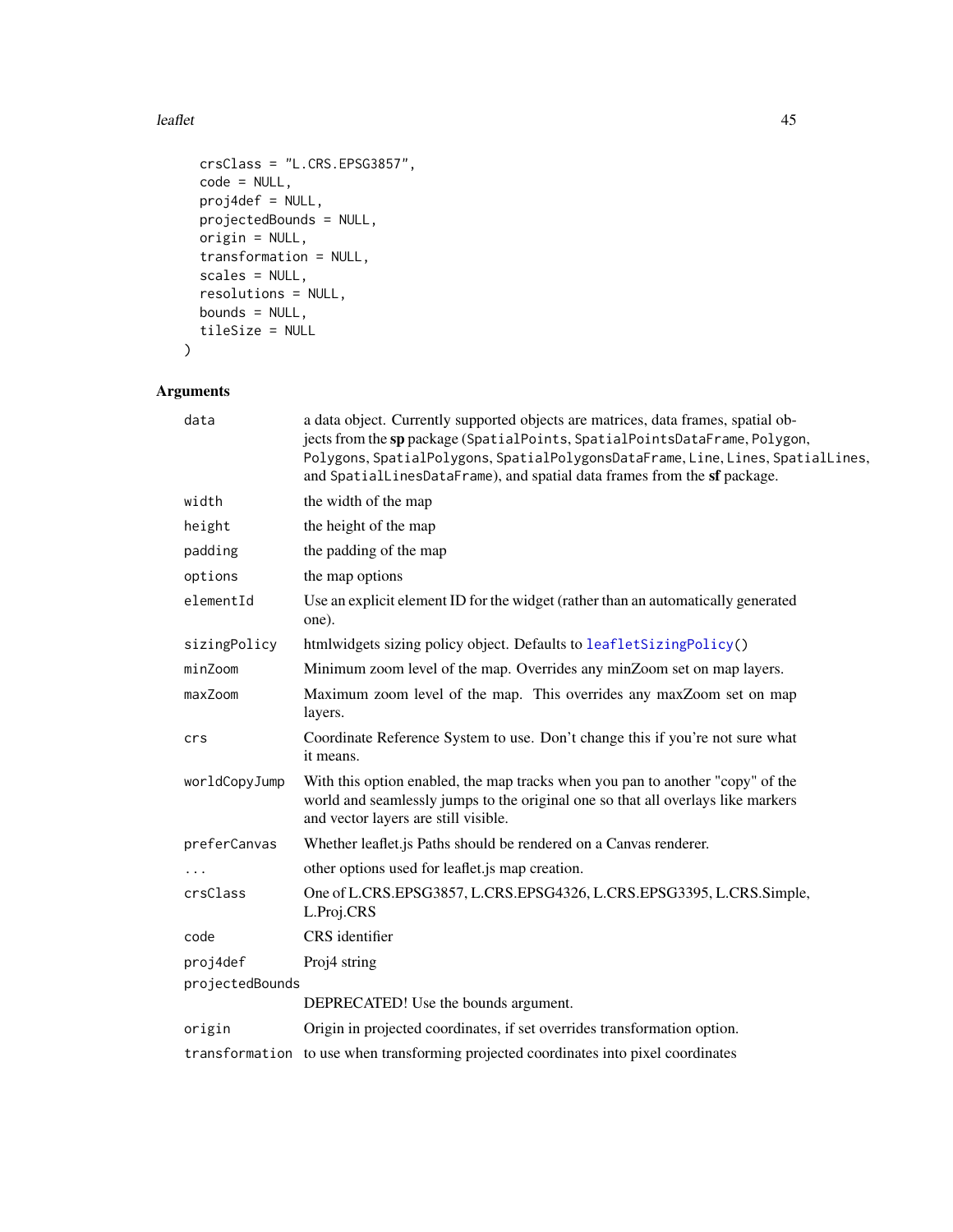```
  crsClass = "L.CRS.EPSG3857",
  code = NULL,
  proj4def = NULL,
  projectedBounds = NULL,
  origin = NULL,
  transformation = NULL,
  scales = NULL,
  resolutions = NULL,
  bounds = NULL,
  tileSize = NULL
)
```

## Arguments

| | |
|---|---|
| `data` | a data object. Currently supported objects are matrices, data frames, spatial objects from the **sp** package (`SpatialPoints`, `SpatialPointsDataFrame`, `Polygon`, `Polygons`, `SpatialPolygons`, `SpatialPolygonsDataFrame`, `Line`, `Lines`, `SpatialLines`, and `SpatialLinesDataFrame`), and spatial data frames from the **sf** package. |
| `width` | the width of the map |
| `height` | the height of the map |
| `padding` | the padding of the map |
| `options` | the map options |
| `elementId` | Use an explicit element ID for the widget (rather than an automatically generated one). |
| `sizingPolicy` | htmlwidgets sizing policy object. Defaults to `leafletSizingPolicy()` |
| `minZoom` | Minimum zoom level of the map. Overrides any minZoom set on map layers. |
| `maxZoom` | Maximum zoom level of the map. This overrides any maxZoom set on map layers. |
| `crs` | Coordinate Reference System to use. Don't change this if you're not sure what it means. |
| `worldCopyJump` | With this option enabled, the map tracks when you pan to another "copy" of the world and seamlessly jumps to the original one so that all overlays like markers and vector layers are still visible. |
| `preferCanvas` | Whether leaflet.js Paths should be rendered on a Canvas renderer. |
| `...` | other options used for leaflet.js map creation. |
| `crsClass` | One of L.CRS.EPSG3857, L.CRS.EPSG4326, L.CRS.EPSG3395, L.CRS.Simple, L.Proj.CRS |
| `code` | CRS identifier |
| `proj4def` | Proj4 string |
| `projectedBounds` | DEPRECATED! Use the bounds argument. |
| `origin` | Origin in projected coordinates, if set overrides transformation option. |
| `transformation` | to use when transforming projected coordinates into pixel coordinates |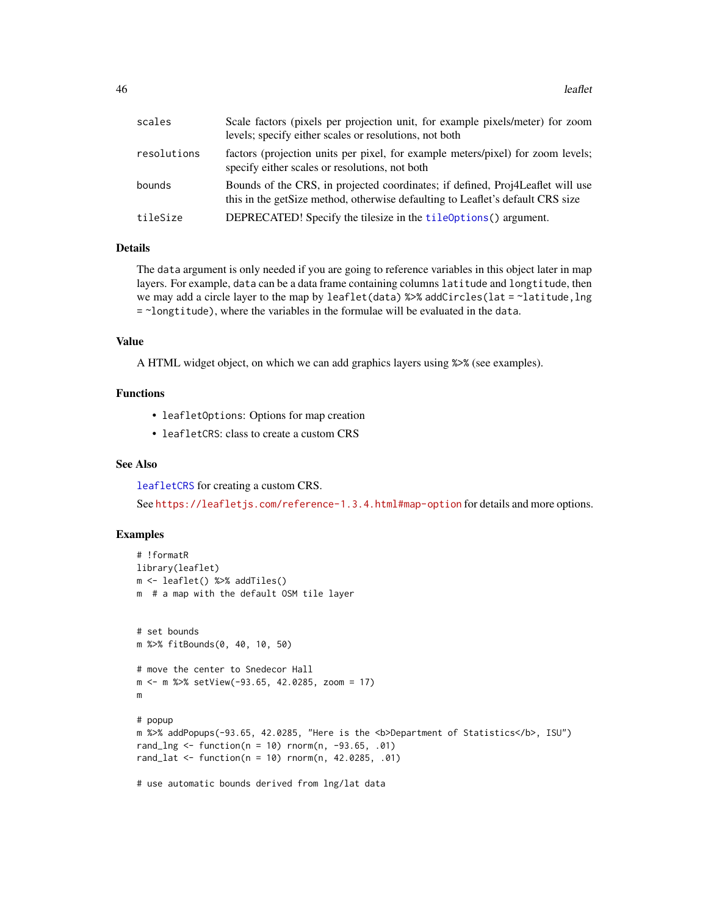| | |
|---|---|
| scales | Scale factors (pixels per projection unit, for example pixels/meter) for zoom levels; specify either scales or resolutions, not both |
| resolutions | factors (projection units per pixel, for example meters/pixel) for zoom levels; specify either scales or resolutions, not both |
| bounds | Bounds of the CRS, in projected coordinates; if defined, Proj4Leaflet will use this in the getSize method, otherwise defaulting to Leaflet's default CRS size |
| tileSize | DEPRECATED! Specify the tilesize in the `tileOptions()` argument. |

### Details

The `data` argument is only needed if you are going to reference variables in this object later in map layers. For example, `data` can be a data frame containing columns `latitude` and `longtitude`, then we may add a circle layer to the map by `leaflet(data) %>% addCircles(lat = ~latitude,lng = ~longtitude)`, where the variables in the formulae will be evaluated in the `data`.

### Value

A HTML widget object, on which we can add graphics layers using `%>%` (see examples).

### Functions

- `leafletOptions`: Options for map creation
- `leafletCRS`: class to create a custom CRS

### See Also

`leafletCRS` for creating a custom CRS.

See https://leafletjs.com/reference-1.3.4.html#map-option for details and more options.

### Examples

```
# !formatR
library(leaflet)
m <- leaflet() %>% addTiles()
m  # a map with the default OSM tile layer


# set bounds
m %>% fitBounds(0, 40, 10, 50)

# move the center to Snedecor Hall
m <- m %>% setView(-93.65, 42.0285, zoom = 17)
m

# popup
m %>% addPopups(-93.65, 42.0285, "Here is the <b>Department of Statistics</b>, ISU")
rand_lng <- function(n = 10) rnorm(n, -93.65, .01)
rand_lat <- function(n = 10) rnorm(n, 42.0285, .01)

# use automatic bounds derived from lng/lat data
```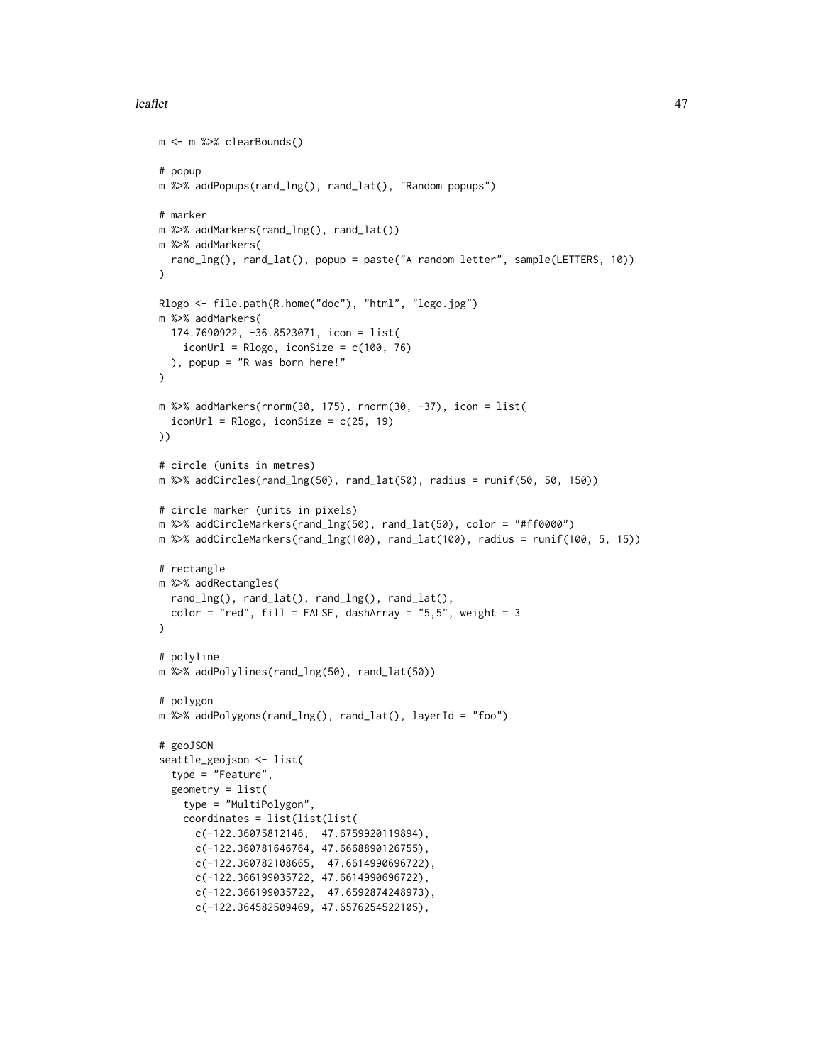```
m <- m %>% clearBounds()

# popup
m %>% addPopups(rand_lng(), rand_lat(), "Random popups")

# marker
m %>% addMarkers(rand_lng(), rand_lat())
m %>% addMarkers(
  rand_lng(), rand_lat(), popup = paste("A random letter", sample(LETTERS, 10))
)

Rlogo <- file.path(R.home("doc"), "html", "logo.jpg")
m %>% addMarkers(
  174.7690922, -36.8523071, icon = list(
    iconUrl = Rlogo, iconSize = c(100, 76)
  ), popup = "R was born here!"
)

m %>% addMarkers(rnorm(30, 175), rnorm(30, -37), icon = list(
  iconUrl = Rlogo, iconSize = c(25, 19)
))

# circle (units in metres)
m %>% addCircles(rand_lng(50), rand_lat(50), radius = runif(50, 50, 150))

# circle marker (units in pixels)
m %>% addCircleMarkers(rand_lng(50), rand_lat(50), color = "#ff0000")
m %>% addCircleMarkers(rand_lng(100), rand_lat(100), radius = runif(100, 5, 15))

# rectangle
m %>% addRectangles(
  rand_lng(), rand_lat(), rand_lng(), rand_lat(),
  color = "red", fill = FALSE, dashArray = "5,5", weight = 3
)

# polyline
m %>% addPolylines(rand_lng(50), rand_lat(50))

# polygon
m %>% addPolygons(rand_lng(), rand_lat(), layerId = "foo")

# geoJSON
seattle_geojson <- list(
  type = "Feature",
  geometry = list(
    type = "MultiPolygon",
    coordinates = list(list(list(
      c(-122.36075812146,  47.6759920119894),
      c(-122.360781646764, 47.6668890126755),
      c(-122.360782108665,  47.6614990696722),
      c(-122.366199035722, 47.6614990696722),
      c(-122.366199035722,  47.6592874248973),
      c(-122.364582509469, 47.6576254522105),
```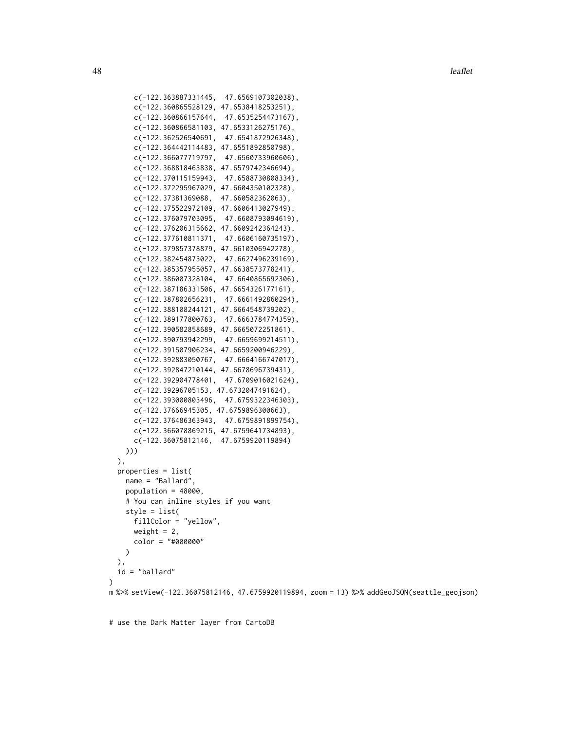```
      c(-122.363887331445,  47.6569107302038),
      c(-122.360865528129, 47.6538418253251),
      c(-122.360866157644,  47.6535254473167),
      c(-122.360866581103, 47.6533126275176),
      c(-122.362526540691,  47.6541872926348),
      c(-122.364442114483, 47.6551892850798),
      c(-122.366077719797,  47.6560733960606),
      c(-122.368818463838, 47.6579742346694),
      c(-122.370115159943,  47.6588730808334),
      c(-122.372295967029, 47.6604350102328),
      c(-122.37381369088,  47.660582362063),
      c(-122.375522972109, 47.6606413027949),
      c(-122.376079703095,  47.6608793094619),
      c(-122.376206315662, 47.6609242364243),
      c(-122.377610811371,  47.6606160735197),
      c(-122.379857378879, 47.6610306942278),
      c(-122.382454873022,  47.6627496239169),
      c(-122.385357955057, 47.6638573778241),
      c(-122.386007328104,  47.6640865692306),
      c(-122.387186331506, 47.6654326177161),
      c(-122.387802656231,  47.6661492860294),
      c(-122.388108244121, 47.6664548739202),
      c(-122.389177800763,  47.6663784774359),
      c(-122.390582858689, 47.6665072251861),
      c(-122.390793942299,  47.6659699214511),
      c(-122.391507906234, 47.6659200946229),
      c(-122.392883050767,  47.6664166747017),
      c(-122.392847210144, 47.6678696739431),
      c(-122.392904778401,  47.6709016021624),
      c(-122.39296705153, 47.6732047491624),
      c(-122.393000803496,  47.6759322346303),
      c(-122.37666945305, 47.6759896300663),
      c(-122.376486363943,  47.6759891899754),
      c(-122.366078869215, 47.6759641734893),
      c(-122.36075812146,  47.6759920119894)
    )))
  ),
  properties = list(
    name = "Ballard",
    population = 48000,
    # You can inline styles if you want
    style = list(
      fillColor = "yellow",
      weight = 2,
      color = "#000000"
    )
  ),
  id = "ballard"
)
m %>% setView(-122.36075812146, 47.6759920119894, zoom = 13) %>% addGeoJSON(seattle_geojson)


# use the Dark Matter layer from CartoDB
```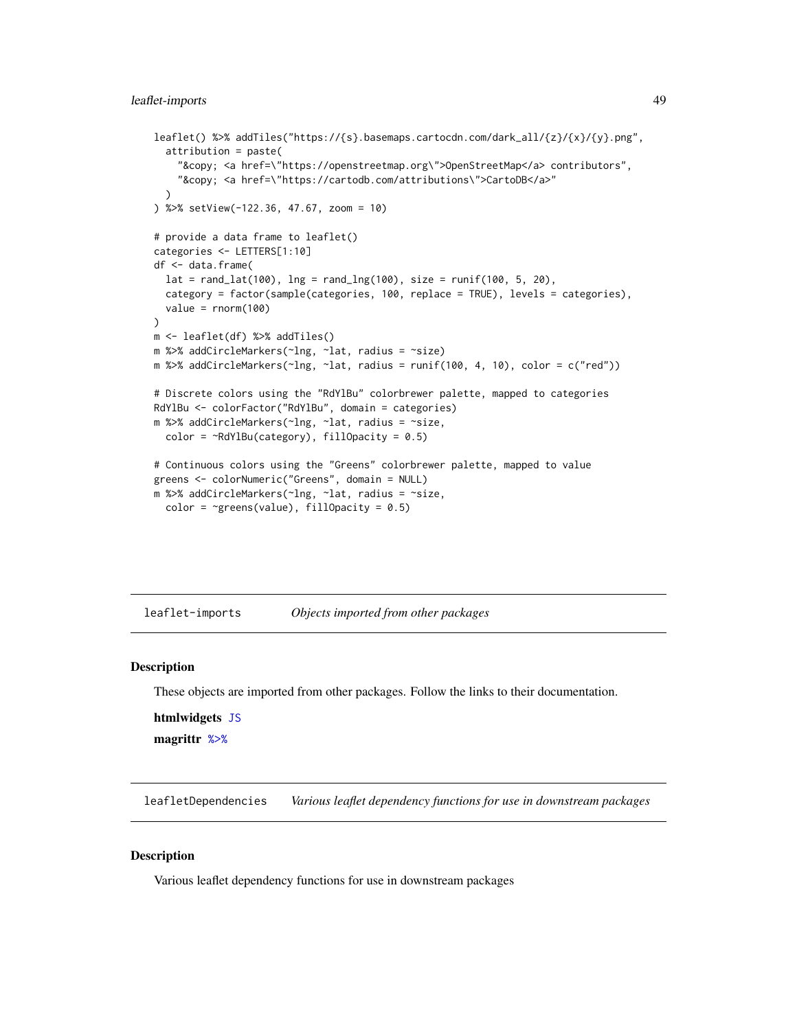```
leaflet() %>% addTiles("https://{s}.basemaps.cartocdn.com/dark_all/{z}/{x}/{y}.png",
  attribution = paste(
    "&copy; <a href=\"https://openstreetmap.org\">OpenStreetMap</a> contributors",
    "&copy; <a href=\"https://cartodb.com/attributions\">CartoDB</a>"
  )
) %>% setView(-122.36, 47.67, zoom = 10)

# provide a data frame to leaflet()
categories <- LETTERS[1:10]
df <- data.frame(
  lat = rand_lat(100), lng = rand_lng(100), size = runif(100, 5, 20),
  category = factor(sample(categories, 100, replace = TRUE), levels = categories),
  value = rnorm(100)
)
m <- leaflet(df) %>% addTiles()
m %>% addCircleMarkers(~lng, ~lat, radius = ~size)
m %>% addCircleMarkers(~lng, ~lat, radius = runif(100, 4, 10), color = c("red"))

# Discrete colors using the "RdYlBu" colorbrewer palette, mapped to categories
RdYlBu <- colorFactor("RdYlBu", domain = categories)
m %>% addCircleMarkers(~lng, ~lat, radius = ~size,
  color = ~RdYlBu(category), fillOpacity = 0.5)

# Continuous colors using the "Greens" colorbrewer palette, mapped to value
greens <- colorNumeric("Greens", domain = NULL)
m %>% addCircleMarkers(~lng, ~lat, radius = ~size,
  color = ~greens(value), fillOpacity = 0.5)
```

## leaflet-imports *Objects imported from other packages*

### Description

These objects are imported from other packages. Follow the links to their documentation.

**htmlwidgets** `JS`

**magrittr** `%>%`

## leafletDependencies *Various leaflet dependency functions for use in downstream packages*

### Description

Various leaflet dependency functions for use in downstream packages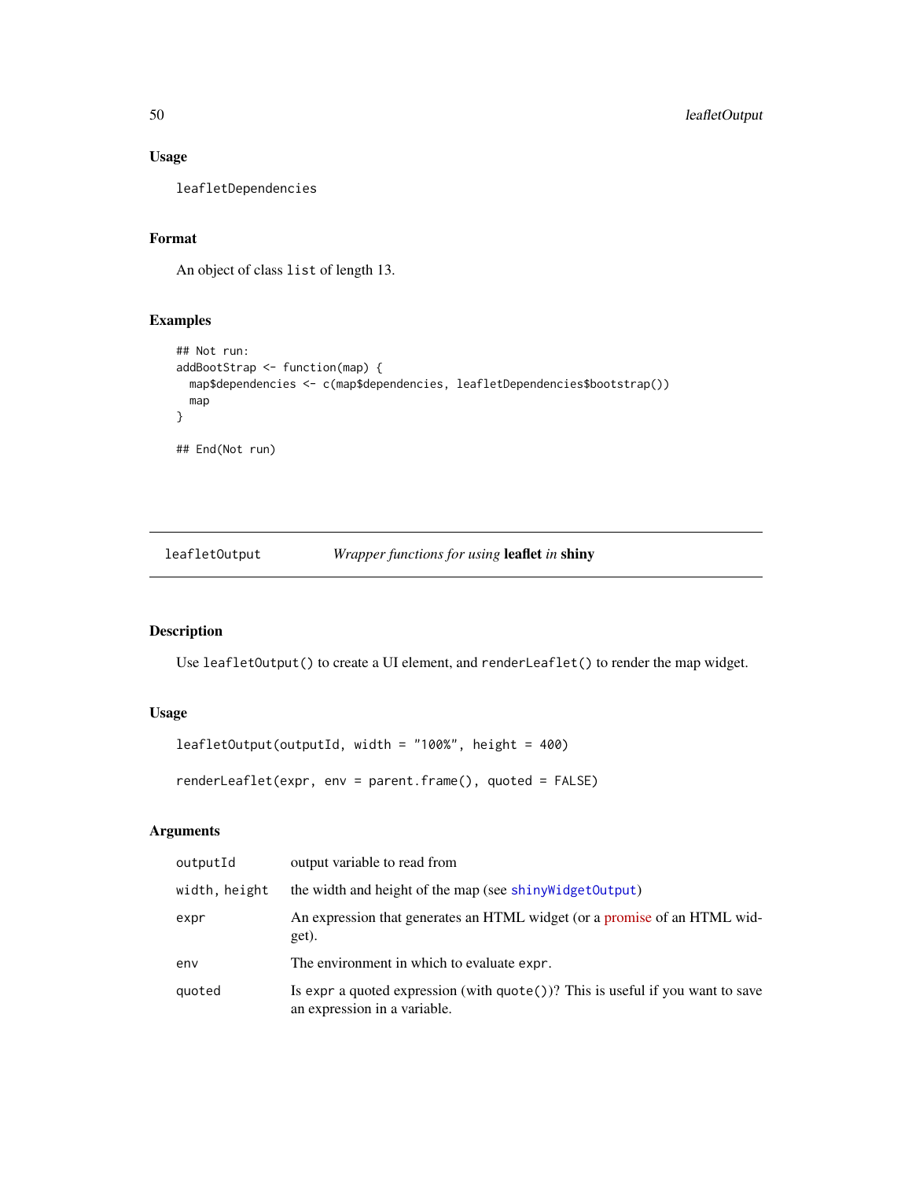### Usage

```
leafletDependencies
```

### Format

An object of class `list` of length 13.

### Examples

```
## Not run:
addBootStrap <- function(map) {
  map$dependencies <- c(map$dependencies, leafletDependencies$bootstrap())
  map
}

## End(Not run)
```

---

## leafletOutput — *Wrapper functions for using* **leaflet** *in* **shiny**

---

### Description

Use `leafletOutput()` to create a UI element, and `renderLeaflet()` to render the map widget.

### Usage

```
leafletOutput(outputId, width = "100%", height = 400)

renderLeaflet(expr, env = parent.frame(), quoted = FALSE)
```

### Arguments

| | |
|---|---|
| `outputId` | output variable to read from |
| `width, height` | the width and height of the map (see `shinyWidgetOutput`) |
| `expr` | An expression that generates an HTML widget (or a promise of an HTML widget). |
| `env` | The environment in which to evaluate `expr`. |
| `quoted` | Is `expr` a quoted expression (with `quote()`)? This is useful if you want to save an expression in a variable. |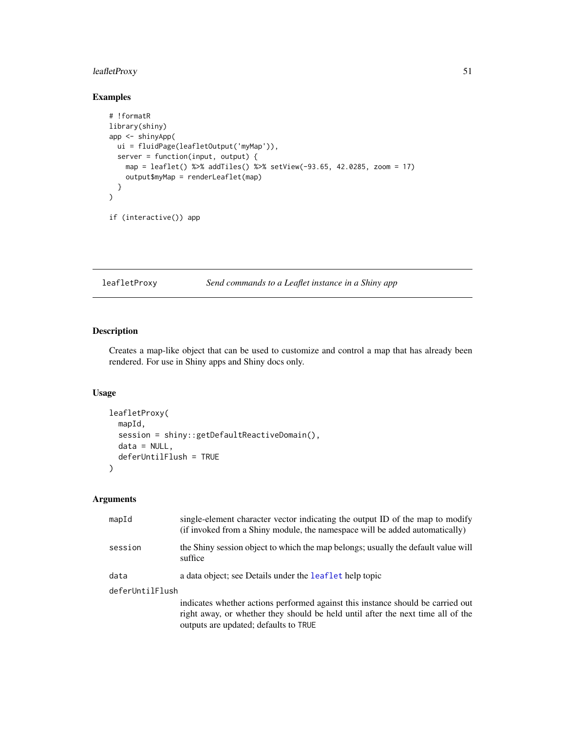## Examples

```
# !formatR
library(shiny)
app <- shinyApp(
  ui = fluidPage(leafletOutput('myMap')),
  server = function(input, output) {
    map = leaflet() %>% addTiles() %>% setView(-93.65, 42.0285, zoom = 17)
    output$myMap = renderLeaflet(map)
  }
)

if (interactive()) app
```

---

# leafletProxy — *Send commands to a Leaflet instance in a Shiny app*

---

## Description

Creates a map-like object that can be used to customize and control a map that has already been rendered. For use in Shiny apps and Shiny docs only.

## Usage

```
leafletProxy(
  mapId,
  session = shiny::getDefaultReactiveDomain(),
  data = NULL,
  deferUntilFlush = TRUE
)
```

## Arguments

| | |
|---|---|
| mapId | single-element character vector indicating the output ID of the map to modify (if invoked from a Shiny module, the namespace will be added automatically) |
| session | the Shiny session object to which the map belongs; usually the default value will suffice |
| data | a data object; see Details under the leaflet help topic |
| deferUntilFlush | indicates whether actions performed against this instance should be carried out right away, or whether they should be held until after the next time all of the outputs are updated; defaults to TRUE |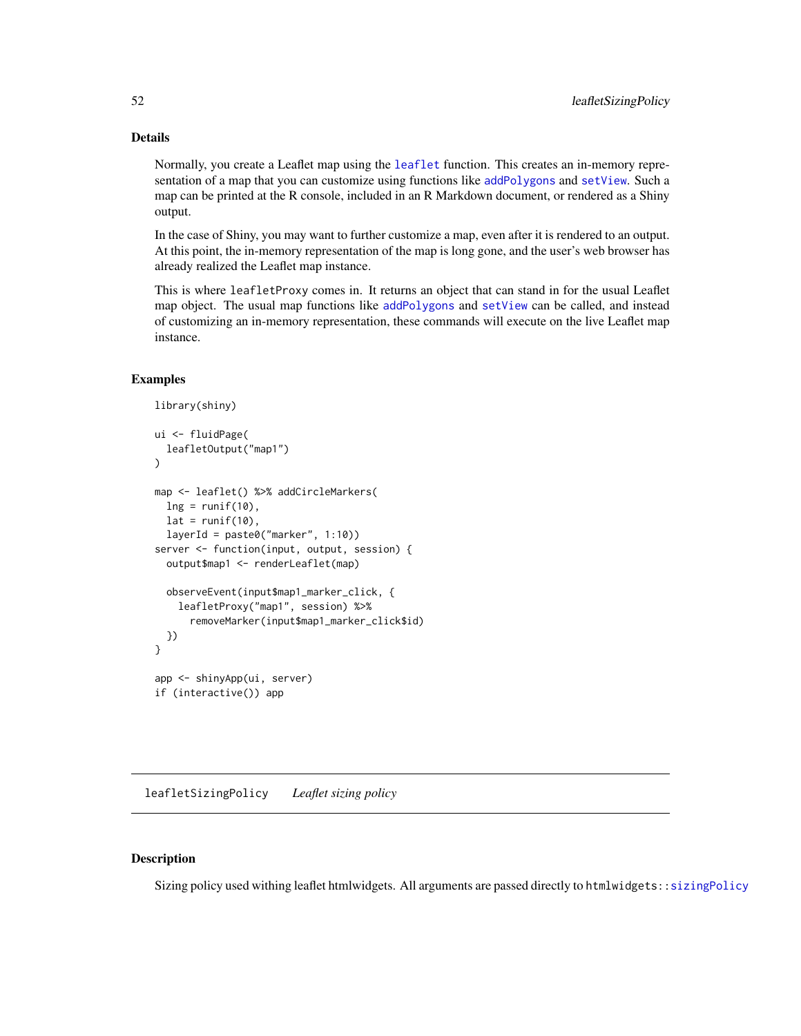## Details

Normally, you create a Leaflet map using the `leaflet` function. This creates an in-memory representation of a map that you can customize using functions like `addPolygons` and `setView`. Such a map can be printed at the R console, included in an R Markdown document, or rendered as a Shiny output.

In the case of Shiny, you may want to further customize a map, even after it is rendered to an output. At this point, the in-memory representation of the map is long gone, and the user's web browser has already realized the Leaflet map instance.

This is where `leafletProxy` comes in. It returns an object that can stand in for the usual Leaflet map object. The usual map functions like `addPolygons` and `setView` can be called, and instead of customizing an in-memory representation, these commands will execute on the live Leaflet map instance.

## Examples

```
library(shiny)

ui <- fluidPage(
  leafletOutput("map1")
)

map <- leaflet() %>% addCircleMarkers(
  lng = runif(10),
  lat = runif(10),
  layerId = paste0("marker", 1:10))
server <- function(input, output, session) {
  output$map1 <- renderLeaflet(map)

  observeEvent(input$map1_marker_click, {
    leafletProxy("map1", session) %>%
      removeMarker(input$map1_marker_click$id)
  })
}

app <- shinyApp(ui, server)
if (interactive()) app
```

---

# leafletSizingPolicy *Leaflet sizing policy*

## Description

Sizing policy used withing leaflet htmlwidgets. All arguments are passed directly to `htmlwidgets::sizingPolicy`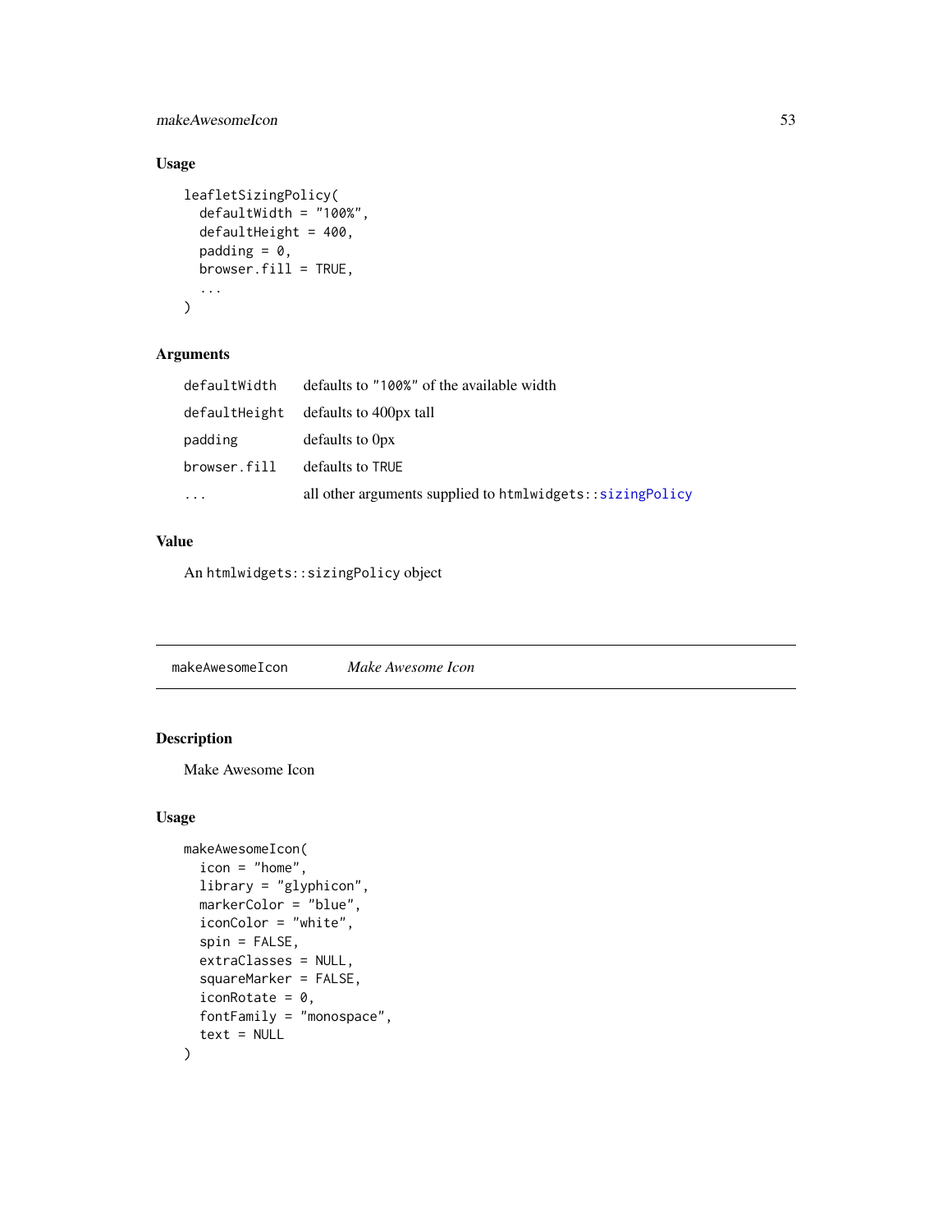### Usage

```
leafletSizingPolicy(
  defaultWidth = "100%",
  defaultHeight = 400,
  padding = 0,
  browser.fill = TRUE,
  ...
)
```

### Arguments

| | |
|---|---|
| `defaultWidth` | defaults to `"100%"` of the available width |
| `defaultHeight` | defaults to 400px tall |
| `padding` | defaults to 0px |
| `browser.fill` | defaults to `TRUE` |
| `...` | all other arguments supplied to `htmlwidgets::sizingPolicy` |

### Value

An `htmlwidgets::sizingPolicy` object

---

## `makeAwesomeIcon` *Make Awesome Icon*

---

### Description

Make Awesome Icon

### Usage

```
makeAwesomeIcon(
  icon = "home",
  library = "glyphicon",
  markerColor = "blue",
  iconColor = "white",
  spin = FALSE,
  extraClasses = NULL,
  squareMarker = FALSE,
  iconRotate = 0,
  fontFamily = "monospace",
  text = NULL
)
```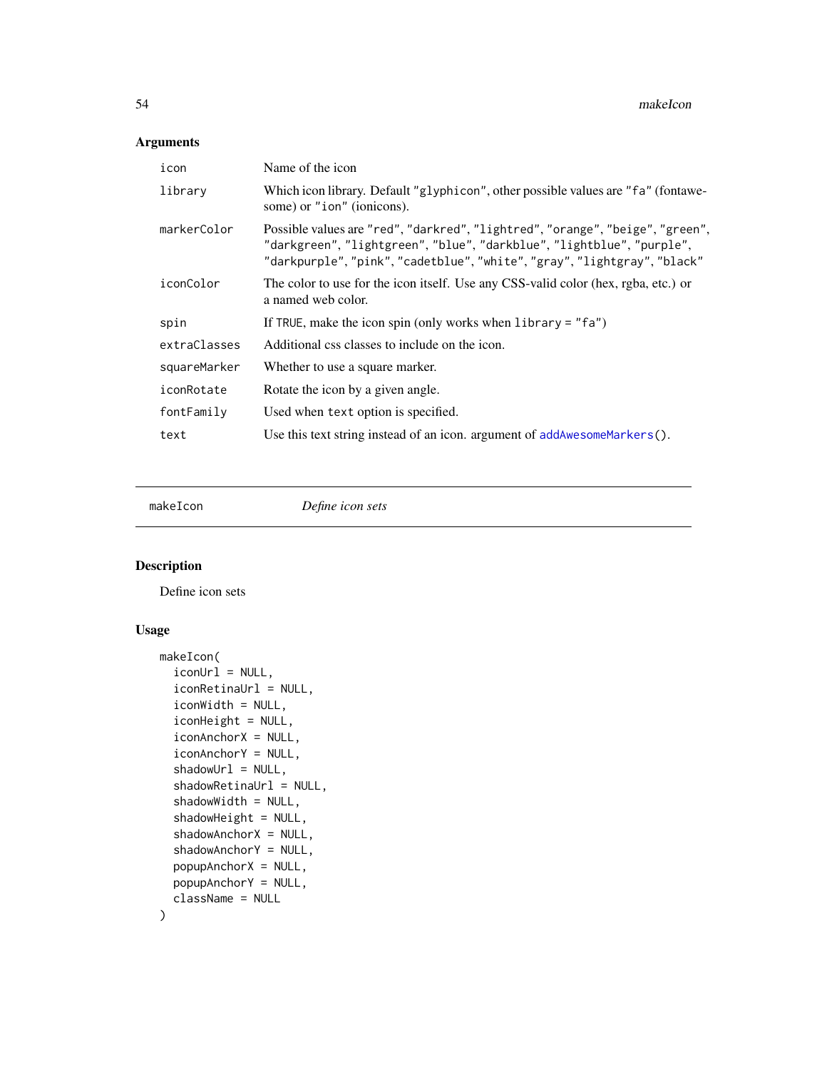## Arguments

| | |
|---|---|
| `icon` | Name of the icon |
| `library` | Which icon library. Default `"glyphicon"`, other possible values are `"fa"` (fontawesome) or `"ion"` (ionicons). |
| `markerColor` | Possible values are `"red"`, `"darkred"`, `"lightred"`, `"orange"`, `"beige"`, `"green"`, `"darkgreen"`, `"lightgreen"`, `"blue"`, `"darkblue"`, `"lightblue"`, `"purple"`, `"darkpurple"`, `"pink"`, `"cadetblue"`, `"white"`, `"gray"`, `"lightgray"`, `"black"` |
| `iconColor` | The color to use for the icon itself. Use any CSS-valid color (hex, rgba, etc.) or a named web color. |
| `spin` | If `TRUE`, make the icon spin (only works when `library = "fa"`) |
| `extraClasses` | Additional css classes to include on the icon. |
| `squareMarker` | Whether to use a square marker. |
| `iconRotate` | Rotate the icon by a given angle. |
| `fontFamily` | Used when `text` option is specified. |
| `text` | Use this text string instead of an icon. argument of `addAwesomeMarkers()`. |

---

`makeIcon` *Define icon sets*

---

## Description

Define icon sets

## Usage

```
makeIcon(
  iconUrl = NULL,
  iconRetinaUrl = NULL,
  iconWidth = NULL,
  iconHeight = NULL,
  iconAnchorX = NULL,
  iconAnchorY = NULL,
  shadowUrl = NULL,
  shadowRetinaUrl = NULL,
  shadowWidth = NULL,
  shadowHeight = NULL,
  shadowAnchorX = NULL,
  shadowAnchorY = NULL,
  popupAnchorX = NULL,
  popupAnchorY = NULL,
  className = NULL
)
```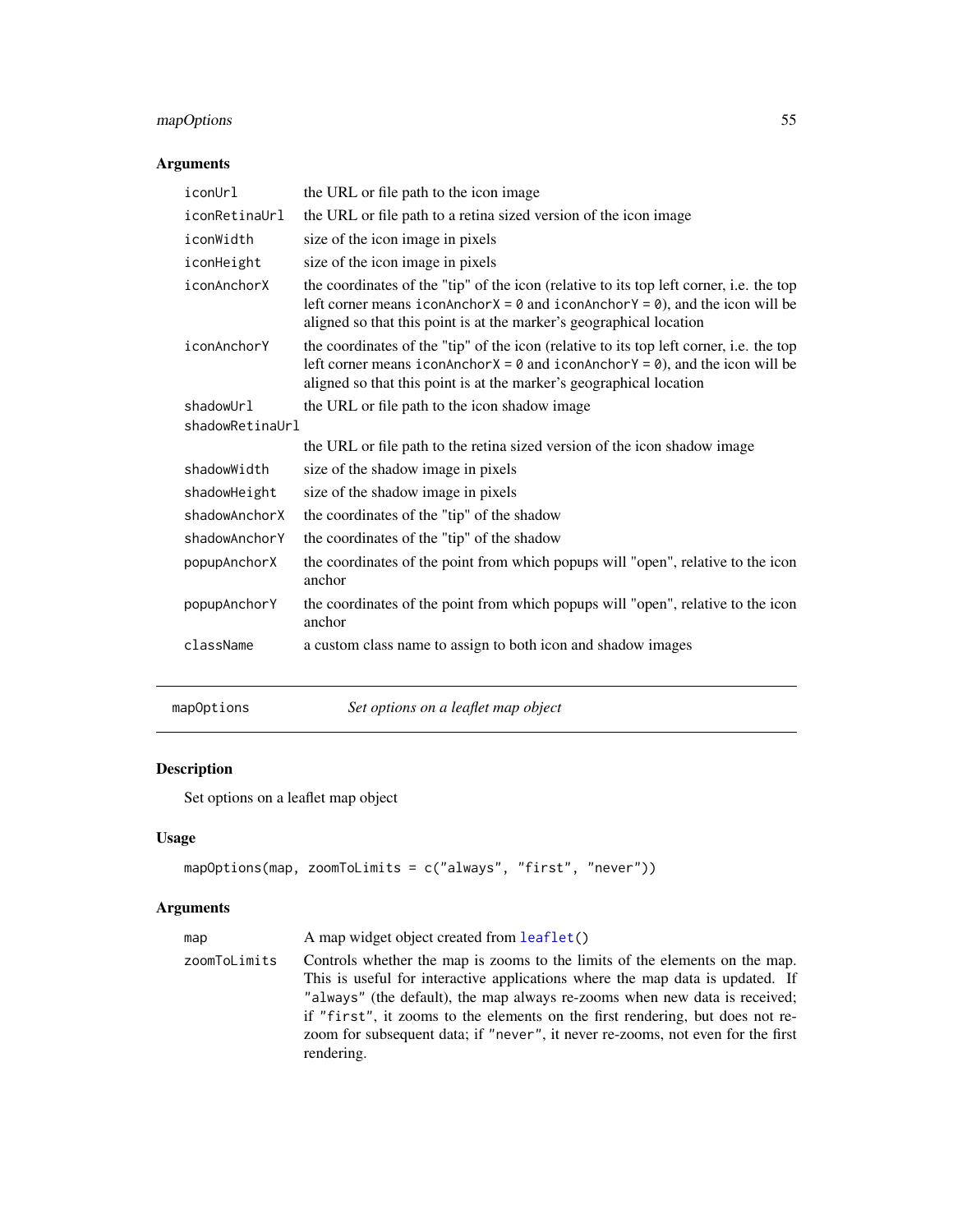## Arguments

| | |
|---|---|
| `iconUrl` | the URL or file path to the icon image |
| `iconRetinaUrl` | the URL or file path to a retina sized version of the icon image |
| `iconWidth` | size of the icon image in pixels |
| `iconHeight` | size of the icon image in pixels |
| `iconAnchorX` | the coordinates of the "tip" of the icon (relative to its top left corner, i.e. the top left corner means `iconAnchorX = 0` and `iconAnchorY = 0`), and the icon will be aligned so that this point is at the marker's geographical location |
| `iconAnchorY` | the coordinates of the "tip" of the icon (relative to its top left corner, i.e. the top left corner means `iconAnchorX = 0` and `iconAnchorY = 0`), and the icon will be aligned so that this point is at the marker's geographical location |
| `shadowUrl` | the URL or file path to the icon shadow image |
| `shadowRetinaUrl` | the URL or file path to the retina sized version of the icon shadow image |
| `shadowWidth` | size of the shadow image in pixels |
| `shadowHeight` | size of the shadow image in pixels |
| `shadowAnchorX` | the coordinates of the "tip" of the shadow |
| `shadowAnchorY` | the coordinates of the "tip" of the shadow |
| `popupAnchorX` | the coordinates of the point from which popups will "open", relative to the icon anchor |
| `popupAnchorY` | the coordinates of the point from which popups will "open", relative to the icon anchor |
| `className` | a custom class name to assign to both icon and shadow images |

---

# mapOptions — *Set options on a leaflet map object*

## Description

Set options on a leaflet map object

## Usage

```
mapOptions(map, zoomToLimits = c("always", "first", "never"))
```

## Arguments

| | |
|---|---|
| `map` | A map widget object created from `leaflet()` |
| `zoomToLimits` | Controls whether the map is zooms to the limits of the elements on the map. This is useful for interactive applications where the map data is updated. If `"always"` (the default), the map always re-zooms when new data is received; if `"first"`, it zooms to the elements on the first rendering, but does not re-zoom for subsequent data; if `"never"`, it never re-zooms, not even for the first rendering. |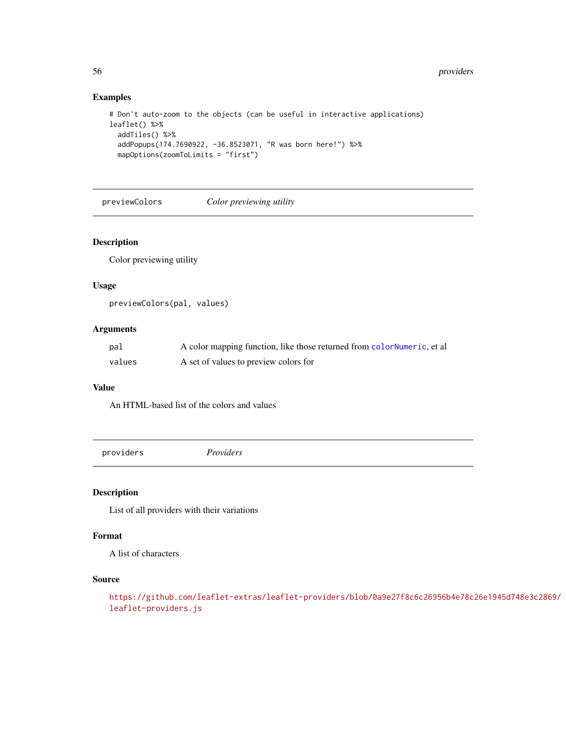### Examples

```
# Don't auto-zoom to the objects (can be useful in interactive applications)
leaflet() %>%
  addTiles() %>%
  addPopups(174.7690922, -36.8523071, "R was born here!") %>%
  mapOptions(zoomToLimits = "first")
```

---

## previewColors — *Color previewing utility*

### Description

Color previewing utility

### Usage

```
previewColors(pal, values)
```

### Arguments

| | |
|---|---|
| `pal` | A color mapping function, like those returned from `colorNumeric`, et al |
| `values` | A set of values to preview colors for |

### Value

An HTML-based list of the colors and values

---

## providers — *Providers*

### Description

List of all providers with their variations

### Format

A list of characters

### Source

https://github.com/leaflet-extras/leaflet-providers/blob/0a9e27f8c6c26956b4e78c26e1945d748e3c2869/leaflet-providers.js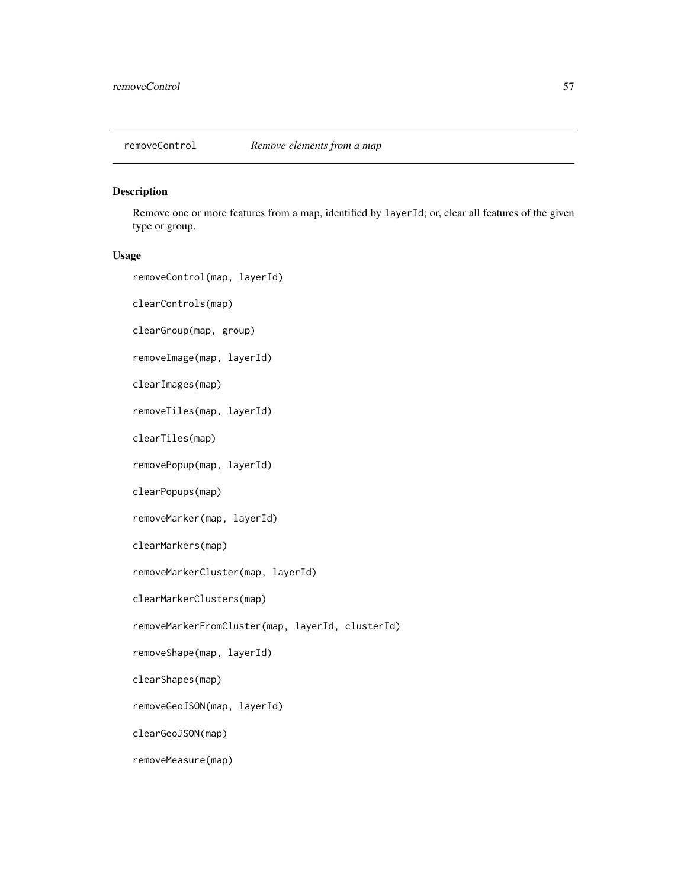removeControl *Remove elements from a map*

## Description

Remove one or more features from a map, identified by `layerId`; or, clear all features of the given type or group.

## Usage

```
removeControl(map, layerId)

clearControls(map)

clearGroup(map, group)

removeImage(map, layerId)

clearImages(map)

removeTiles(map, layerId)

clearTiles(map)

removePopup(map, layerId)

clearPopups(map)

removeMarker(map, layerId)

clearMarkers(map)

removeMarkerCluster(map, layerId)

clearMarkerClusters(map)

removeMarkerFromCluster(map, layerId, clusterId)

removeShape(map, layerId)

clearShapes(map)

removeGeoJSON(map, layerId)

clearGeoJSON(map)

removeMeasure(map)
```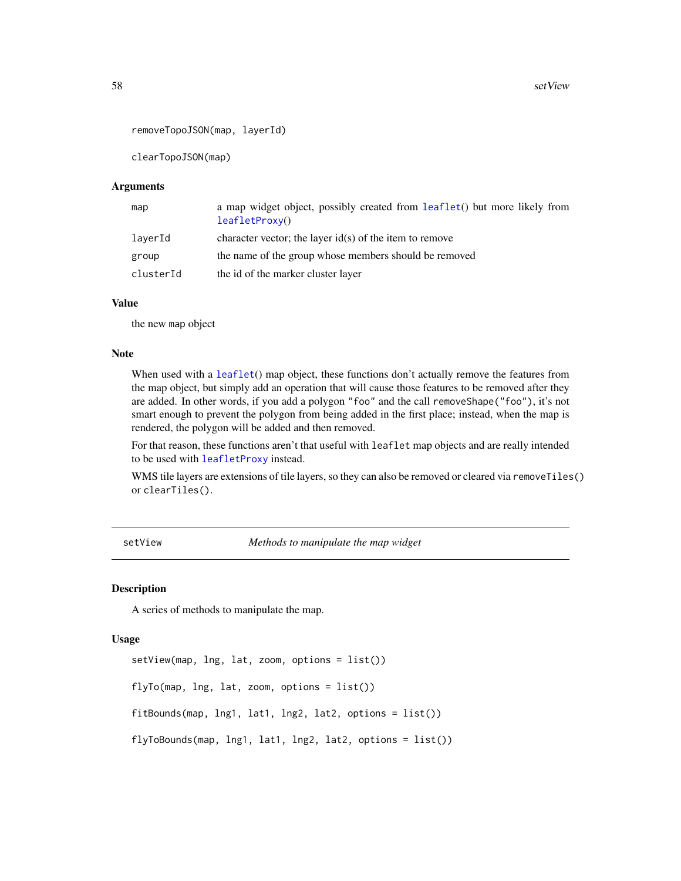```
removeTopoJSON(map, layerId)

clearTopoJSON(map)
```

### Arguments

| | |
|---|---|
| map | a map widget object, possibly created from leaflet() but more likely from leafletProxy() |
| layerId | character vector; the layer id(s) of the item to remove |
| group | the name of the group whose members should be removed |
| clusterId | the id of the marker cluster layer |

### Value

the new map object

### Note

When used with a leaflet() map object, these functions don't actually remove the features from the map object, but simply add an operation that will cause those features to be removed after they are added. In other words, if you add a polygon "foo" and the call removeShape("foo"), it's not smart enough to prevent the polygon from being added in the first place; instead, when the map is rendered, the polygon will be added and then removed.

For that reason, these functions aren't that useful with leaflet map objects and are really intended to be used with leafletProxy instead.

WMS tile layers are extensions of tile layers, so they can also be removed or cleared via removeTiles() or clearTiles().

---

## setView — *Methods to manipulate the map widget*

---

### Description

A series of methods to manipulate the map.

### Usage

```
setView(map, lng, lat, zoom, options = list())

flyTo(map, lng, lat, zoom, options = list())

fitBounds(map, lng1, lat1, lng2, lat2, options = list())

flyToBounds(map, lng1, lat1, lng2, lat2, options = list())
```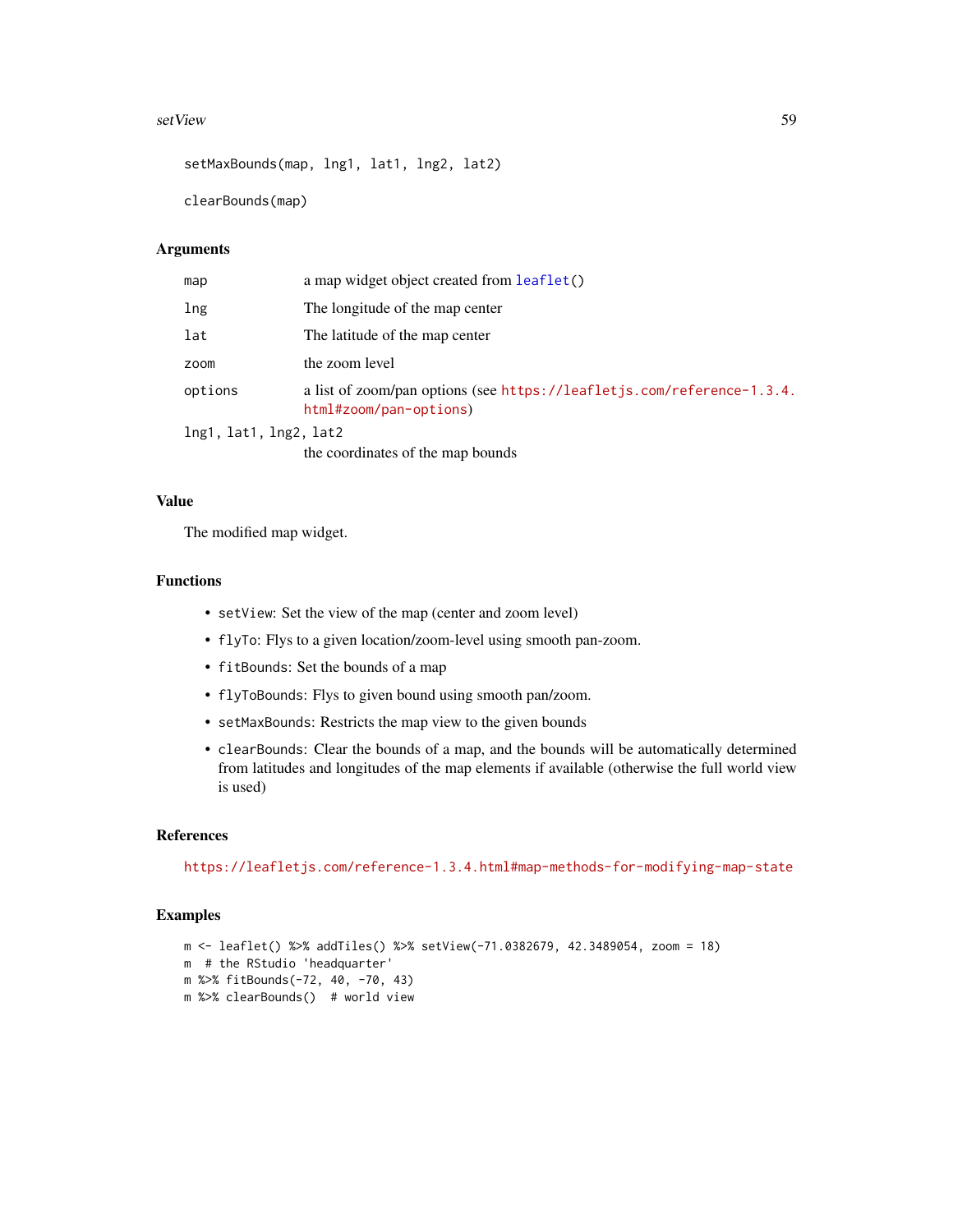```
setMaxBounds(map, lng1, lat1, lng2, lat2)

clearBounds(map)
```

## Arguments

| | |
|---|---|
| map | a map widget object created from leaflet() |
| lng | The longitude of the map center |
| lat | The latitude of the map center |
| zoom | the zoom level |
| options | a list of zoom/pan options (see https://leafletjs.com/reference-1.3.4.html#zoom/pan-options) |
| lng1, lat1, lng2, lat2 | the coordinates of the map bounds |

## Value

The modified map widget.

## Functions

- `setView`: Set the view of the map (center and zoom level)
- `flyTo`: Flys to a given location/zoom-level using smooth pan-zoom.
- `fitBounds`: Set the bounds of a map
- `flyToBounds`: Flys to given bound using smooth pan/zoom.
- `setMaxBounds`: Restricts the map view to the given bounds
- `clearBounds`: Clear the bounds of a map, and the bounds will be automatically determined from latitudes and longitudes of the map elements if available (otherwise the full world view is used)

## References

https://leafletjs.com/reference-1.3.4.html#map-methods-for-modifying-map-state

## Examples

```
m <- leaflet() %>% addTiles() %>% setView(-71.0382679, 42.3489054, zoom = 18)
m  # the RStudio 'headquarter'
m %>% fitBounds(-72, 40, -70, 43)
m %>% clearBounds()  # world view
```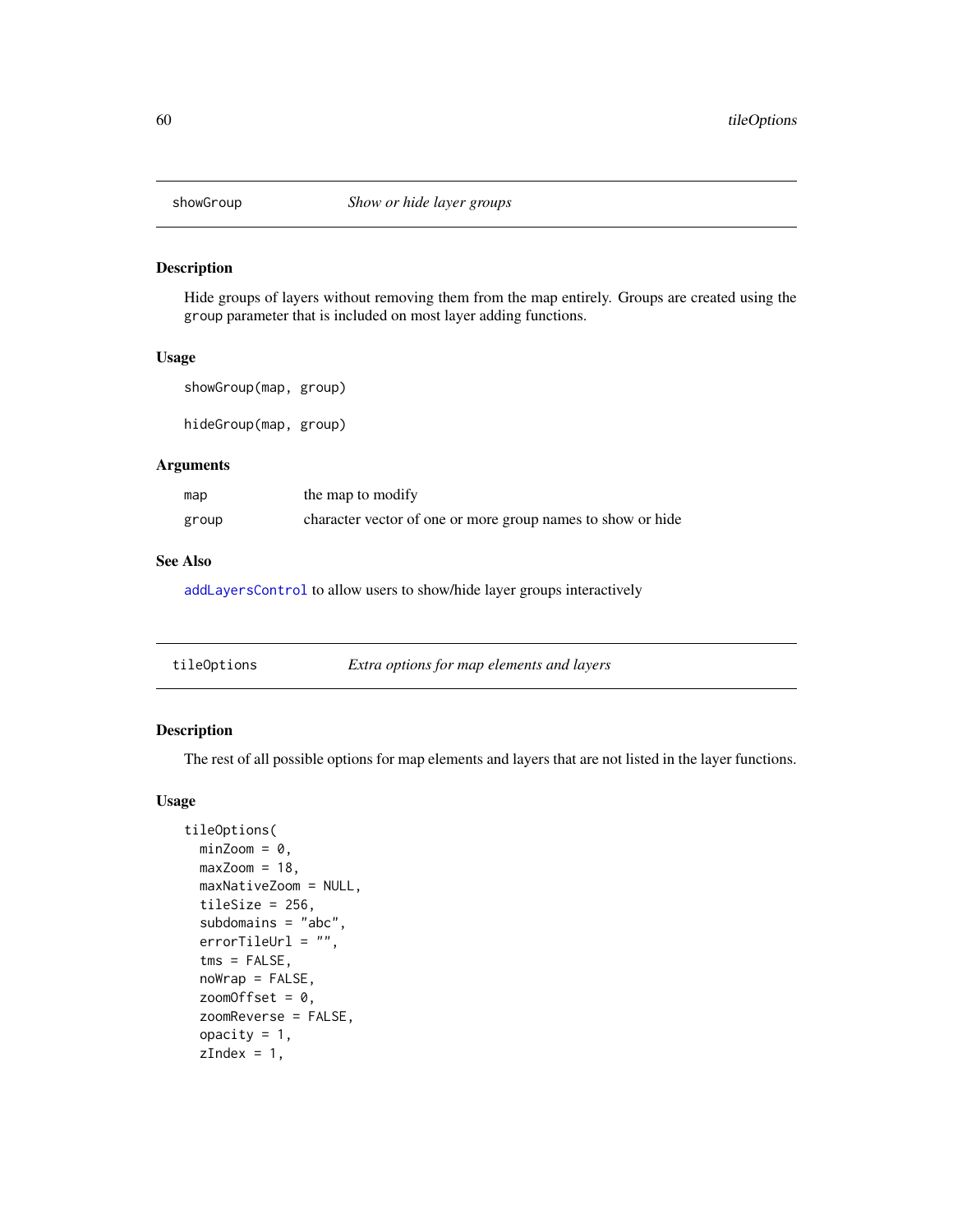## showGroup — *Show or hide layer groups*

### Description

Hide groups of layers without removing them from the map entirely. Groups are created using the `group` parameter that is included on most layer adding functions.

### Usage

```
showGroup(map, group)

hideGroup(map, group)
```

### Arguments

| | |
|---|---|
| `map` | the map to modify |
| `group` | character vector of one or more group names to show or hide |

### See Also

`addLayersControl` to allow users to show/hide layer groups interactively

## tileOptions — *Extra options for map elements and layers*

### Description

The rest of all possible options for map elements and layers that are not listed in the layer functions.

### Usage

```
tileOptions(
  minZoom = 0,
  maxZoom = 18,
  maxNativeZoom = NULL,
  tileSize = 256,
  subdomains = "abc",
  errorTileUrl = "",
  tms = FALSE,
  noWrap = FALSE,
  zoomOffset = 0,
  zoomReverse = FALSE,
  opacity = 1,
  zIndex = 1,
```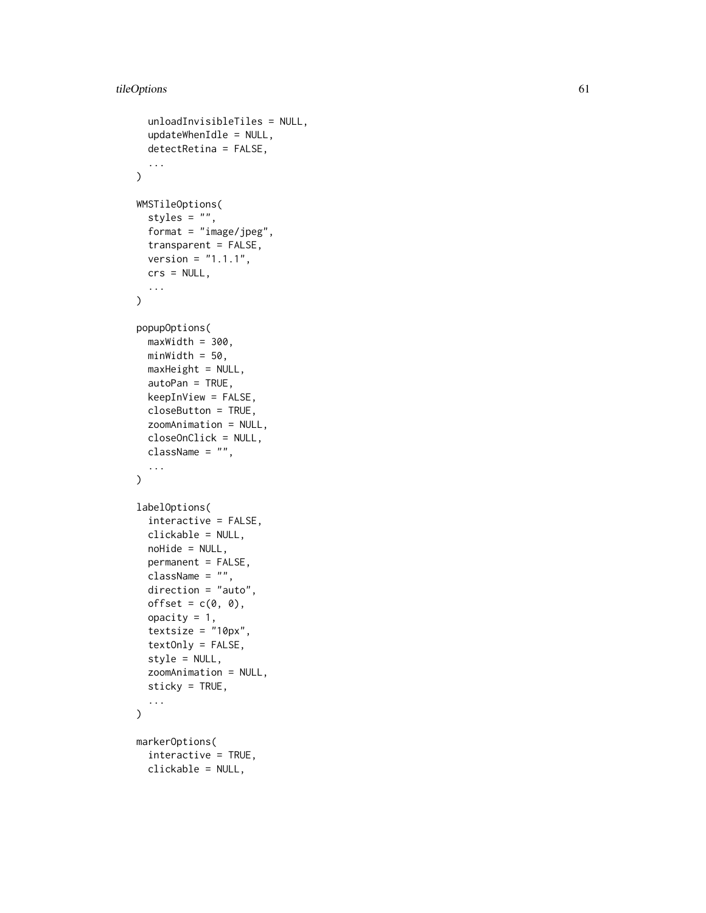```
  unloadInvisibleTiles = NULL,
  updateWhenIdle = NULL,
  detectRetina = FALSE,
  ...
)

WMSTileOptions(
  styles = "",
  format = "image/jpeg",
  transparent = FALSE,
  version = "1.1.1",
  crs = NULL,
  ...
)

popupOptions(
  maxWidth = 300,
  minWidth = 50,
  maxHeight = NULL,
  autoPan = TRUE,
  keepInView = FALSE,
  closeButton = TRUE,
  zoomAnimation = NULL,
  closeOnClick = NULL,
  className = "",
  ...
)

labelOptions(
  interactive = FALSE,
  clickable = NULL,
  noHide = NULL,
  permanent = FALSE,
  className = "",
  direction = "auto",
  offset = c(0, 0),
  opacity = 1,
  textsize = "10px",
  textOnly = FALSE,
  style = NULL,
  zoomAnimation = NULL,
  sticky = TRUE,
  ...
)

markerOptions(
  interactive = TRUE,
  clickable = NULL,
```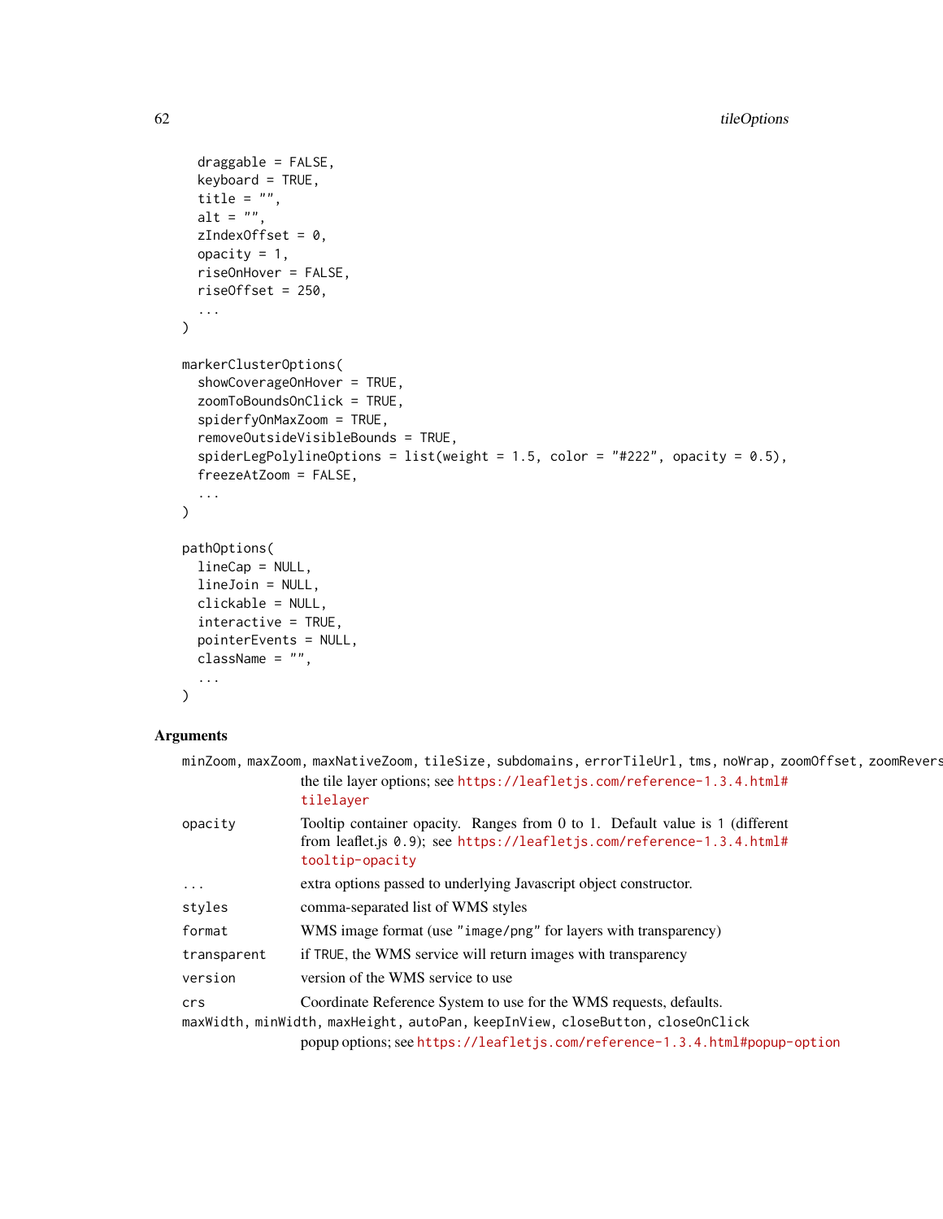```
  draggable = FALSE,
  keyboard = TRUE,
  title = "",
  alt = "",
  zIndexOffset = 0,
  opacity = 1,
  riseOnHover = FALSE,
  riseOffset = 250,
  ...
)

markerClusterOptions(
  showCoverageOnHover = TRUE,
  zoomToBoundsOnClick = TRUE,
  spiderfyOnMaxZoom = TRUE,
  removeOutsideVisibleBounds = TRUE,
  spiderLegPolylineOptions = list(weight = 1.5, color = "#222", opacity = 0.5),
  freezeAtZoom = FALSE,
  ...
)

pathOptions(
  lineCap = NULL,
  lineJoin = NULL,
  clickable = NULL,
  interactive = TRUE,
  pointerEvents = NULL,
  className = "",
  ...
)
```

## Arguments

`minZoom, maxZoom, maxNativeZoom, tileSize, subdomains, errorTileUrl, tms, noWrap, zoomOffset, zoomRevers`
: the tile layer options; see https://leafletjs.com/reference-1.3.4.html#tilelayer

`opacity`
: Tooltip container opacity. Ranges from 0 to 1. Default value is 1 (different from leaflet.js 0.9); see https://leafletjs.com/reference-1.3.4.html#tooltip-opacity

`...`
: extra options passed to underlying Javascript object constructor.

`styles`
: comma-separated list of WMS styles

`format`
: WMS image format (use "image/png" for layers with transparency)

`transparent`
: if TRUE, the WMS service will return images with transparency

`version`
: version of the WMS service to use

`crs`
: Coordinate Reference System to use for the WMS requests, defaults.

`maxWidth, minWidth, maxHeight, autoPan, keepInView, closeButton, closeOnClick`
: popup options; see https://leafletjs.com/reference-1.3.4.html#popup-option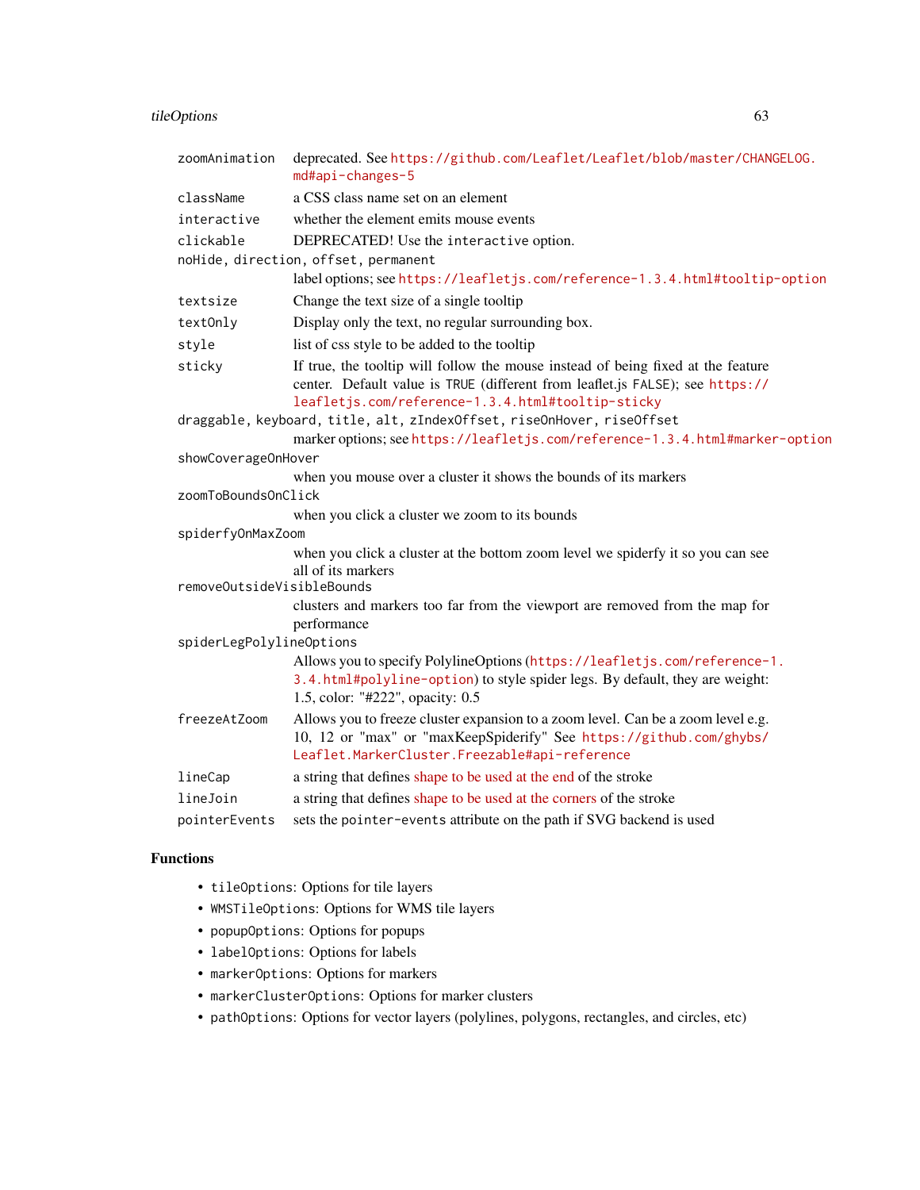| | |
|---|---|
| `zoomAnimation` | deprecated. See https://github.com/Leaflet/Leaflet/blob/master/CHANGELOG.md#api-changes-5 |
| `className` | a CSS class name set on an element |
| `interactive` | whether the element emits mouse events |
| `clickable` | DEPRECATED! Use the `interactive` option. |
| `noHide, direction, offset, permanent` | label options; see https://leafletjs.com/reference-1.3.4.html#tooltip-option |
| `textsize` | Change the text size of a single tooltip |
| `textOnly` | Display only the text, no regular surrounding box. |
| `style` | list of css style to be added to the tooltip |
| `sticky` | If true, the tooltip will follow the mouse instead of being fixed at the feature center. Default value is `TRUE` (different from leaflet.js `FALSE`); see https://leafletjs.com/reference-1.3.4.html#tooltip-sticky |
| `draggable, keyboard, title, alt, zIndexOffset, riseOnHover, riseOffset` | marker options; see https://leafletjs.com/reference-1.3.4.html#marker-option |
| `showCoverageOnHover` | when you mouse over a cluster it shows the bounds of its markers |
| `zoomToBoundsOnClick` | when you click a cluster we zoom to its bounds |
| `spiderfyOnMaxZoom` | when you click a cluster at the bottom zoom level we spiderfy it so you can see all of its markers |
| `removeOutsideVisibleBounds` | clusters and markers too far from the viewport are removed from the map for performance |
| `spiderLegPolylineOptions` | Allows you to specify PolylineOptions (https://leafletjs.com/reference-1.3.4.html#polyline-option) to style spider legs. By default, they are weight: 1.5, color: "#222", opacity: 0.5 |
| `freezeAtZoom` | Allows you to freeze cluster expansion to a zoom level. Can be a zoom level e.g. 10, 12 or "max" or "maxKeepSpiderify" See https://github.com/ghybs/Leaflet.MarkerCluster.Freezable#api-reference |
| `lineCap` | a string that defines shape to be used at the end of the stroke |
| `lineJoin` | a string that defines shape to be used at the corners of the stroke |
| `pointerEvents` | sets the `pointer-events` attribute on the path if SVG backend is used |

## Functions

- `tileOptions`: Options for tile layers
- `WMSTileOptions`: Options for WMS tile layers
- `popupOptions`: Options for popups
- `labelOptions`: Options for labels
- `markerOptions`: Options for markers
- `markerClusterOptions`: Options for marker clusters
- `pathOptions`: Options for vector layers (polylines, polygons, rectangles, and circles, etc)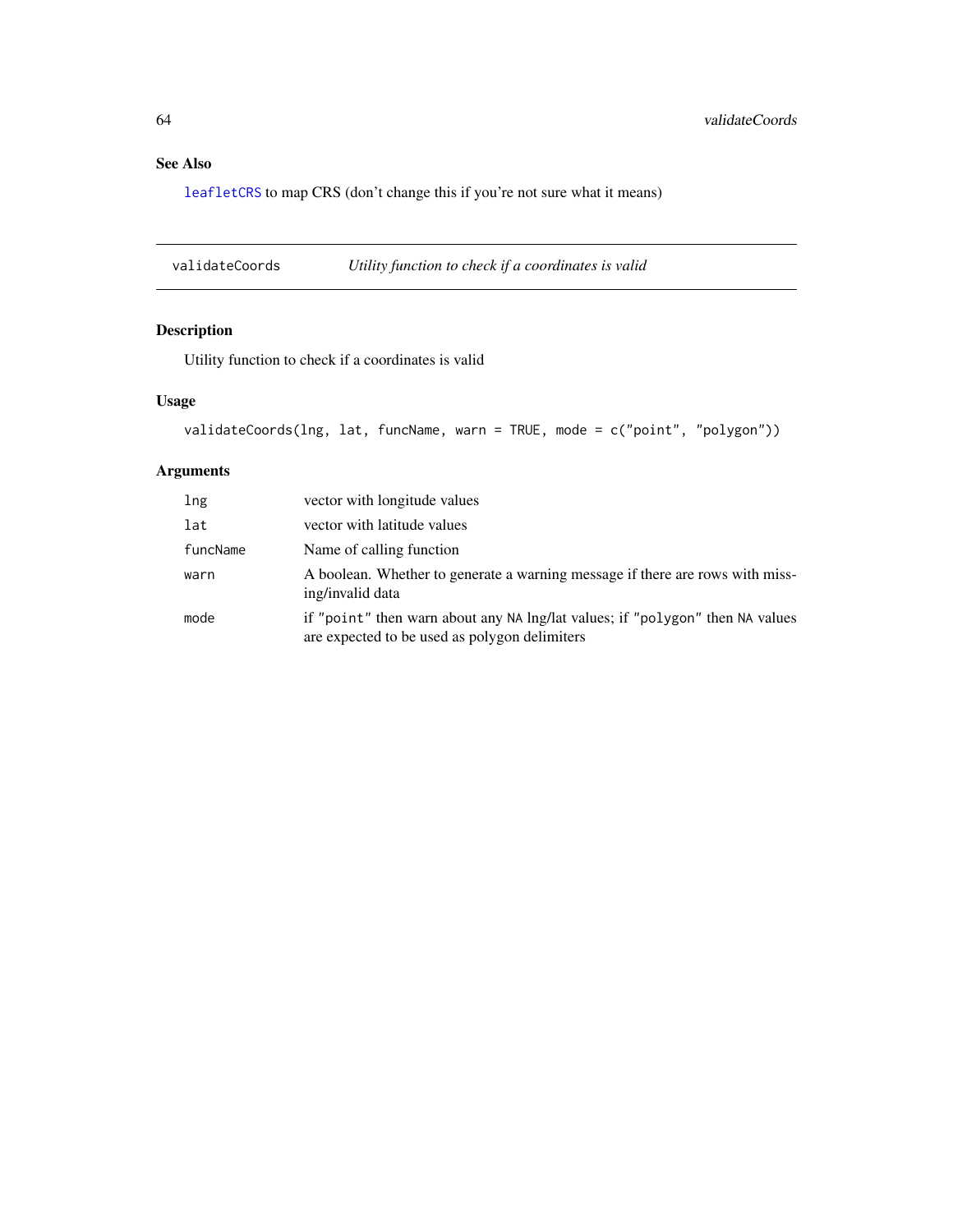## See Also

`leafletCRS` to map CRS (don't change this if you're not sure what it means)

---

## validateCoords — *Utility function to check if a coordinates is valid*

### Description

Utility function to check if a coordinates is valid

### Usage

```
validateCoords(lng, lat, funcName, warn = TRUE, mode = c("point", "polygon"))
```

### Arguments

| | |
|---|---|
| `lng` | vector with longitude values |
| `lat` | vector with latitude values |
| `funcName` | Name of calling function |
| `warn` | A boolean. Whether to generate a warning message if there are rows with missing/invalid data |
| `mode` | if `"point"` then warn about any `NA` lng/lat values; if `"polygon"` then `NA` values are expected to be used as polygon delimiters |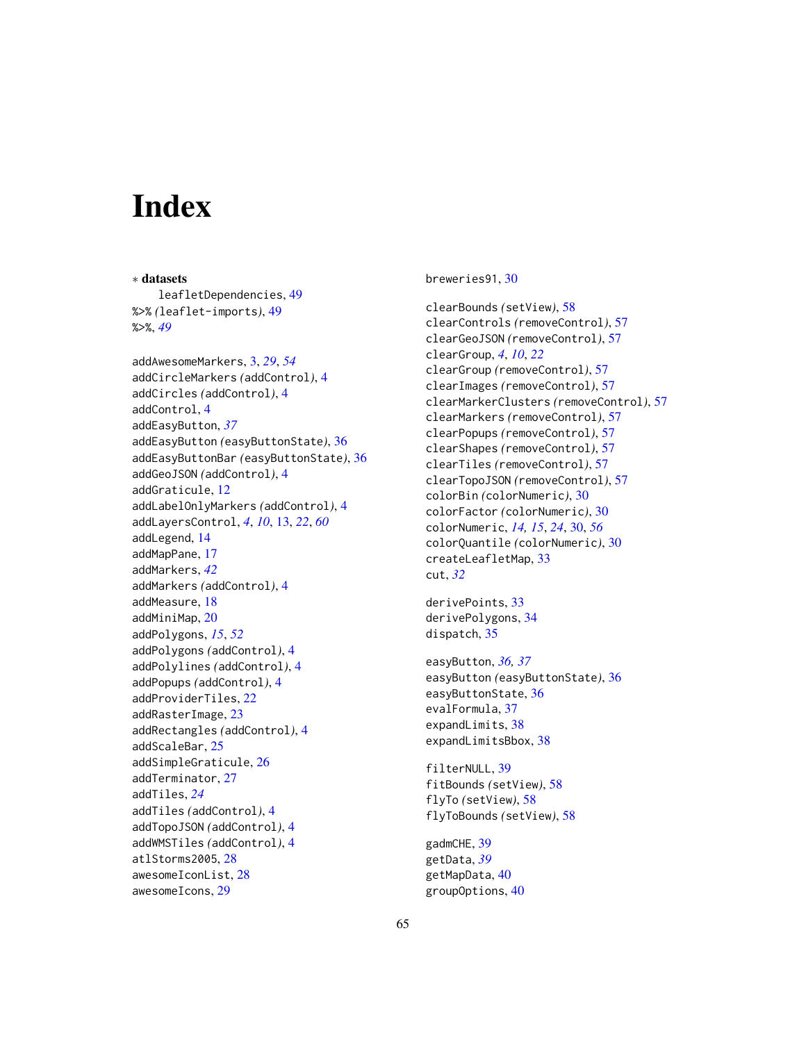# Index

∗ **datasets**
  leafletDependencies, 49

%>% *(*leaflet-imports*)*, 49
%>%, *49*

addAwesomeMarkers, 3, *29*, *54*
addCircleMarkers *(*addControl*)*, 4
addCircles *(*addControl*)*, 4
addControl, 4
addEasyButton, *37*
addEasyButton *(*easyButtonState*)*, 36
addEasyButtonBar *(*easyButtonState*)*, 36
addGeoJSON *(*addControl*)*, 4
addGraticule, 12
addLabelOnlyMarkers *(*addControl*)*, 4
addLayersControl, *4*, *10*, 13, *22*, *60*
addLegend, 14
addMapPane, 17
addMarkers, *42*
addMarkers *(*addControl*)*, 4
addMeasure, 18
addMiniMap, 20
addPolygons, *15*, *52*
addPolygons *(*addControl*)*, 4
addPolylines *(*addControl*)*, 4
addPopups *(*addControl*)*, 4
addProviderTiles, 22
addRasterImage, 23
addRectangles *(*addControl*)*, 4
addScaleBar, 25
addSimpleGraticule, 26
addTerminator, 27
addTiles, *24*
addTiles *(*addControl*)*, 4
addTopoJSON *(*addControl*)*, 4
addWMSTiles *(*addControl*)*, 4
atlStorms2005, 28
awesomeIconList, 28
awesomeIcons, 29

breweries91, 30

clearBounds *(*setView*)*, 58
clearControls *(*removeControl*)*, 57
clearGeoJSON *(*removeControl*)*, 57
clearGroup, *4*, *10*, *22*
clearGroup *(*removeControl*)*, 57
clearImages *(*removeControl*)*, 57
clearMarkerClusters *(*removeControl*)*, 57
clearMarkers *(*removeControl*)*, 57
clearPopups *(*removeControl*)*, 57
clearShapes *(*removeControl*)*, 57
clearTiles *(*removeControl*)*, 57
clearTopoJSON *(*removeControl*)*, 57
colorBin *(*colorNumeric*)*, 30
colorFactor *(*colorNumeric*)*, 30
colorNumeric, *14, 15*, *24*, 30, *56*
colorQuantile *(*colorNumeric*)*, 30
createLeafletMap, 33
cut, *32*

derivePoints, 33
derivePolygons, 34
dispatch, 35

easyButton, *36, 37*
easyButton *(*easyButtonState*)*, 36
easyButtonState, 36
evalFormula, 37
expandLimits, 38
expandLimitsBbox, 38

filterNULL, 39
fitBounds *(*setView*)*, 58
flyTo *(*setView*)*, 58
flyToBounds *(*setView*)*, 58

gadmCHE, 39
getData, *39*
getMapData, 40
groupOptions, 40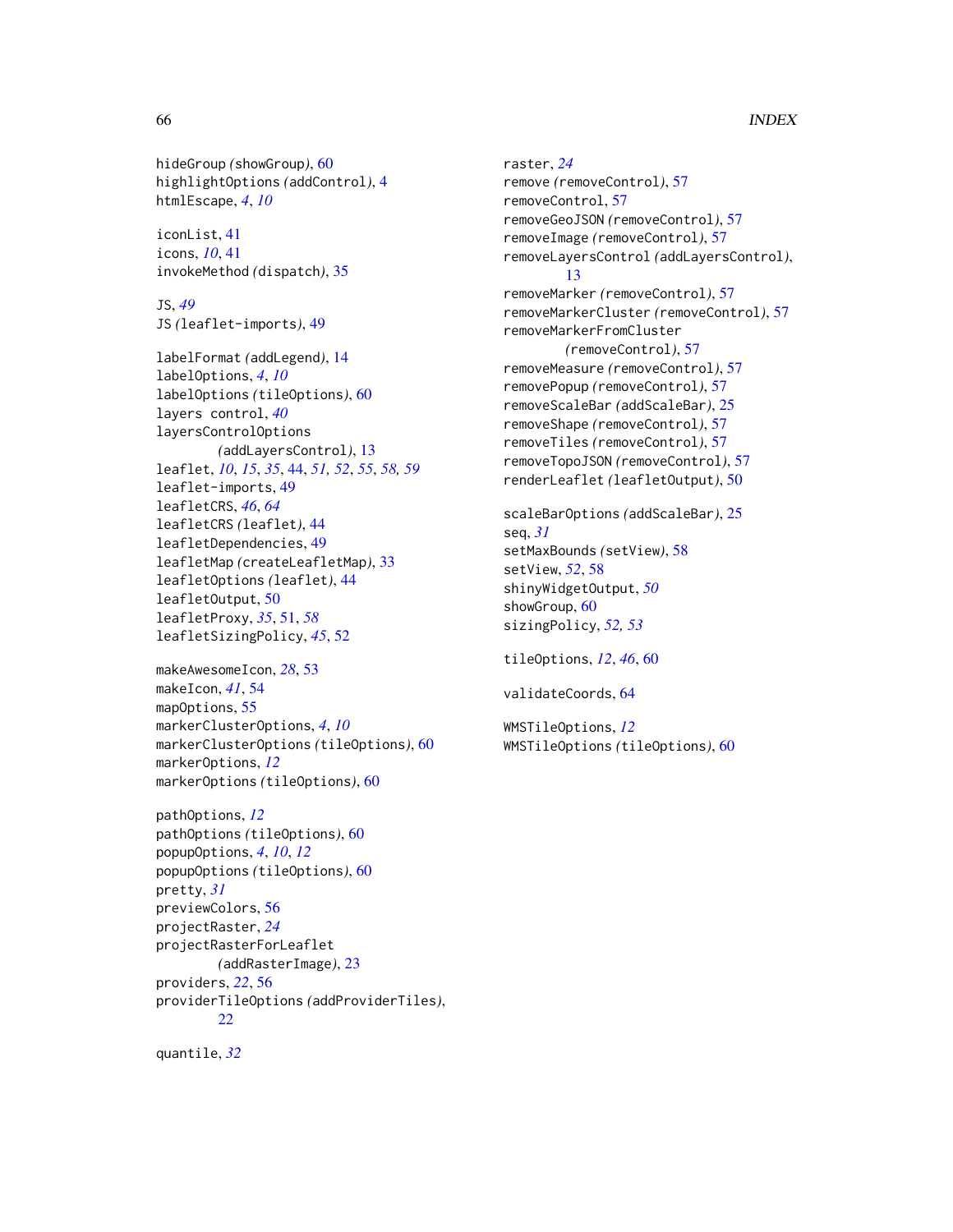hideGroup *(*showGroup*)*, 60
highlightOptions *(*addControl*)*, 4
htmlEscape, *4*, *10*

iconList, 41
icons, *10*, 41
invokeMethod *(*dispatch*)*, 35

JS, *49*
JS *(*leaflet-imports*)*, 49

labelFormat *(*addLegend*)*, 14
labelOptions, *4*, *10*
labelOptions *(*tileOptions*)*, 60
layers control, *40*
layersControlOptions *(*addLayersControl*)*, 13
leaflet, *10*, *15*, *35*, 44, *51*, *52*, *55*, *58*, *59*
leaflet-imports, 49
leafletCRS, *46*, *64*
leafletCRS *(*leaflet*)*, 44
leafletDependencies, 49
leafletMap *(*createLeafletMap*)*, 33
leafletOptions *(*leaflet*)*, 44
leafletOutput, 50
leafletProxy, *35*, 51, *58*
leafletSizingPolicy, *45*, 52

makeAwesomeIcon, *28*, 53
makeIcon, *41*, 54
mapOptions, 55
markerClusterOptions, *4*, *10*
markerClusterOptions *(*tileOptions*)*, 60
markerOptions, *12*
markerOptions *(*tileOptions*)*, 60

pathOptions, *12*
pathOptions *(*tileOptions*)*, 60
popupOptions, *4*, *10*, *12*
popupOptions *(*tileOptions*)*, 60
pretty, *31*
previewColors, 56
projectRaster, *24*
projectRasterForLeaflet *(*addRasterImage*)*, 23
providers, *22*, 56
providerTileOptions *(*addProviderTiles*)*, 22

quantile, *32*

raster, *24*
remove *(*removeControl*)*, 57
removeControl, 57
removeGeoJSON *(*removeControl*)*, 57
removeImage *(*removeControl*)*, 57
removeLayersControl *(*addLayersControl*)*, 13
removeMarker *(*removeControl*)*, 57
removeMarkerCluster *(*removeControl*)*, 57
removeMarkerFromCluster *(*removeControl*)*, 57
removeMeasure *(*removeControl*)*, 57
removePopup *(*removeControl*)*, 57
removeScaleBar *(*addScaleBar*)*, 25
removeShape *(*removeControl*)*, 57
removeTiles *(*removeControl*)*, 57
removeTopoJSON *(*removeControl*)*, 57
renderLeaflet *(*leafletOutput*)*, 50

scaleBarOptions *(*addScaleBar*)*, 25
seq, *31*
setMaxBounds *(*setView*)*, 58
setView, *52*, 58
shinyWidgetOutput, *50*
showGroup, 60
sizingPolicy, *52*, *53*

tileOptions, *12*, *46*, 60

validateCoords, 64

WMSTileOptions, *12*
WMSTileOptions *(*tileOptions*)*, 60